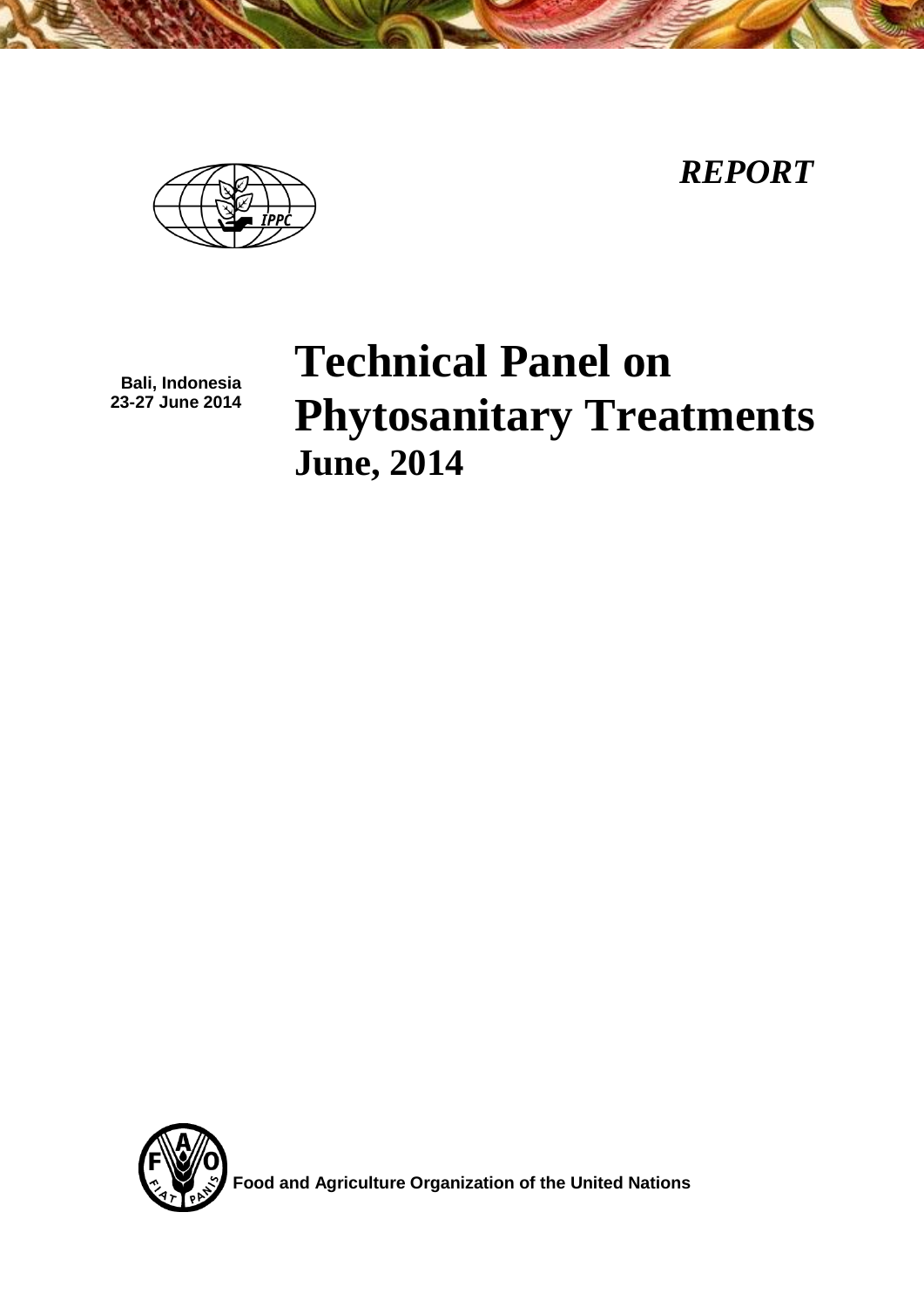*REPORT*

Bali, Indonesia
23-27 June 2014

# Technical Panel on Phytosanitary Treatments

## June, 2014

Food and Agriculture Organization of the United Nations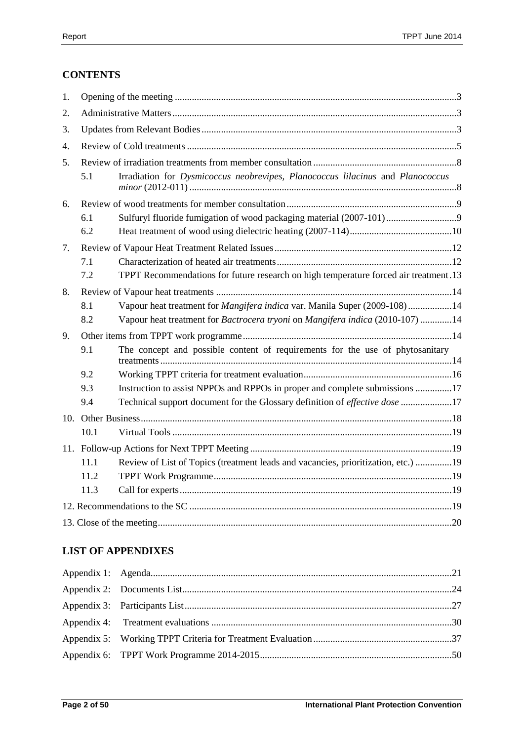## CONTENTS

1. Opening of the meeting ...3
2. Administrative Matters ...3
3. Updates from Relevant Bodies ...3
4. Review of Cold treatments ...5
5. Review of irradiation treatments from member consultation ...8
   - 5.1 Irradiation for *Dysmicoccus neobrevipes*, *Planococcus lilacinus* and *Planococcus minor* (2012-011) ...8
6. Review of wood treatments for member consultation ...9
   - 6.1 Sulfuryl fluoride fumigation of wood packaging material (2007-101) ...9
   - 6.2 Heat treatment of wood using dielectric heating (2007-114) ...10
7. Review of Vapour Heat Treatment Related Issues ...12
   - 7.1 Characterization of heated air treatments ...12
   - 7.2 TPPT Recommendations for future research on high temperature forced air treatment ...13
8. Review of Vapour heat treatments ...14
   - 8.1 Vapour heat treatment for *Mangifera indica* var. Manila Super (2009-108) ...14
   - 8.2 Vapour heat treatment for *Bactrocera tryoni* on *Mangifera indica* (2010-107) ...14
9. Other items from TPPT work programme ...14
   - 9.1 The concept and possible content of requirements for the use of phytosanitary treatments ...14
   - 9.2 Working TPPT criteria for treatment evaluation ...16
   - 9.3 Instruction to assist NPPOs and RPPOs in proper and complete submissions ...17
   - 9.4 Technical support document for the Glossary definition of *effective dose* ...17
10. Other Business ...18
    - 10.1 Virtual Tools ...19
11. Follow-up Actions for Next TPPT Meeting ...19
    - 11.1 Review of List of Topics (treatment leads and vacancies, prioritization, etc.) ...19
    - 11.2 TPPT Work Programme ...19
    - 11.3 Call for experts ...19
12. Recommendations to the SC ...19
13. Close of the meeting ...20

## LIST OF APPENDIXES

- Appendix 1: Agenda ...21
- Appendix 2: Documents List ...24
- Appendix 3: Participants List ...27
- Appendix 4: Treatment evaluations ...30
- Appendix 5: Working TPPT Criteria for Treatment Evaluation ...37
- Appendix 6: TPPT Work Programme 2014-2015 ...50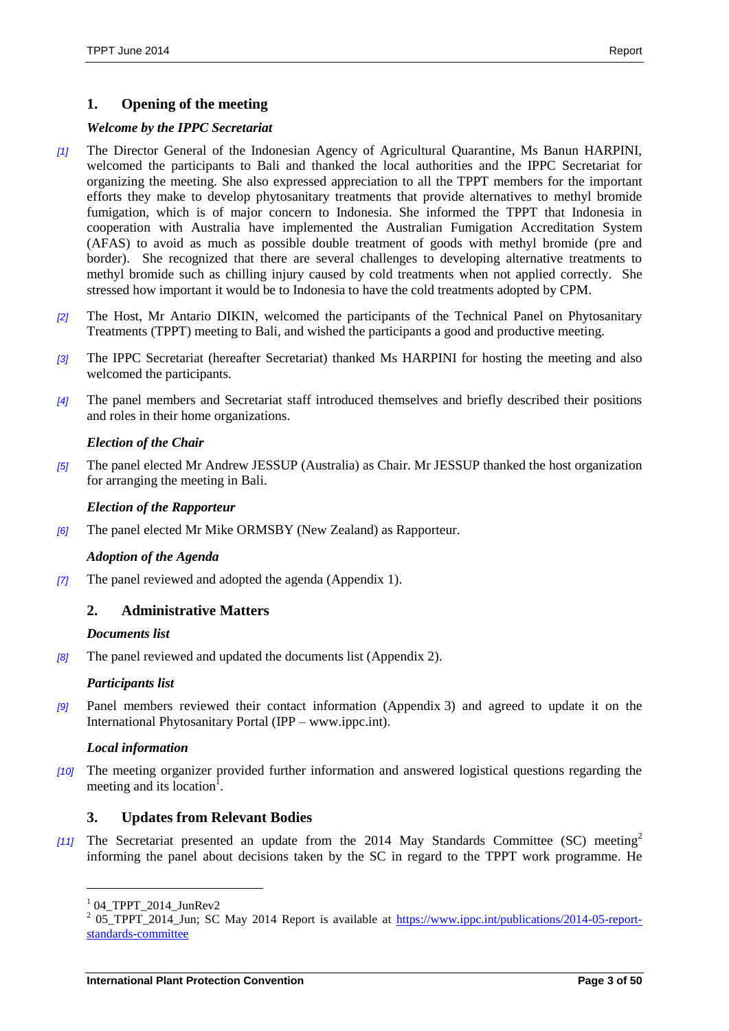## 1. Opening of the meeting

### *Welcome by the IPPC Secretariat*

*[1]* The Director General of the Indonesian Agency of Agricultural Quarantine, Ms Banun HARPINI, welcomed the participants to Bali and thanked the local authorities and the IPPC Secretariat for organizing the meeting. She also expressed appreciation to all the TPPT members for the important efforts they make to develop phytosanitary treatments that provide alternatives to methyl bromide fumigation, which is of major concern to Indonesia. She informed the TPPT that Indonesia in cooperation with Australia have implemented the Australian Fumigation Accreditation System (AFAS) to avoid as much as possible double treatment of goods with methyl bromide (pre and border). She recognized that there are several challenges to developing alternative treatments to methyl bromide such as chilling injury caused by cold treatments when not applied correctly. She stressed how important it would be to Indonesia to have the cold treatments adopted by CPM.

*[2]* The Host, Mr Antario DIKIN, welcomed the participants of the Technical Panel on Phytosanitary Treatments (TPPT) meeting to Bali, and wished the participants a good and productive meeting.

*[3]* The IPPC Secretariat (hereafter Secretariat) thanked Ms HARPINI for hosting the meeting and also welcomed the participants.

*[4]* The panel members and Secretariat staff introduced themselves and briefly described their positions and roles in their home organizations.

### *Election of the Chair*

*[5]* The panel elected Mr Andrew JESSUP (Australia) as Chair. Mr JESSUP thanked the host organization for arranging the meeting in Bali.

### *Election of the Rapporteur*

*[6]* The panel elected Mr Mike ORMSBY (New Zealand) as Rapporteur.

### *Adoption of the Agenda*

*[7]* The panel reviewed and adopted the agenda (Appendix 1).

## 2. Administrative Matters

### *Documents list*

*[8]* The panel reviewed and updated the documents list (Appendix 2).

### *Participants list*

*[9]* Panel members reviewed their contact information (Appendix 3) and agreed to update it on the International Phytosanitary Portal (IPP – www.ippc.int).

### *Local information*

*[10]* The meeting organizer provided further information and answered logistical questions regarding the meeting and its location[1].

## 3. Updates from Relevant Bodies

*[11]* The Secretariat presented an update from the 2014 May Standards Committee (SC) meeting[2] informing the panel about decisions taken by the SC in regard to the TPPT work programme. He

---

[1] 04_TPPT_2014_JunRev2

[2] 05_TPPT_2014_Jun; SC May 2014 Report is available at https://www.ippc.int/publications/2014-05-report-standards-committee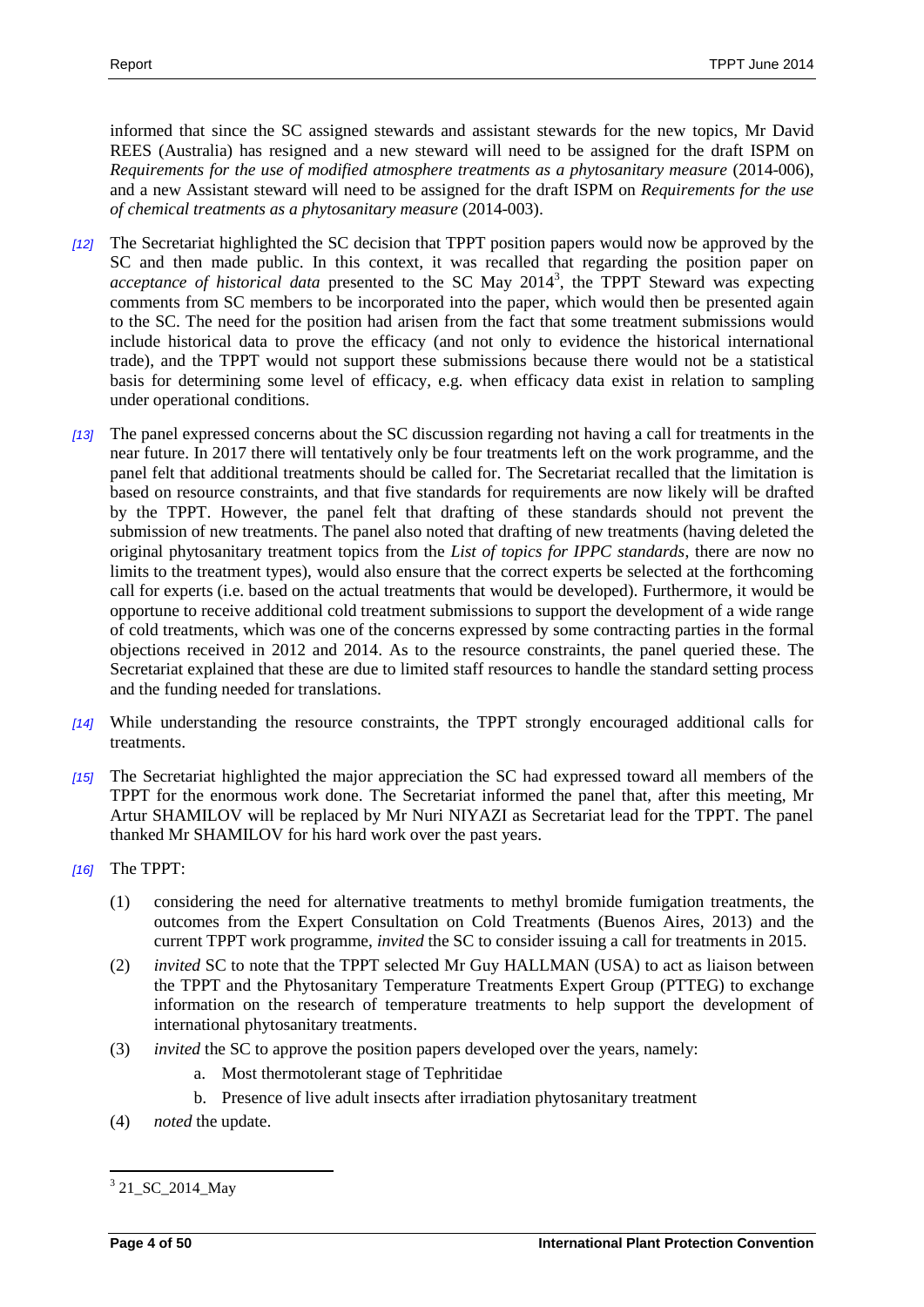informed that since the SC assigned stewards and assistant stewards for the new topics, Mr David REES (Australia) has resigned and a new steward will need to be assigned for the draft ISPM on *Requirements for the use of modified atmosphere treatments as a phytosanitary measure* (2014-006), and a new Assistant steward will need to be assigned for the draft ISPM on *Requirements for the use of chemical treatments as a phytosanitary measure* (2014-003).

*[12]* The Secretariat highlighted the SC decision that TPPT position papers would now be approved by the SC and then made public. In this context, it was recalled that regarding the position paper on *acceptance of historical data* presented to the SC May 2014[3], the TPPT Steward was expecting comments from SC members to be incorporated into the paper, which would then be presented again to the SC. The need for the position had arisen from the fact that some treatment submissions would include historical data to prove the efficacy (and not only to evidence the historical international trade), and the TPPT would not support these submissions because there would not be a statistical basis for determining some level of efficacy, e.g. when efficacy data exist in relation to sampling under operational conditions.

*[13]* The panel expressed concerns about the SC discussion regarding not having a call for treatments in the near future. In 2017 there will tentatively only be four treatments left on the work programme, and the panel felt that additional treatments should be called for. The Secretariat recalled that the limitation is based on resource constraints, and that five standards for requirements are now likely will be drafted by the TPPT. However, the panel felt that drafting of these standards should not prevent the submission of new treatments. The panel also noted that drafting of new treatments (having deleted the original phytosanitary treatment topics from the *List of topics for IPPC standards*, there are now no limits to the treatment types), would also ensure that the correct experts be selected at the forthcoming call for experts (i.e. based on the actual treatments that would be developed). Furthermore, it would be opportune to receive additional cold treatment submissions to support the development of a wide range of cold treatments, which was one of the concerns expressed by some contracting parties in the formal objections received in 2012 and 2014. As to the resource constraints, the panel queried these. The Secretariat explained that these are due to limited staff resources to handle the standard setting process and the funding needed for translations.

*[14]* While understanding the resource constraints, the TPPT strongly encouraged additional calls for treatments.

*[15]* The Secretariat highlighted the major appreciation the SC had expressed toward all members of the TPPT for the enormous work done. The Secretariat informed the panel that, after this meeting, Mr Artur SHAMILOV will be replaced by Mr Nuri NIYAZI as Secretariat lead for the TPPT. The panel thanked Mr SHAMILOV for his hard work over the past years.

*[16]* The TPPT:

(1) considering the need for alternative treatments to methyl bromide fumigation treatments, the outcomes from the Expert Consultation on Cold Treatments (Buenos Aires, 2013) and the current TPPT work programme, *invited* the SC to consider issuing a call for treatments in 2015.

(2) *invited* SC to note that the TPPT selected Mr Guy HALLMAN (USA) to act as liaison between the TPPT and the Phytosanitary Temperature Treatments Expert Group (PTTEG) to exchange information on the research of temperature treatments to help support the development of international phytosanitary treatments.

(3) *invited* the SC to approve the position papers developed over the years, namely:

   a. Most thermotolerant stage of Tephritidae

   b. Presence of live adult insects after irradiation phytosanitary treatment

(4) *noted* the update.

---

[3] 21_SC_2014_May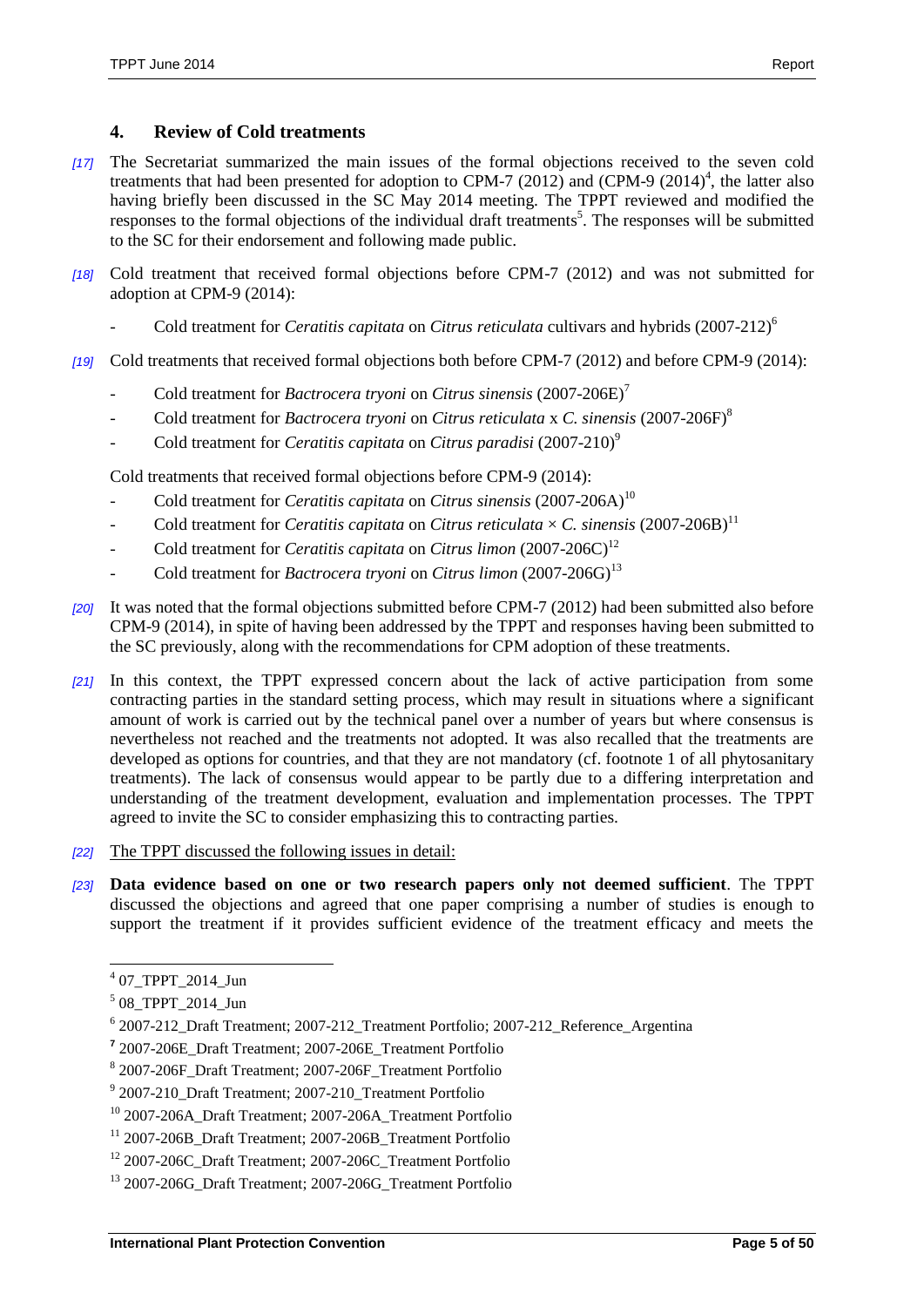## 4. Review of Cold treatments

*[17]* The Secretariat summarized the main issues of the formal objections received to the seven cold treatments that had been presented for adoption to CPM-7 (2012) and (CPM-9 (2014)[4], the latter also having briefly been discussed in the SC May 2014 meeting. The TPPT reviewed and modified the responses to the formal objections of the individual draft treatments[5]. The responses will be submitted to the SC for their endorsement and following made public.

*[18]* Cold treatment that received formal objections before CPM-7 (2012) and was not submitted for adoption at CPM-9 (2014):

- Cold treatment for *Ceratitis capitata* on *Citrus reticulata* cultivars and hybrids (2007-212)[6]

*[19]* Cold treatments that received formal objections both before CPM-7 (2012) and before CPM-9 (2014):

- Cold treatment for *Bactrocera tryoni* on *Citrus sinensis* (2007-206E)[7]
- Cold treatment for *Bactrocera tryoni* on *Citrus reticulata* x *C. sinensis* (2007-206F)[8]
- Cold treatment for *Ceratitis capitata* on *Citrus paradisi* (2007-210)[9]

Cold treatments that received formal objections before CPM-9 (2014):

- Cold treatment for *Ceratitis capitata* on *Citrus sinensis* (2007-206A)[10]
- Cold treatment for *Ceratitis capitata* on *Citrus reticulata* × *C. sinensis* (2007-206B)[11]
- Cold treatment for *Ceratitis capitata* on *Citrus limon* (2007-206C)[12]
- Cold treatment for *Bactrocera tryoni* on *Citrus limon* (2007-206G)[13]

*[20]* It was noted that the formal objections submitted before CPM-7 (2012) had been submitted also before CPM-9 (2014), in spite of having been addressed by the TPPT and responses having been submitted to the SC previously, along with the recommendations for CPM adoption of these treatments.

*[21]* In this context, the TPPT expressed concern about the lack of active participation from some contracting parties in the standard setting process, which may result in situations where a significant amount of work is carried out by the technical panel over a number of years but where consensus is nevertheless not reached and the treatments not adopted. It was also recalled that the treatments are developed as options for countries, and that they are not mandatory (cf. footnote 1 of all phytosanitary treatments). The lack of consensus would appear to be partly due to a differing interpretation and understanding of the treatment development, evaluation and implementation processes. The TPPT agreed to invite the SC to consider emphasizing this to contracting parties.

*[22]* The TPPT discussed the following issues in detail:

*[23]* **Data evidence based on one or two research papers only not deemed sufficient**. The TPPT discussed the objections and agreed that one paper comprising a number of studies is enough to support the treatment if it provides sufficient evidence of the treatment efficacy and meets the

---

[4] 07_TPPT_2014_Jun

[5] 08_TPPT_2014_Jun

[6] 2007-212_Draft Treatment; 2007-212_Treatment Portfolio; 2007-212_Reference_Argentina

[7] 2007-206E_Draft Treatment; 2007-206E_Treatment Portfolio

[8] 2007-206F_Draft Treatment; 2007-206F_Treatment Portfolio

[9] 2007-210_Draft Treatment; 2007-210_Treatment Portfolio

[10] 2007-206A_Draft Treatment; 2007-206A_Treatment Portfolio

[11] 2007-206B_Draft Treatment; 2007-206B_Treatment Portfolio

[12] 2007-206C_Draft Treatment; 2007-206C_Treatment Portfolio

[13] 2007-206G_Draft Treatment; 2007-206G_Treatment Portfolio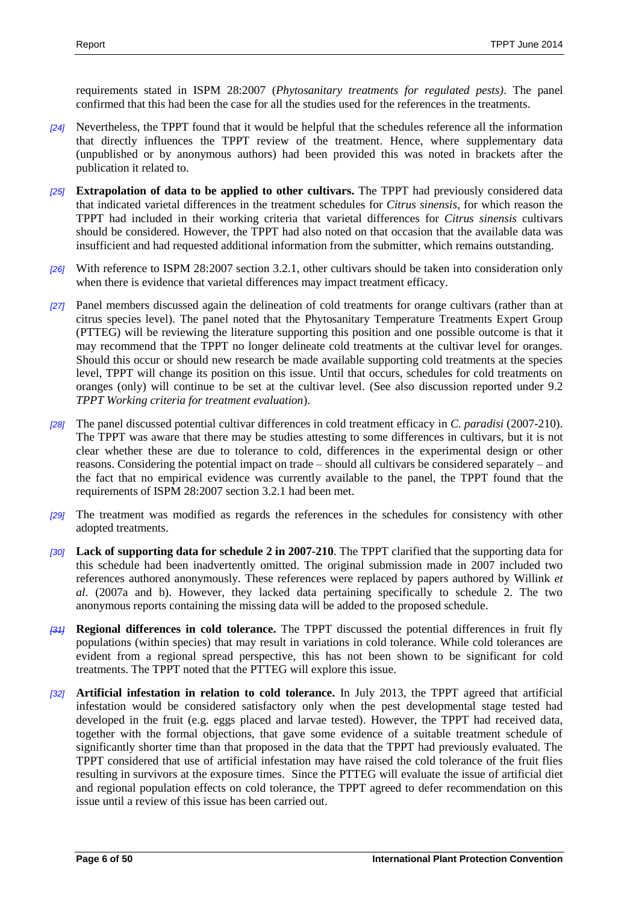requirements stated in ISPM 28:2007 (*Phytosanitary treatments for regulated pests)*. The panel confirmed that this had been the case for all the studies used for the references in the treatments.

*[24]* Nevertheless, the TPPT found that it would be helpful that the schedules reference all the information that directly influences the TPPT review of the treatment. Hence, where supplementary data (unpublished or by anonymous authors) had been provided this was noted in brackets after the publication it related to.

*[25]* **Extrapolation of data to be applied to other cultivars.** The TPPT had previously considered data that indicated varietal differences in the treatment schedules for *Citrus sinensis*, for which reason the TPPT had included in their working criteria that varietal differences for *Citrus sinensis* cultivars should be considered. However, the TPPT had also noted on that occasion that the available data was insufficient and had requested additional information from the submitter, which remains outstanding.

*[26]* With reference to ISPM 28:2007 section 3.2.1, other cultivars should be taken into consideration only when there is evidence that varietal differences may impact treatment efficacy.

*[27]* Panel members discussed again the delineation of cold treatments for orange cultivars (rather than at citrus species level). The panel noted that the Phytosanitary Temperature Treatments Expert Group (PTTEG) will be reviewing the literature supporting this position and one possible outcome is that it may recommend that the TPPT no longer delineate cold treatments at the cultivar level for oranges. Should this occur or should new research be made available supporting cold treatments at the species level, TPPT will change its position on this issue. Until that occurs, schedules for cold treatments on oranges (only) will continue to be set at the cultivar level. (See also discussion reported under 9.2 *TPPT Working criteria for treatment evaluation*).

*[28]* The panel discussed potential cultivar differences in cold treatment efficacy in *C. paradisi* (2007-210). The TPPT was aware that there may be studies attesting to some differences in cultivars, but it is not clear whether these are due to tolerance to cold, differences in the experimental design or other reasons. Considering the potential impact on trade – should all cultivars be considered separately – and the fact that no empirical evidence was currently available to the panel, the TPPT found that the requirements of ISPM 28:2007 section 3.2.1 had been met.

*[29]* The treatment was modified as regards the references in the schedules for consistency with other adopted treatments.

*[30]* **Lack of supporting data for schedule 2 in 2007-210**. The TPPT clarified that the supporting data for this schedule had been inadvertently omitted. The original submission made in 2007 included two references authored anonymously. These references were replaced by papers authored by Willink *et al.* (2007a and b). However, they lacked data pertaining specifically to schedule 2. The two anonymous reports containing the missing data will be added to the proposed schedule.

*[31]* **Regional differences in cold tolerance.** The TPPT discussed the potential differences in fruit fly populations (within species) that may result in variations in cold tolerance. While cold tolerances are evident from a regional spread perspective, this has not been shown to be significant for cold treatments. The TPPT noted that the PTTEG will explore this issue.

*[32]* **Artificial infestation in relation to cold tolerance.** In July 2013, the TPPT agreed that artificial infestation would be considered satisfactory only when the pest developmental stage tested had developed in the fruit (e.g. eggs placed and larvae tested). However, the TPPT had received data, together with the formal objections, that gave some evidence of a suitable treatment schedule of significantly shorter time than that proposed in the data that the TPPT had previously evaluated. The TPPT considered that use of artificial infestation may have raised the cold tolerance of the fruit flies resulting in survivors at the exposure times. Since the PTTEG will evaluate the issue of artificial diet and regional population effects on cold tolerance, the TPPT agreed to defer recommendation on this issue until a review of this issue has been carried out.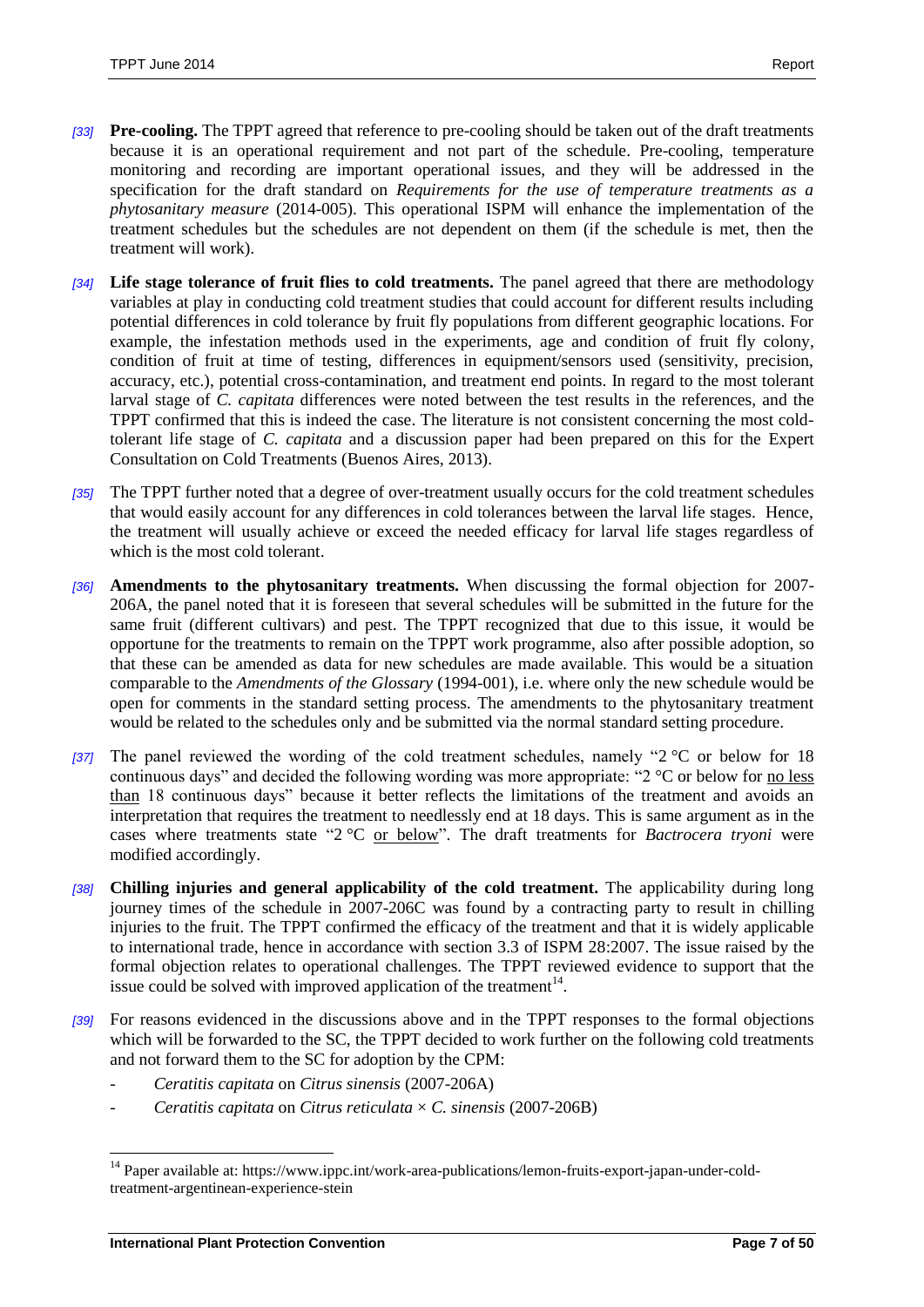*[33]* **Pre-cooling.** The TPPT agreed that reference to pre-cooling should be taken out of the draft treatments because it is an operational requirement and not part of the schedule. Pre-cooling, temperature monitoring and recording are important operational issues, and they will be addressed in the specification for the draft standard on *Requirements for the use of temperature treatments as a phytosanitary measure* (2014-005). This operational ISPM will enhance the implementation of the treatment schedules but the schedules are not dependent on them (if the schedule is met, then the treatment will work).

*[34]* **Life stage tolerance of fruit flies to cold treatments.** The panel agreed that there are methodology variables at play in conducting cold treatment studies that could account for different results including potential differences in cold tolerance by fruit fly populations from different geographic locations. For example, the infestation methods used in the experiments, age and condition of fruit fly colony, condition of fruit at time of testing, differences in equipment/sensors used (sensitivity, precision, accuracy, etc.), potential cross-contamination, and treatment end points. In regard to the most tolerant larval stage of *C. capitata* differences were noted between the test results in the references, and the TPPT confirmed that this is indeed the case. The literature is not consistent concerning the most cold-tolerant life stage of *C. capitata* and a discussion paper had been prepared on this for the Expert Consultation on Cold Treatments (Buenos Aires, 2013).

*[35]* The TPPT further noted that a degree of over-treatment usually occurs for the cold treatment schedules that would easily account for any differences in cold tolerances between the larval life stages. Hence, the treatment will usually achieve or exceed the needed efficacy for larval life stages regardless of which is the most cold tolerant.

*[36]* **Amendments to the phytosanitary treatments.** When discussing the formal objection for 2007-206A, the panel noted that it is foreseen that several schedules will be submitted in the future for the same fruit (different cultivars) and pest. The TPPT recognized that due to this issue, it would be opportune for the treatments to remain on the TPPT work programme, also after possible adoption, so that these can be amended as data for new schedules are made available. This would be a situation comparable to the *Amendments of the Glossary* (1994-001), i.e. where only the new schedule would be open for comments in the standard setting process. The amendments to the phytosanitary treatment would be related to the schedules only and be submitted via the normal standard setting procedure.

*[37]* The panel reviewed the wording of the cold treatment schedules, namely "2 °C or below for 18 continuous days" and decided the following wording was more appropriate: "2 °C or below for <u>no less than</u> 18 continuous days" because it better reflects the limitations of the treatment and avoids an interpretation that requires the treatment to needlessly end at 18 days. This is same argument as in the cases where treatments state "2 °C <u>or below</u>". The draft treatments for *Bactrocera tryoni* were modified accordingly.

*[38]* **Chilling injuries and general applicability of the cold treatment.** The applicability during long journey times of the schedule in 2007-206C was found by a contracting party to result in chilling injuries to the fruit. The TPPT confirmed the efficacy of the treatment and that it is widely applicable to international trade, hence in accordance with section 3.3 of ISPM 28:2007. The issue raised by the formal objection relates to operational challenges. The TPPT reviewed evidence to support that the issue could be solved with improved application of the treatment[14].

*[39]* For reasons evidenced in the discussions above and in the TPPT responses to the formal objections which will be forwarded to the SC, the TPPT decided to work further on the following cold treatments and not forward them to the SC for adoption by the CPM:

- *Ceratitis capitata* on *Citrus sinensis* (2007-206A)
- *Ceratitis capitata* on *Citrus reticulata* × *C. sinensis* (2007-206B)

[14] Paper available at: https://www.ippc.int/work-area-publications/lemon-fruits-export-japan-under-cold-treatment-argentinean-experience-stein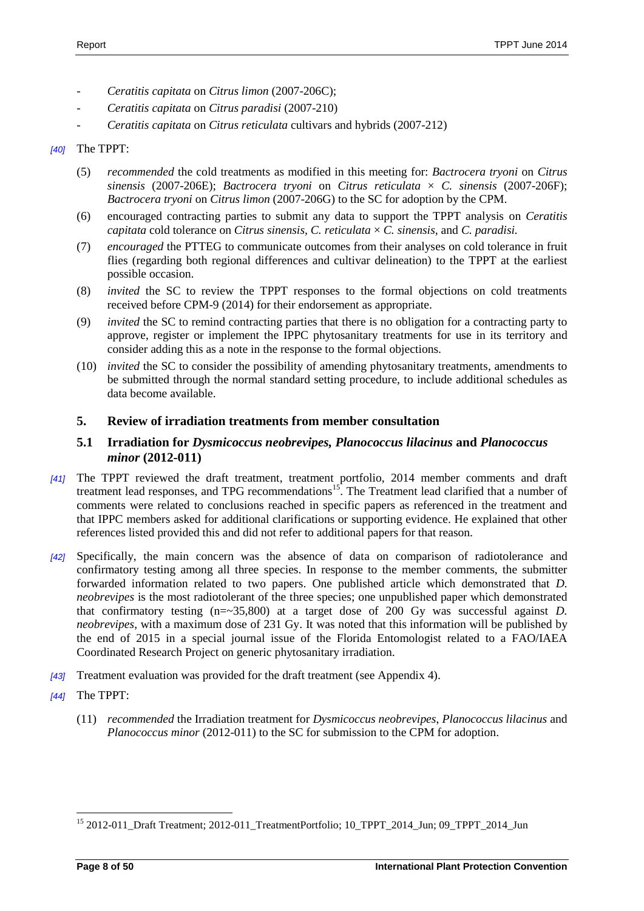- *Ceratitis capitata* on *Citrus limon* (2007-206C);
- *Ceratitis capitata* on *Citrus paradisi* (2007-210)
- *Ceratitis capitata* on *Citrus reticulata* cultivars and hybrids (2007-212)

*[40]* The TPPT:

(5) *recommended* the cold treatments as modified in this meeting for: *Bactrocera tryoni* on *Citrus sinensis* (2007-206E); *Bactrocera tryoni* on *Citrus reticulata* × *C. sinensis* (2007-206F); *Bactrocera tryoni* on *Citrus limon* (2007-206G) to the SC for adoption by the CPM.

(6) encouraged contracting parties to submit any data to support the TPPT analysis on *Ceratitis capitata* cold tolerance on *Citrus sinensis*, *C. reticulata* × *C. sinensis*, and *C. paradisi.*

(7) *encouraged* the PTTEG to communicate outcomes from their analyses on cold tolerance in fruit flies (regarding both regional differences and cultivar delineation) to the TPPT at the earliest possible occasion.

(8) *invited* the SC to review the TPPT responses to the formal objections on cold treatments received before CPM-9 (2014) for their endorsement as appropriate.

(9) *invited* the SC to remind contracting parties that there is no obligation for a contracting party to approve, register or implement the IPPC phytosanitary treatments for use in its territory and consider adding this as a note in the response to the formal objections.

(10) *invited* the SC to consider the possibility of amending phytosanitary treatments, amendments to be submitted through the normal standard setting procedure, to include additional schedules as data become available.

## 5. Review of irradiation treatments from member consultation

### 5.1 Irradiation for *Dysmicoccus neobrevipes, Planococcus lilacinus* and *Planococcus minor* (2012-011)

*[41]* The TPPT reviewed the draft treatment, treatment portfolio, 2014 member comments and draft treatment lead responses, and TPG recommendations[15]. The Treatment lead clarified that a number of comments were related to conclusions reached in specific papers as referenced in the treatment and that IPPC members asked for additional clarifications or supporting evidence. He explained that other references listed provided this and did not refer to additional papers for that reason.

*[42]* Specifically, the main concern was the absence of data on comparison of radiotolerance and confirmatory testing among all three species. In response to the member comments, the submitter forwarded information related to two papers. One published article which demonstrated that *D. neobrevipes* is the most radiotolerant of the three species; one unpublished paper which demonstrated that confirmatory testing (n=~35,800) at a target dose of 200 Gy was successful against *D. neobrevipes*, with a maximum dose of 231 Gy. It was noted that this information will be published by the end of 2015 in a special journal issue of the Florida Entomologist related to a FAO/IAEA Coordinated Research Project on generic phytosanitary irradiation.

*[43]* Treatment evaluation was provided for the draft treatment (see Appendix 4).

*[44]* The TPPT:

(11) *recommended* the Irradiation treatment for *Dysmicoccus neobrevipes*, *Planococcus lilacinus* and *Planococcus minor* (2012-011) to the SC for submission to the CPM for adoption.

---

[15] 2012-011_Draft Treatment; 2012-011_TreatmentPortfolio; 10_TPPT_2014_Jun; 09_TPPT_2014_Jun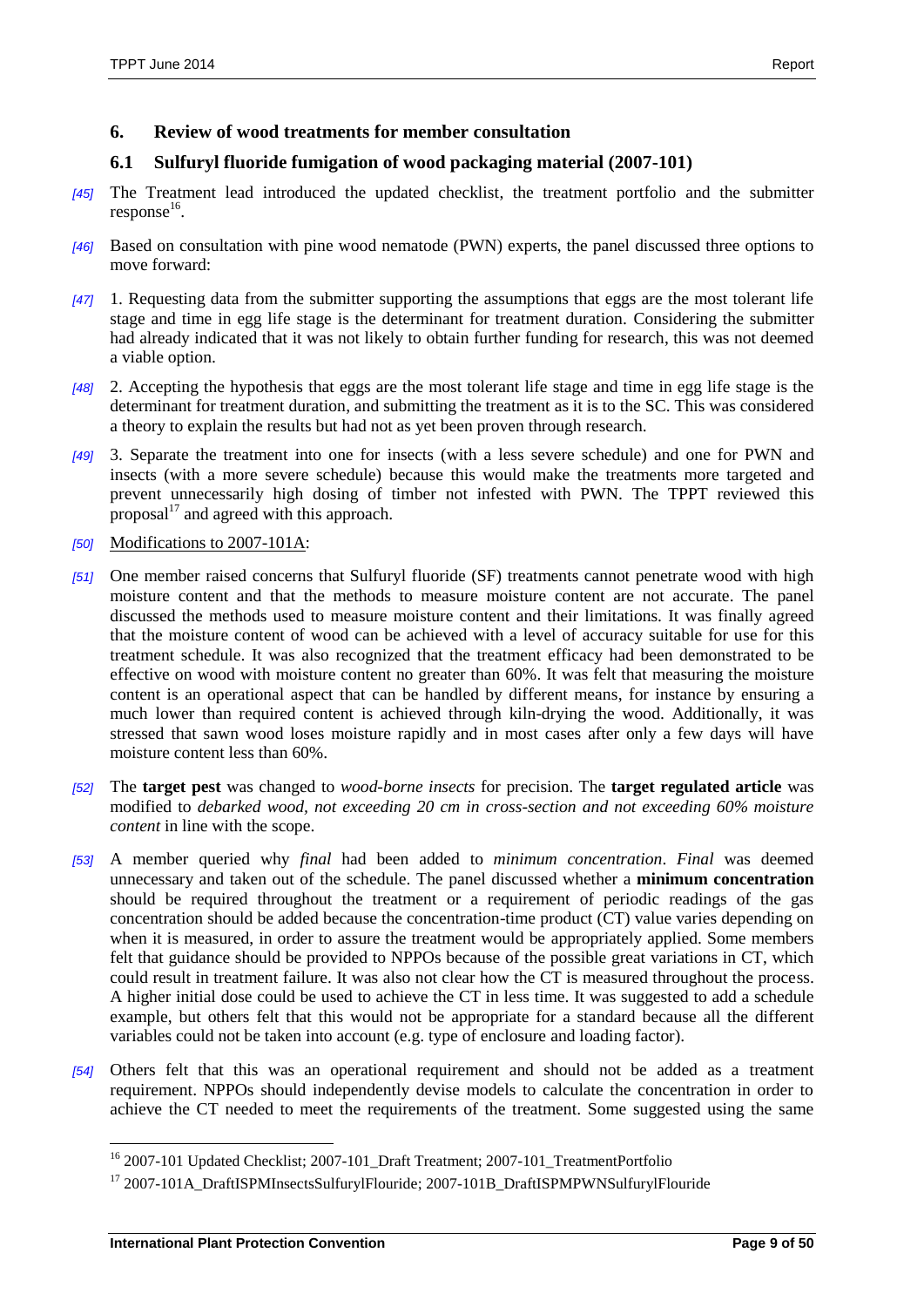## 6. Review of wood treatments for member consultation

### 6.1 Sulfuryl fluoride fumigation of wood packaging material (2007-101)

*[45]* The Treatment lead introduced the updated checklist, the treatment portfolio and the submitter response[16].

*[46]* Based on consultation with pine wood nematode (PWN) experts, the panel discussed three options to move forward:

*[47]* 1. Requesting data from the submitter supporting the assumptions that eggs are the most tolerant life stage and time in egg life stage is the determinant for treatment duration. Considering the submitter had already indicated that it was not likely to obtain further funding for research, this was not deemed a viable option.

*[48]* 2. Accepting the hypothesis that eggs are the most tolerant life stage and time in egg life stage is the determinant for treatment duration, and submitting the treatment as it is to the SC. This was considered a theory to explain the results but had not as yet been proven through research.

*[49]* 3. Separate the treatment into one for insects (with a less severe schedule) and one for PWN and insects (with a more severe schedule) because this would make the treatments more targeted and prevent unnecessarily high dosing of timber not infested with PWN. The TPPT reviewed this proposal[17] and agreed with this approach.

*[50]* Modifications to 2007-101A:

*[51]* One member raised concerns that Sulfuryl fluoride (SF) treatments cannot penetrate wood with high moisture content and that the methods to measure moisture content are not accurate. The panel discussed the methods used to measure moisture content and their limitations. It was finally agreed that the moisture content of wood can be achieved with a level of accuracy suitable for use for this treatment schedule. It was also recognized that the treatment efficacy had been demonstrated to be effective on wood with moisture content no greater than 60%. It was felt that measuring the moisture content is an operational aspect that can be handled by different means, for instance by ensuring a much lower than required content is achieved through kiln-drying the wood. Additionally, it was stressed that sawn wood loses moisture rapidly and in most cases after only a few days will have moisture content less than 60%.

*[52]* The **target pest** was changed to *wood-borne insects* for precision. The **target regulated article** was modified to *debarked wood, not exceeding 20 cm in cross-section and not exceeding 60% moisture content* in line with the scope.

*[53]* A member queried why *final* had been added to *minimum concentration*. *Final* was deemed unnecessary and taken out of the schedule. The panel discussed whether a **minimum concentration** should be required throughout the treatment or a requirement of periodic readings of the gas concentration should be added because the concentration-time product (CT) value varies depending on when it is measured, in order to assure the treatment would be appropriately applied. Some members felt that guidance should be provided to NPPOs because of the possible great variations in CT, which could result in treatment failure. It was also not clear how the CT is measured throughout the process. A higher initial dose could be used to achieve the CT in less time. It was suggested to add a schedule example, but others felt that this would not be appropriate for a standard because all the different variables could not be taken into account (e.g. type of enclosure and loading factor).

*[54]* Others felt that this was an operational requirement and should not be added as a treatment requirement. NPPOs should independently devise models to calculate the concentration in order to achieve the CT needed to meet the requirements of the treatment. Some suggested using the same

---

[16] 2007-101 Updated Checklist; 2007-101_Draft Treatment; 2007-101_TreatmentPortfolio

[17] 2007-101A_DraftISPMInsectsSulfurylFlouride; 2007-101B_DraftISPMPWNSulfurylFlouride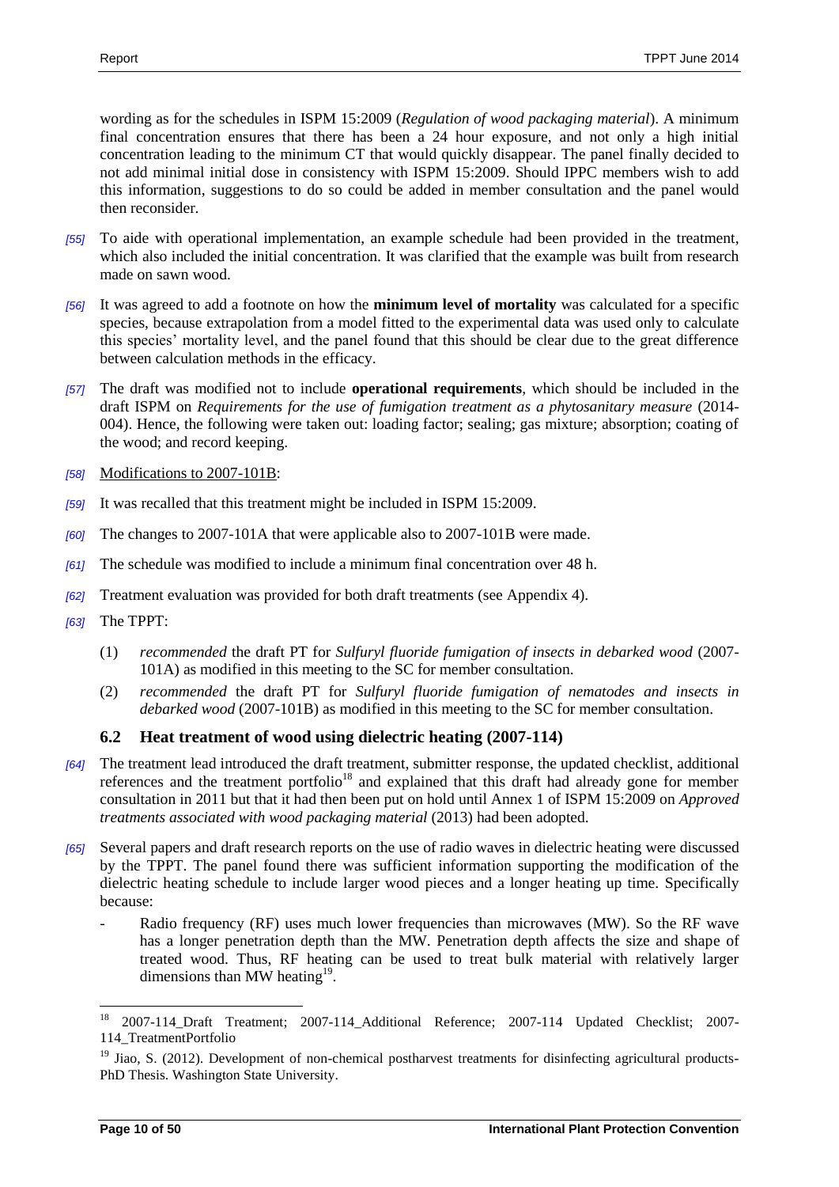wording as for the schedules in ISPM 15:2009 (*Regulation of wood packaging material*). A minimum final concentration ensures that there has been a 24 hour exposure, and not only a high initial concentration leading to the minimum CT that would quickly disappear. The panel finally decided to not add minimal initial dose in consistency with ISPM 15:2009. Should IPPC members wish to add this information, suggestions to do so could be added in member consultation and the panel would then reconsider.

*[55]* To aide with operational implementation, an example schedule had been provided in the treatment, which also included the initial concentration. It was clarified that the example was built from research made on sawn wood.

*[56]* It was agreed to add a footnote on how the **minimum level of mortality** was calculated for a specific species, because extrapolation from a model fitted to the experimental data was used only to calculate this species' mortality level, and the panel found that this should be clear due to the great difference between calculation methods in the efficacy.

*[57]* The draft was modified not to include **operational requirements**, which should be included in the draft ISPM on *Requirements for the use of fumigation treatment as a phytosanitary measure* (2014-004). Hence, the following were taken out: loading factor; sealing; gas mixture; absorption; coating of the wood; and record keeping.

*[58]* Modifications to 2007-101B:

*[59]* It was recalled that this treatment might be included in ISPM 15:2009.

*[60]* The changes to 2007-101A that were applicable also to 2007-101B were made.

*[61]* The schedule was modified to include a minimum final concentration over 48 h.

*[62]* Treatment evaluation was provided for both draft treatments (see Appendix 4).

*[63]* The TPPT:

(1) *recommended* the draft PT for *Sulfuryl fluoride fumigation of insects in debarked wood* (2007-101A) as modified in this meeting to the SC for member consultation.

(2) *recommended* the draft PT for *Sulfuryl fluoride fumigation of nematodes and insects in debarked wood* (2007-101B) as modified in this meeting to the SC for member consultation.

### 6.2 Heat treatment of wood using dielectric heating (2007-114)

*[64]* The treatment lead introduced the draft treatment, submitter response, the updated checklist, additional references and the treatment portfolio[18] and explained that this draft had already gone for member consultation in 2011 but that it had then been put on hold until Annex 1 of ISPM 15:2009 on *Approved treatments associated with wood packaging material* (2013) had been adopted.

*[65]* Several papers and draft research reports on the use of radio waves in dielectric heating were discussed by the TPPT. The panel found there was sufficient information supporting the modification of the dielectric heating schedule to include larger wood pieces and a longer heating up time. Specifically because:

- Radio frequency (RF) uses much lower frequencies than microwaves (MW). So the RF wave has a longer penetration depth than the MW. Penetration depth affects the size and shape of treated wood. Thus, RF heating can be used to treat bulk material with relatively larger dimensions than MW heating[19].

---

[18] 2007-114_Draft Treatment; 2007-114_Additional Reference; 2007-114 Updated Checklist; 2007-114_TreatmentPortfolio

[19] Jiao, S. (2012). Development of non-chemical postharvest treatments for disinfecting agricultural products-PhD Thesis. Washington State University.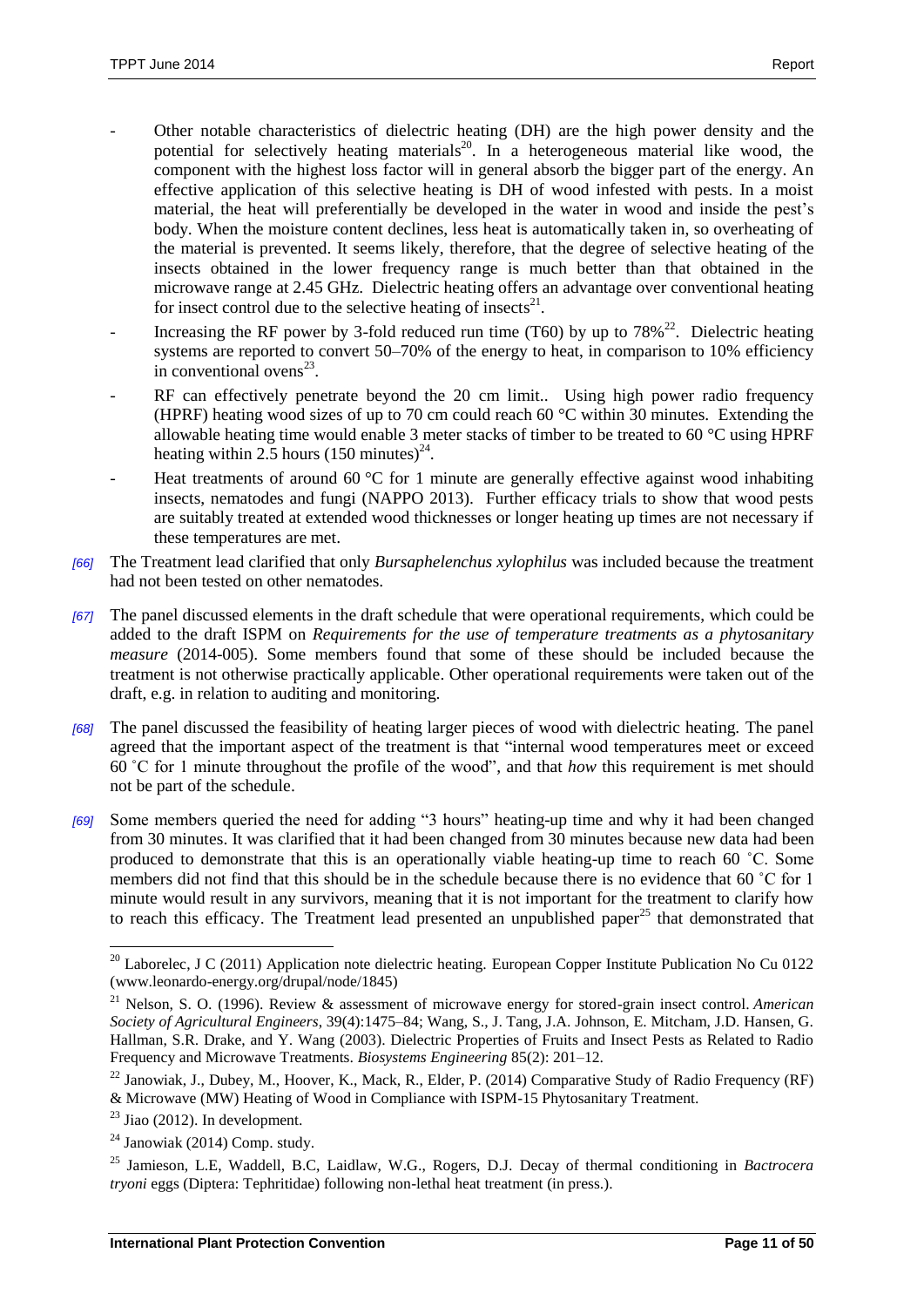- Other notable characteristics of dielectric heating (DH) are the high power density and the potential for selectively heating materials[20]. In a heterogeneous material like wood, the component with the highest loss factor will in general absorb the bigger part of the energy. An effective application of this selective heating is DH of wood infested with pests. In a moist material, the heat will preferentially be developed in the water in wood and inside the pest's body. When the moisture content declines, less heat is automatically taken in, so overheating of the material is prevented. It seems likely, therefore, that the degree of selective heating of the insects obtained in the lower frequency range is much better than that obtained in the microwave range at 2.45 GHz. Dielectric heating offers an advantage over conventional heating for insect control due to the selective heating of insects[21].
- Increasing the RF power by 3-fold reduced run time (T60) by up to 78%[22]. Dielectric heating systems are reported to convert 50–70% of the energy to heat, in comparison to 10% efficiency in conventional ovens[23].
- RF can effectively penetrate beyond the 20 cm limit.. Using high power radio frequency (HPRF) heating wood sizes of up to 70 cm could reach 60 °C within 30 minutes. Extending the allowable heating time would enable 3 meter stacks of timber to be treated to 60 °C using HPRF heating within 2.5 hours (150 minutes)[24].
- Heat treatments of around 60 °C for 1 minute are generally effective against wood inhabiting insects, nematodes and fungi (NAPPO 2013). Further efficacy trials to show that wood pests are suitably treated at extended wood thicknesses or longer heating up times are not necessary if these temperatures are met.

*[66]* The Treatment lead clarified that only *Bursaphelenchus xylophilus* was included because the treatment had not been tested on other nematodes.

*[67]* The panel discussed elements in the draft schedule that were operational requirements, which could be added to the draft ISPM on *Requirements for the use of temperature treatments as a phytosanitary measure* (2014-005). Some members found that some of these should be included because the treatment is not otherwise practically applicable. Other operational requirements were taken out of the draft, e.g. in relation to auditing and monitoring.

*[68]* The panel discussed the feasibility of heating larger pieces of wood with dielectric heating. The panel agreed that the important aspect of the treatment is that "internal wood temperatures meet or exceed 60 ˚C for 1 minute throughout the profile of the wood", and that *how* this requirement is met should not be part of the schedule.

*[69]* Some members queried the need for adding "3 hours" heating-up time and why it had been changed from 30 minutes. It was clarified that it had been changed from 30 minutes because new data had been produced to demonstrate that this is an operationally viable heating-up time to reach 60 ˚C. Some members did not find that this should be in the schedule because there is no evidence that 60 ˚C for 1 minute would result in any survivors, meaning that it is not important for the treatment to clarify how to reach this efficacy. The Treatment lead presented an unpublished paper[25] that demonstrated that

---

[20] Laborelec, J C (2011) Application note dielectric heating. European Copper Institute Publication No Cu 0122 (www.leonardo-energy.org/drupal/node/1845)

[21] Nelson, S. O. (1996). Review & assessment of microwave energy for stored-grain insect control. *American Society of Agricultural Engineers*, 39(4):1475–84; Wang, S., J. Tang, J.A. Johnson, E. Mitcham, J.D. Hansen, G. Hallman, S.R. Drake, and Y. Wang (2003). Dielectric Properties of Fruits and Insect Pests as Related to Radio Frequency and Microwave Treatments. *Biosystems Engineering* 85(2): 201–12.

[22] Janowiak, J., Dubey, M., Hoover, K., Mack, R., Elder, P. (2014) Comparative Study of Radio Frequency (RF) & Microwave (MW) Heating of Wood in Compliance with ISPM-15 Phytosanitary Treatment.

[23] Jiao (2012). In development.

[24] Janowiak (2014) Comp. study.

[25] Jamieson, L.E, Waddell, B.C, Laidlaw, W.G., Rogers, D.J. Decay of thermal conditioning in *Bactrocera tryoni* eggs (Diptera: Tephritidae) following non-lethal heat treatment (in press.).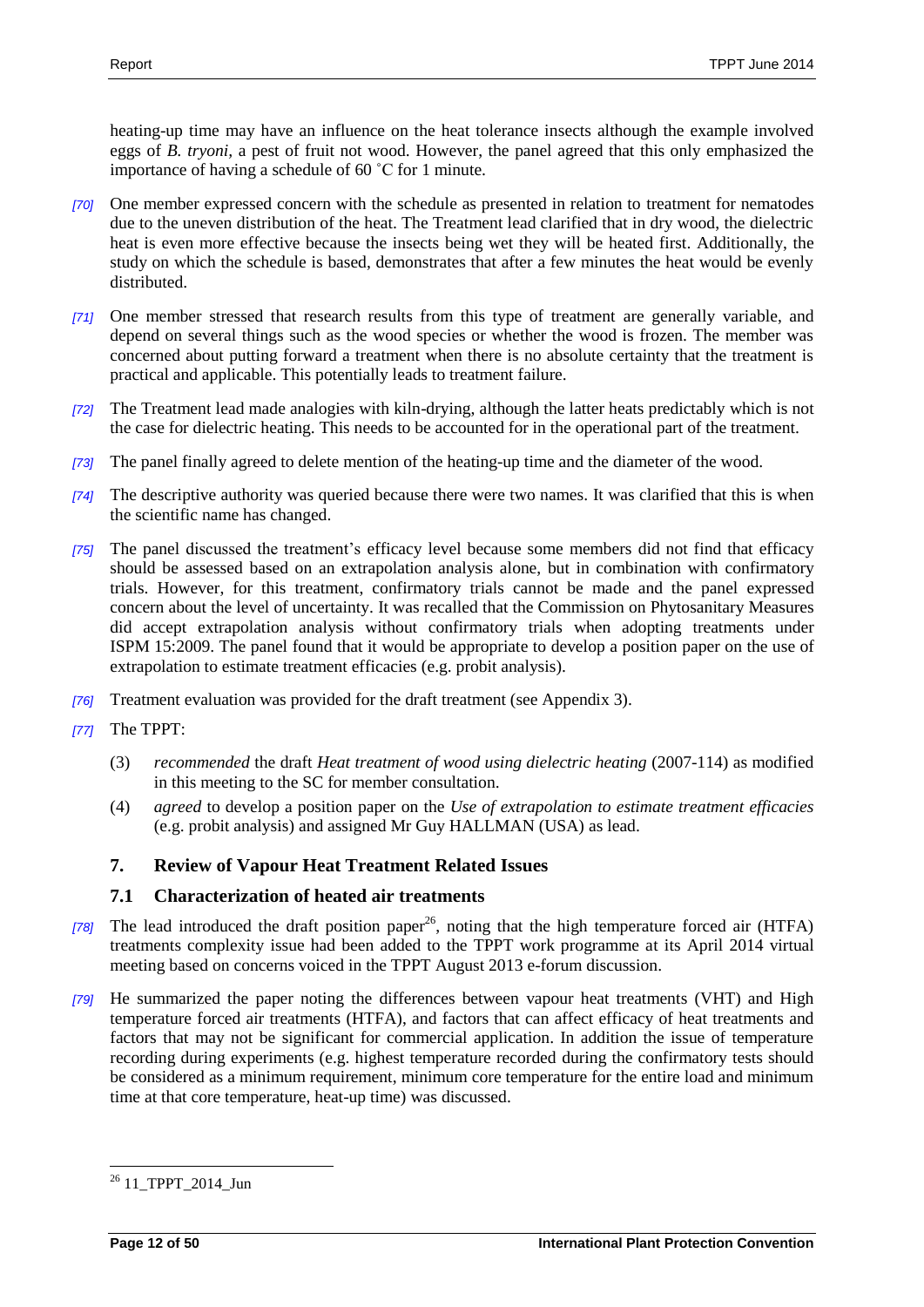heating-up time may have an influence on the heat tolerance insects although the example involved eggs of *B. tryoni*, a pest of fruit not wood. However, the panel agreed that this only emphasized the importance of having a schedule of 60 ˚C for 1 minute.

*[70]* One member expressed concern with the schedule as presented in relation to treatment for nematodes due to the uneven distribution of the heat. The Treatment lead clarified that in dry wood, the dielectric heat is even more effective because the insects being wet they will be heated first. Additionally, the study on which the schedule is based, demonstrates that after a few minutes the heat would be evenly distributed.

*[71]* One member stressed that research results from this type of treatment are generally variable, and depend on several things such as the wood species or whether the wood is frozen. The member was concerned about putting forward a treatment when there is no absolute certainty that the treatment is practical and applicable. This potentially leads to treatment failure.

*[72]* The Treatment lead made analogies with kiln-drying, although the latter heats predictably which is not the case for dielectric heating. This needs to be accounted for in the operational part of the treatment.

*[73]* The panel finally agreed to delete mention of the heating-up time and the diameter of the wood.

*[74]* The descriptive authority was queried because there were two names. It was clarified that this is when the scientific name has changed.

*[75]* The panel discussed the treatment's efficacy level because some members did not find that efficacy should be assessed based on an extrapolation analysis alone, but in combination with confirmatory trials. However, for this treatment, confirmatory trials cannot be made and the panel expressed concern about the level of uncertainty. It was recalled that the Commission on Phytosanitary Measures did accept extrapolation analysis without confirmatory trials when adopting treatments under ISPM 15:2009. The panel found that it would be appropriate to develop a position paper on the use of extrapolation to estimate treatment efficacies (e.g. probit analysis).

*[76]* Treatment evaluation was provided for the draft treatment (see Appendix 3).

*[77]* The TPPT:

(3) *recommended* the draft *Heat treatment of wood using dielectric heating* (2007-114) as modified in this meeting to the SC for member consultation.

(4) *agreed* to develop a position paper on the *Use of extrapolation to estimate treatment efficacies* (e.g. probit analysis) and assigned Mr Guy HALLMAN (USA) as lead.

## 7. Review of Vapour Heat Treatment Related Issues

### 7.1 Characterization of heated air treatments

*[78]* The lead introduced the draft position paper[26], noting that the high temperature forced air (HTFA) treatments complexity issue had been added to the TPPT work programme at its April 2014 virtual meeting based on concerns voiced in the TPPT August 2013 e-forum discussion.

*[79]* He summarized the paper noting the differences between vapour heat treatments (VHT) and High temperature forced air treatments (HTFA), and factors that can affect efficacy of heat treatments and factors that may not be significant for commercial application. In addition the issue of temperature recording during experiments (e.g. highest temperature recorded during the confirmatory tests should be considered as a minimum requirement, minimum core temperature for the entire load and minimum time at that core temperature, heat-up time) was discussed.

[26] 11_TPPT_2014_Jun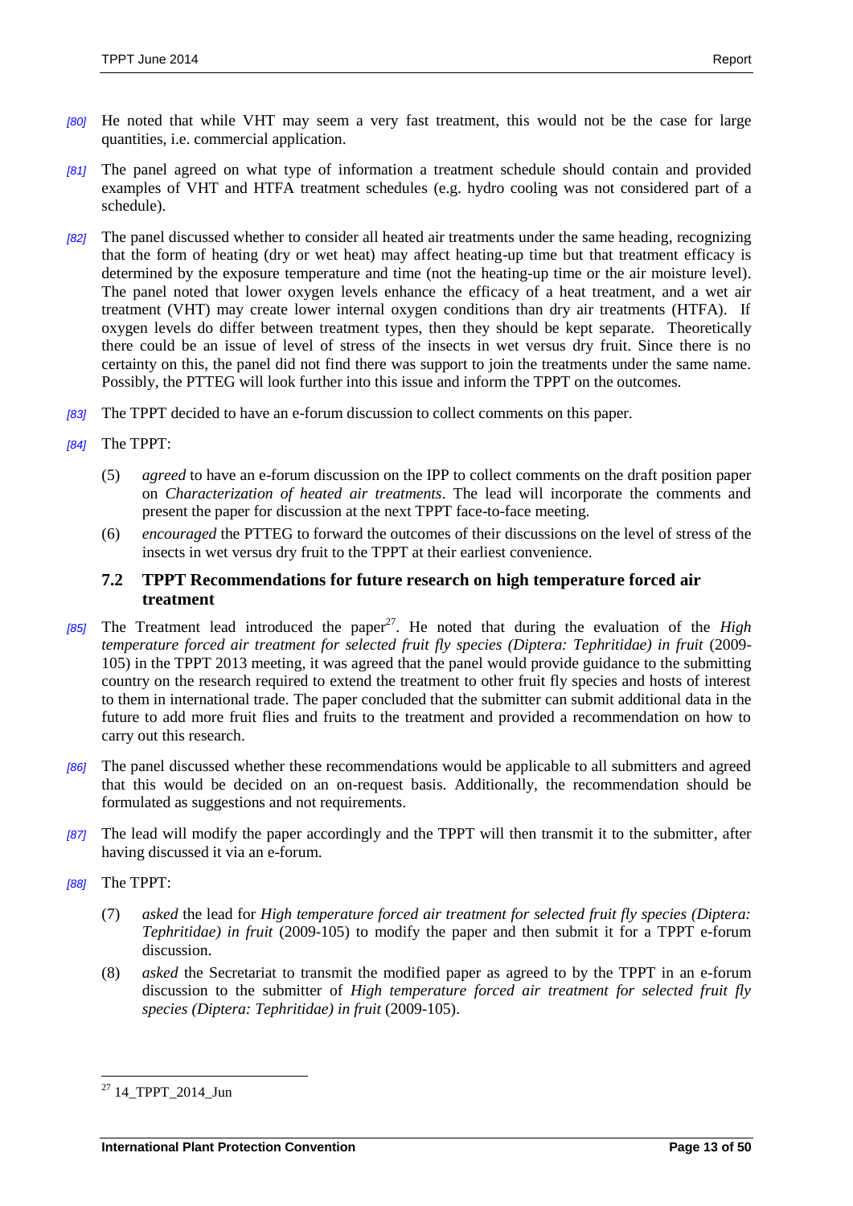*[80]* He noted that while VHT may seem a very fast treatment, this would not be the case for large quantities, i.e. commercial application.

*[81]* The panel agreed on what type of information a treatment schedule should contain and provided examples of VHT and HTFA treatment schedules (e.g. hydro cooling was not considered part of a schedule).

*[82]* The panel discussed whether to consider all heated air treatments under the same heading, recognizing that the form of heating (dry or wet heat) may affect heating-up time but that treatment efficacy is determined by the exposure temperature and time (not the heating-up time or the air moisture level). The panel noted that lower oxygen levels enhance the efficacy of a heat treatment, and a wet air treatment (VHT) may create lower internal oxygen conditions than dry air treatments (HTFA). If oxygen levels do differ between treatment types, then they should be kept separate. Theoretically there could be an issue of level of stress of the insects in wet versus dry fruit. Since there is no certainty on this, the panel did not find there was support to join the treatments under the same name. Possibly, the PTTEG will look further into this issue and inform the TPPT on the outcomes.

*[83]* The TPPT decided to have an e-forum discussion to collect comments on this paper.

*[84]* The TPPT:

(5) *agreed* to have an e-forum discussion on the IPP to collect comments on the draft position paper on *Characterization of heated air treatments*. The lead will incorporate the comments and present the paper for discussion at the next TPPT face-to-face meeting.

(6) *encouraged* the PTTEG to forward the outcomes of their discussions on the level of stress of the insects in wet versus dry fruit to the TPPT at their earliest convenience.

### 7.2 TPPT Recommendations for future research on high temperature forced air treatment

*[85]* The Treatment lead introduced the paper[27]. He noted that during the evaluation of the *High temperature forced air treatment for selected fruit fly species (Diptera: Tephritidae) in fruit* (2009-105) in the TPPT 2013 meeting, it was agreed that the panel would provide guidance to the submitting country on the research required to extend the treatment to other fruit fly species and hosts of interest to them in international trade. The paper concluded that the submitter can submit additional data in the future to add more fruit flies and fruits to the treatment and provided a recommendation on how to carry out this research.

*[86]* The panel discussed whether these recommendations would be applicable to all submitters and agreed that this would be decided on an on-request basis. Additionally, the recommendation should be formulated as suggestions and not requirements.

*[87]* The lead will modify the paper accordingly and the TPPT will then transmit it to the submitter, after having discussed it via an e-forum.

*[88]* The TPPT:

(7) *asked* the lead for *High temperature forced air treatment for selected fruit fly species (Diptera: Tephritidae) in fruit* (2009-105) to modify the paper and then submit it for a TPPT e-forum discussion.

(8) *asked* the Secretariat to transmit the modified paper as agreed to by the TPPT in an e-forum discussion to the submitter of *High temperature forced air treatment for selected fruit fly species (Diptera: Tephritidae) in fruit* (2009-105).

---

[27] 14_TPPT_2014_Jun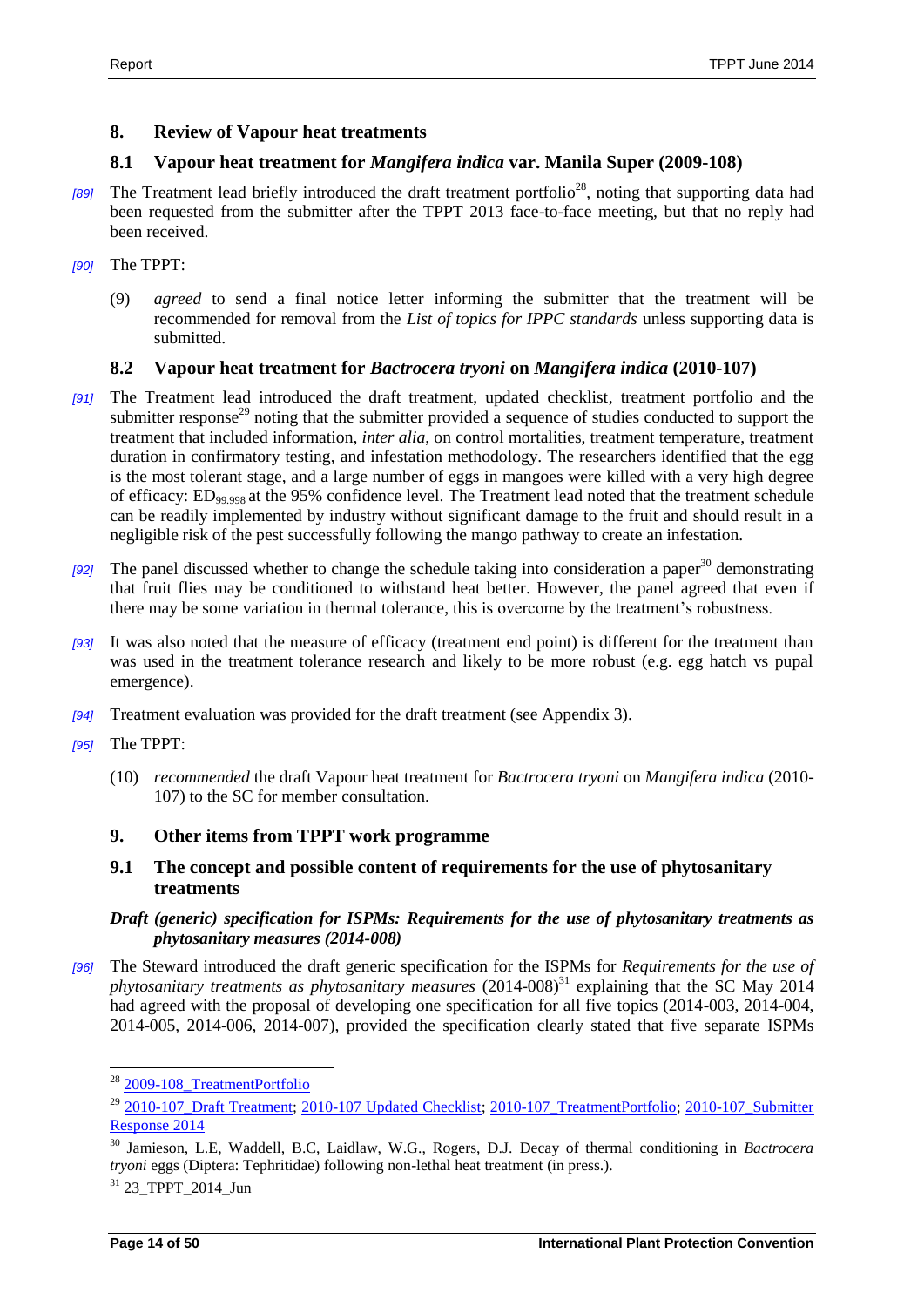## 8. Review of Vapour heat treatments

### 8.1 Vapour heat treatment for *Mangifera indica* var. Manila Super (2009-108)

*[89]* The Treatment lead briefly introduced the draft treatment portfolio[28], noting that supporting data had been requested from the submitter after the TPPT 2013 face-to-face meeting, but that no reply had been received.

*[90]* The TPPT:

(9) *agreed* to send a final notice letter informing the submitter that the treatment will be recommended for removal from the *List of topics for IPPC standards* unless supporting data is submitted.

### 8.2 Vapour heat treatment for *Bactrocera tryoni* on *Mangifera indica* (2010-107)

*[91]* The Treatment lead introduced the draft treatment, updated checklist, treatment portfolio and the submitter response[29] noting that the submitter provided a sequence of studies conducted to support the treatment that included information, *inter alia*, on control mortalities, treatment temperature, treatment duration in confirmatory testing, and infestation methodology. The researchers identified that the egg is the most tolerant stage, and a large number of eggs in mangoes were killed with a very high degree of efficacy: $ED_{99.998}$ at the 95% confidence level. The Treatment lead noted that the treatment schedule can be readily implemented by industry without significant damage to the fruit and should result in a negligible risk of the pest successfully following the mango pathway to create an infestation.

*[92]* The panel discussed whether to change the schedule taking into consideration a paper[30] demonstrating that fruit flies may be conditioned to withstand heat better. However, the panel agreed that even if there may be some variation in thermal tolerance, this is overcome by the treatment's robustness.

*[93]* It was also noted that the measure of efficacy (treatment end point) is different for the treatment than was used in the treatment tolerance research and likely to be more robust (e.g. egg hatch vs pupal emergence).

*[94]* Treatment evaluation was provided for the draft treatment (see Appendix 3).

*[95]* The TPPT:

(10) *recommended* the draft Vapour heat treatment for *Bactrocera tryoni* on *Mangifera indica* (2010-107) to the SC for member consultation.

## 9. Other items from TPPT work programme

### 9.1 The concept and possible content of requirements for the use of phytosanitary treatments

#### *Draft (generic) specification for ISPMs: Requirements for the use of phytosanitary treatments as phytosanitary measures (2014-008)*

*[96]* The Steward introduced the draft generic specification for the ISPMs for *Requirements for the use of phytosanitary treatments as phytosanitary measures* (2014-008)[31] explaining that the SC May 2014 had agreed with the proposal of developing one specification for all five topics (2014-003, 2014-004, 2014-005, 2014-006, 2014-007), provided the specification clearly stated that five separate ISPMs

---

[28] 2009-108_TreatmentPortfolio

[29] 2010-107_Draft Treatment; 2010-107 Updated Checklist; 2010-107_TreatmentPortfolio; 2010-107_Submitter Response 2014

[30] Jamieson, L.E, Waddell, B.C, Laidlaw, W.G., Rogers, D.J. Decay of thermal conditioning in *Bactrocera tryoni* eggs (Diptera: Tephritidae) following non-lethal heat treatment (in press.).

[31] 23_TPPT_2014_Jun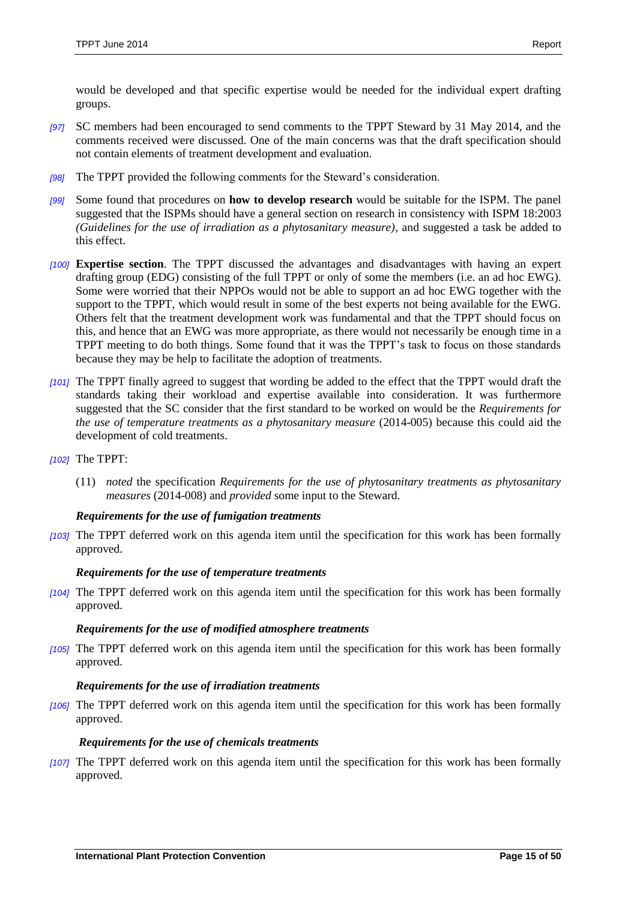would be developed and that specific expertise would be needed for the individual expert drafting groups.

*[97]* SC members had been encouraged to send comments to the TPPT Steward by 31 May 2014, and the comments received were discussed. One of the main concerns was that the draft specification should not contain elements of treatment development and evaluation.

*[98]* The TPPT provided the following comments for the Steward's consideration.

*[99]* Some found that procedures on **how to develop research** would be suitable for the ISPM. The panel suggested that the ISPMs should have a general section on research in consistency with ISPM 18:2003 *(Guidelines for the use of irradiation as a phytosanitary measure)*, and suggested a task be added to this effect.

*[100]* **Expertise section**. The TPPT discussed the advantages and disadvantages with having an expert drafting group (EDG) consisting of the full TPPT or only of some the members (i.e. an ad hoc EWG). Some were worried that their NPPOs would not be able to support an ad hoc EWG together with the support to the TPPT, which would result in some of the best experts not being available for the EWG. Others felt that the treatment development work was fundamental and that the TPPT should focus on this, and hence that an EWG was more appropriate, as there would not necessarily be enough time in a TPPT meeting to do both things. Some found that it was the TPPT's task to focus on those standards because they may be help to facilitate the adoption of treatments.

*[101]* The TPPT finally agreed to suggest that wording be added to the effect that the TPPT would draft the standards taking their workload and expertise available into consideration. It was furthermore suggested that the SC consider that the first standard to be worked on would be the *Requirements for the use of temperature treatments as a phytosanitary measure* (2014-005) because this could aid the development of cold treatments.

*[102]* The TPPT:

(11) *noted* the specification *Requirements for the use of phytosanitary treatments as phytosanitary measures* (2014-008) and *provided* some input to the Steward.

### *Requirements for the use of fumigation treatments*

*[103]* The TPPT deferred work on this agenda item until the specification for this work has been formally approved.

### *Requirements for the use of temperature treatments*

*[104]* The TPPT deferred work on this agenda item until the specification for this work has been formally approved.

### *Requirements for the use of modified atmosphere treatments*

*[105]* The TPPT deferred work on this agenda item until the specification for this work has been formally approved.

### *Requirements for the use of irradiation treatments*

*[106]* The TPPT deferred work on this agenda item until the specification for this work has been formally approved.

### *Requirements for the use of chemicals treatments*

*[107]* The TPPT deferred work on this agenda item until the specification for this work has been formally approved.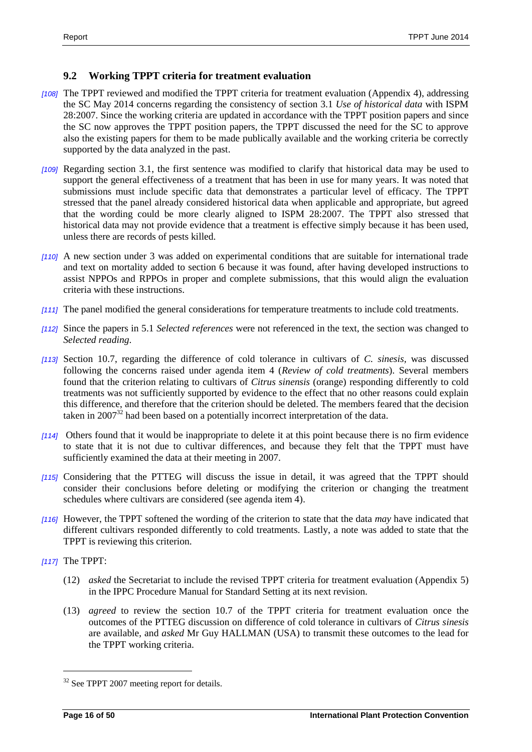### 9.2 Working TPPT criteria for treatment evaluation

*[108]* The TPPT reviewed and modified the TPPT criteria for treatment evaluation (Appendix 4), addressing the SC May 2014 concerns regarding the consistency of section 3.1 *Use of historical data* with ISPM 28:2007. Since the working criteria are updated in accordance with the TPPT position papers and since the SC now approves the TPPT position papers, the TPPT discussed the need for the SC to approve also the existing papers for them to be made publically available and the working criteria be correctly supported by the data analyzed in the past.

*[109]* Regarding section 3.1, the first sentence was modified to clarify that historical data may be used to support the general effectiveness of a treatment that has been in use for many years. It was noted that submissions must include specific data that demonstrates a particular level of efficacy. The TPPT stressed that the panel already considered historical data when applicable and appropriate, but agreed that the wording could be more clearly aligned to ISPM 28:2007. The TPPT also stressed that historical data may not provide evidence that a treatment is effective simply because it has been used, unless there are records of pests killed.

*[110]* A new section under 3 was added on experimental conditions that are suitable for international trade and text on mortality added to section 6 because it was found, after having developed instructions to assist NPPOs and RPPOs in proper and complete submissions, that this would align the evaluation criteria with these instructions.

*[111]* The panel modified the general considerations for temperature treatments to include cold treatments.

*[112]* Since the papers in 5.1 *Selected references* were not referenced in the text, the section was changed to *Selected reading*.

*[113]* Section 10.7, regarding the difference of cold tolerance in cultivars of *C. sinesis*, was discussed following the concerns raised under agenda item 4 (*Review of cold treatments*). Several members found that the criterion relating to cultivars of *Citrus sinensis* (orange) responding differently to cold treatments was not sufficiently supported by evidence to the effect that no other reasons could explain this difference, and therefore that the criterion should be deleted. The members feared that the decision taken in 2007[32] had been based on a potentially incorrect interpretation of the data.

*[114]* Others found that it would be inappropriate to delete it at this point because there is no firm evidence to state that it is not due to cultivar differences, and because they felt that the TPPT must have sufficiently examined the data at their meeting in 2007.

*[115]* Considering that the PTTEG will discuss the issue in detail, it was agreed that the TPPT should consider their conclusions before deleting or modifying the criterion or changing the treatment schedules where cultivars are considered (see agenda item 4).

*[116]* However, the TPPT softened the wording of the criterion to state that the data *may* have indicated that different cultivars responded differently to cold treatments. Lastly, a note was added to state that the TPPT is reviewing this criterion.

*[117]* The TPPT:

(12) *asked* the Secretariat to include the revised TPPT criteria for treatment evaluation (Appendix 5) in the IPPC Procedure Manual for Standard Setting at its next revision.

(13) *agreed* to review the section 10.7 of the TPPT criteria for treatment evaluation once the outcomes of the PTTEG discussion on difference of cold tolerance in cultivars of *Citrus sinesis* are available, and *asked* Mr Guy HALLMAN (USA) to transmit these outcomes to the lead for the TPPT working criteria.

---

[32] See TPPT 2007 meeting report for details.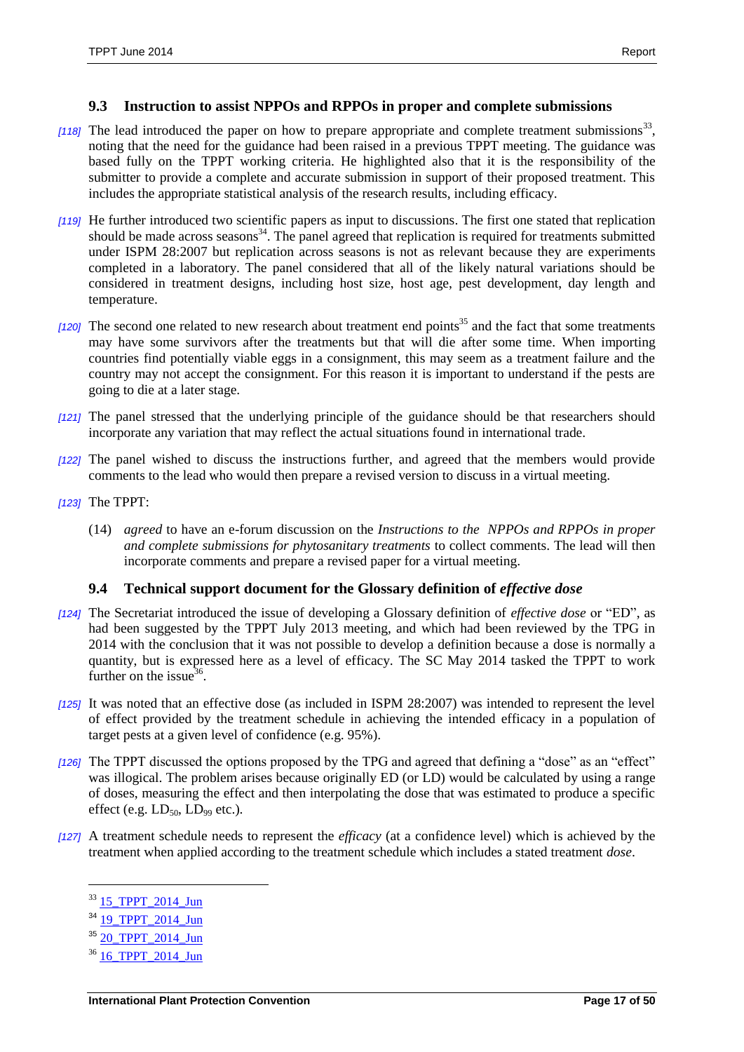### 9.3 Instruction to assist NPPOs and RPPOs in proper and complete submissions

*[118]* The lead introduced the paper on how to prepare appropriate and complete treatment submissions[33], noting that the need for the guidance had been raised in a previous TPPT meeting. The guidance was based fully on the TPPT working criteria. He highlighted also that it is the responsibility of the submitter to provide a complete and accurate submission in support of their proposed treatment. This includes the appropriate statistical analysis of the research results, including efficacy.

*[119]* He further introduced two scientific papers as input to discussions. The first one stated that replication should be made across seasons[34]. The panel agreed that replication is required for treatments submitted under ISPM 28:2007 but replication across seasons is not as relevant because they are experiments completed in a laboratory. The panel considered that all of the likely natural variations should be considered in treatment designs, including host size, host age, pest development, day length and temperature.

*[120]* The second one related to new research about treatment end points[35] and the fact that some treatments may have some survivors after the treatments but that will die after some time. When importing countries find potentially viable eggs in a consignment, this may seem as a treatment failure and the country may not accept the consignment. For this reason it is important to understand if the pests are going to die at a later stage.

*[121]* The panel stressed that the underlying principle of the guidance should be that researchers should incorporate any variation that may reflect the actual situations found in international trade.

*[122]* The panel wished to discuss the instructions further, and agreed that the members would provide comments to the lead who would then prepare a revised version to discuss in a virtual meeting.

*[123]* The TPPT:

(14) *agreed* to have an e-forum discussion on the *Instructions to the NPPOs and RPPOs in proper and complete submissions for phytosanitary treatments* to collect comments. The lead will then incorporate comments and prepare a revised paper for a virtual meeting.

### 9.4 Technical support document for the Glossary definition of *effective dose*

*[124]* The Secretariat introduced the issue of developing a Glossary definition of *effective dose* or "ED", as had been suggested by the TPPT July 2013 meeting, and which had been reviewed by the TPG in 2014 with the conclusion that it was not possible to develop a definition because a dose is normally a quantity, but is expressed here as a level of efficacy. The SC May 2014 tasked the TPPT to work further on the issue[36].

*[125]* It was noted that an effective dose (as included in ISPM 28:2007) was intended to represent the level of effect provided by the treatment schedule in achieving the intended efficacy in a population of target pests at a given level of confidence (e.g. 95%).

*[126]* The TPPT discussed the options proposed by the TPG and agreed that defining a "dose" as an "effect" was illogical. The problem arises because originally ED (or LD) would be calculated by using a range of doses, measuring the effect and then interpolating the dose that was estimated to produce a specific effect (e.g. $LD_{50}$, $LD_{99}$ etc.).

*[127]* A treatment schedule needs to represent the *efficacy* (at a confidence level) which is achieved by the treatment when applied according to the treatment schedule which includes a stated treatment *dose*.

---

[33] 15_TPPT_2014_Jun

[34] 19_TPPT_2014_Jun

[35] 20_TPPT_2014_Jun

[36] 16_TPPT_2014_Jun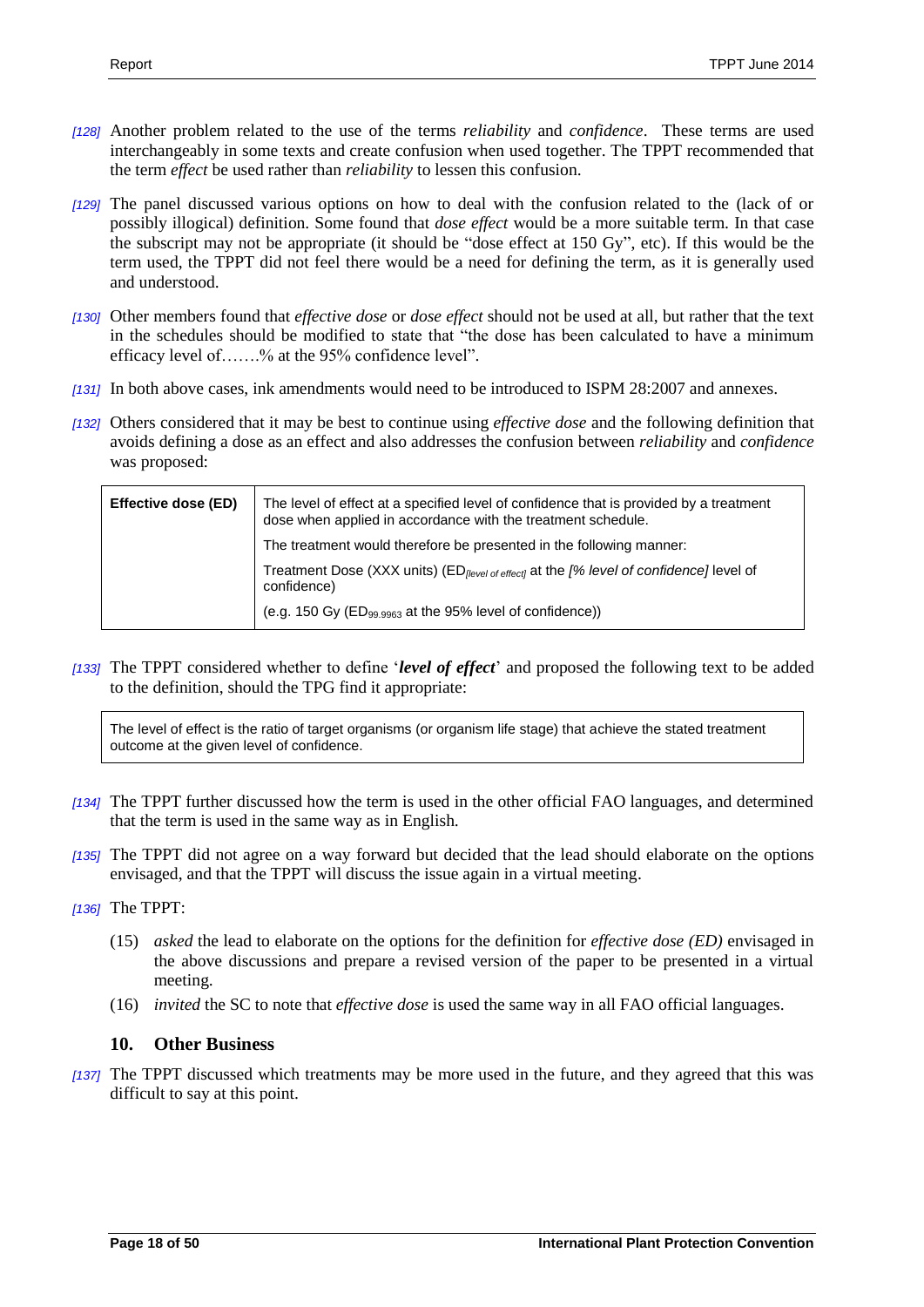[128] Another problem related to the use of the terms *reliability* and *confidence*. These terms are used interchangeably in some texts and create confusion when used together. The TPPT recommended that the term *effect* be used rather than *reliability* to lessen this confusion.

[129] The panel discussed various options on how to deal with the confusion related to the (lack of or possibly illogical) definition. Some found that *dose effect* would be a more suitable term. In that case the subscript may not be appropriate (it should be "dose effect at 150 Gy", etc). If this would be the term used, the TPPT did not feel there would be a need for defining the term, as it is generally used and understood.

[130] Other members found that *effective dose* or *dose effect* should not be used at all, but rather that the text in the schedules should be modified to state that "the dose has been calculated to have a minimum efficacy level of…….% at the 95% confidence level".

[131] In both above cases, ink amendments would need to be introduced to ISPM 28:2007 and annexes.

[132] Others considered that it may be best to continue using *effective dose* and the following definition that avoids defining a dose as an effect and also addresses the confusion between *reliability* and *confidence* was proposed:

| **Effective dose (ED)** | The level of effect at a specified level of confidence that is provided by a treatment dose when applied in accordance with the treatment schedule.<br>The treatment would therefore be presented in the following manner:<br>Treatment Dose (XXX units) ($ED_{[level\ of\ effect]}$ at the *[% level of confidence]* level of confidence)<br>(e.g. 150 Gy ($ED_{99.9963}$ at the 95% level of confidence)) |
|---|---|

[133] The TPPT considered whether to define '***level of effect***' and proposed the following text to be added to the definition, should the TPG find it appropriate:

> The level of effect is the ratio of target organisms (or organism life stage) that achieve the stated treatment outcome at the given level of confidence.

[134] The TPPT further discussed how the term is used in the other official FAO languages, and determined that the term is used in the same way as in English.

[135] The TPPT did not agree on a way forward but decided that the lead should elaborate on the options envisaged, and that the TPPT will discuss the issue again in a virtual meeting.

[136] The TPPT:

(15) *asked* the lead to elaborate on the options for the definition for *effective dose (ED)* envisaged in the above discussions and prepare a revised version of the paper to be presented in a virtual meeting.

(16) *invited* the SC to note that *effective dose* is used the same way in all FAO official languages.

## 10. Other Business

[137] The TPPT discussed which treatments may be more used in the future, and they agreed that this was difficult to say at this point.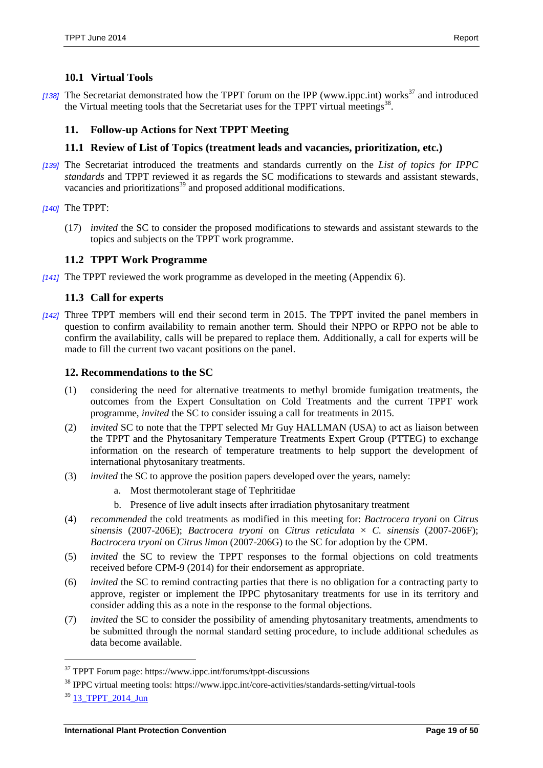### 10.1 Virtual Tools

*[138]* The Secretariat demonstrated how the TPPT forum on the IPP (www.ippc.int) works[37] and introduced the Virtual meeting tools that the Secretariat uses for the TPPT virtual meetings[38].

## 11. Follow-up Actions for Next TPPT Meeting

### 11.1 Review of List of Topics (treatment leads and vacancies, prioritization, etc.)

*[139]* The Secretariat introduced the treatments and standards currently on the *List of topics for IPPC standards* and TPPT reviewed it as regards the SC modifications to stewards and assistant stewards, vacancies and prioritizations[39] and proposed additional modifications.

*[140]* The TPPT:

(17) *invited* the SC to consider the proposed modifications to stewards and assistant stewards to the topics and subjects on the TPPT work programme.

### 11.2 TPPT Work Programme

*[141]* The TPPT reviewed the work programme as developed in the meeting (Appendix 6).

### 11.3 Call for experts

*[142]* Three TPPT members will end their second term in 2015. The TPPT invited the panel members in question to confirm availability to remain another term. Should their NPPO or RPPO not be able to confirm the availability, calls will be prepared to replace them. Additionally, a call for experts will be made to fill the current two vacant positions on the panel.

## 12. Recommendations to the SC

(1) considering the need for alternative treatments to methyl bromide fumigation treatments, the outcomes from the Expert Consultation on Cold Treatments and the current TPPT work programme, *invited* the SC to consider issuing a call for treatments in 2015.

(2) *invited* SC to note that the TPPT selected Mr Guy HALLMAN (USA) to act as liaison between the TPPT and the Phytosanitary Temperature Treatments Expert Group (PTTEG) to exchange information on the research of temperature treatments to help support the development of international phytosanitary treatments.

(3) *invited* the SC to approve the position papers developed over the years, namely:

   a. Most thermotolerant stage of Tephritidae
   b. Presence of live adult insects after irradiation phytosanitary treatment

(4) *recommended* the cold treatments as modified in this meeting for: *Bactrocera tryoni* on *Citrus sinensis* (2007-206E); *Bactrocera tryoni* on *Citrus reticulata* × *C. sinensis* (2007-206F); *Bactrocera tryoni* on *Citrus limon* (2007-206G) to the SC for adoption by the CPM.

(5) *invited* the SC to review the TPPT responses to the formal objections on cold treatments received before CPM-9 (2014) for their endorsement as appropriate.

(6) *invited* the SC to remind contracting parties that there is no obligation for a contracting party to approve, register or implement the IPPC phytosanitary treatments for use in its territory and consider adding this as a note in the response to the formal objections.

(7) *invited* the SC to consider the possibility of amending phytosanitary treatments, amendments to be submitted through the normal standard setting procedure, to include additional schedules as data become available.

---

[37] TPPT Forum page: https://www.ippc.int/forums/tppt-discussions

[38] IPPC virtual meeting tools: https://www.ippc.int/core-activities/standards-setting/virtual-tools

[39] 13_TPPT_2014_Jun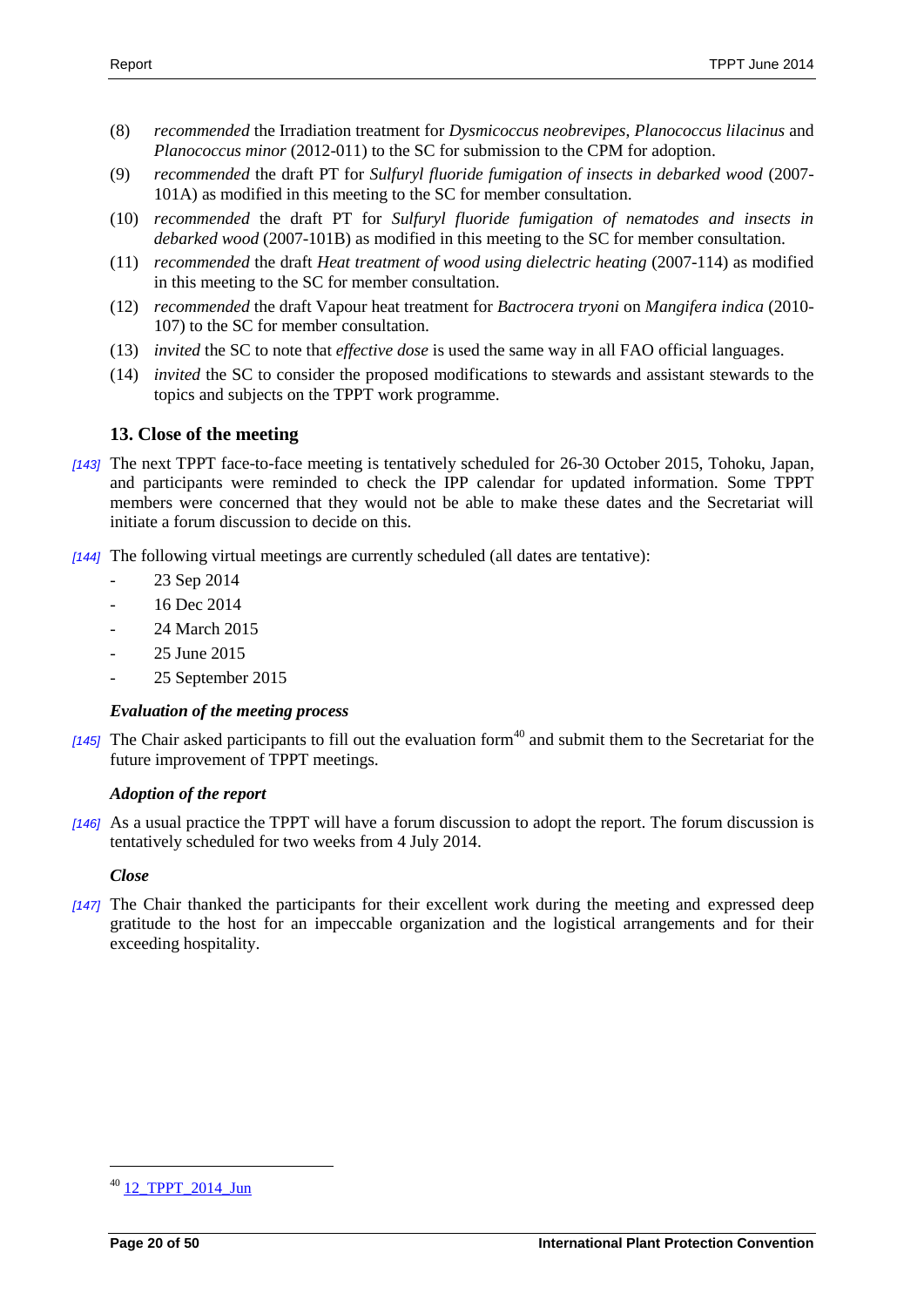(8) *recommended* the Irradiation treatment for *Dysmicoccus neobrevipes*, *Planococcus lilacinus* and *Planococcus minor* (2012-011) to the SC for submission to the CPM for adoption.

(9) *recommended* the draft PT for *Sulfuryl fluoride fumigation of insects in debarked wood* (2007-101A) as modified in this meeting to the SC for member consultation.

(10) *recommended* the draft PT for *Sulfuryl fluoride fumigation of nematodes and insects in debarked wood* (2007-101B) as modified in this meeting to the SC for member consultation.

(11) *recommended* the draft *Heat treatment of wood using dielectric heating* (2007-114) as modified in this meeting to the SC for member consultation.

(12) *recommended* the draft Vapour heat treatment for *Bactrocera tryoni* on *Mangifera indica* (2010-107) to the SC for member consultation.

(13) *invited* the SC to note that *effective dose* is used the same way in all FAO official languages.

(14) *invited* the SC to consider the proposed modifications to stewards and assistant stewards to the topics and subjects on the TPPT work programme.

## 13. Close of the meeting

*[143]* The next TPPT face-to-face meeting is tentatively scheduled for 26-30 October 2015, Tohoku, Japan, and participants were reminded to check the IPP calendar for updated information. Some TPPT members were concerned that they would not be able to make these dates and the Secretariat will initiate a forum discussion to decide on this.

*[144]* The following virtual meetings are currently scheduled (all dates are tentative):

- 23 Sep 2014
- 16 Dec 2014
- 24 March 2015
- 25 June 2015
- 25 September 2015

### *Evaluation of the meeting process*

*[145]* The Chair asked participants to fill out the evaluation form[40] and submit them to the Secretariat for the future improvement of TPPT meetings.

### *Adoption of the report*

*[146]* As a usual practice the TPPT will have a forum discussion to adopt the report. The forum discussion is tentatively scheduled for two weeks from 4 July 2014.

### *Close*

*[147]* The Chair thanked the participants for their excellent work during the meeting and expressed deep gratitude to the host for an impeccable organization and the logistical arrangements and for their exceeding hospitality.

---

[40] 12_TPPT_2014_Jun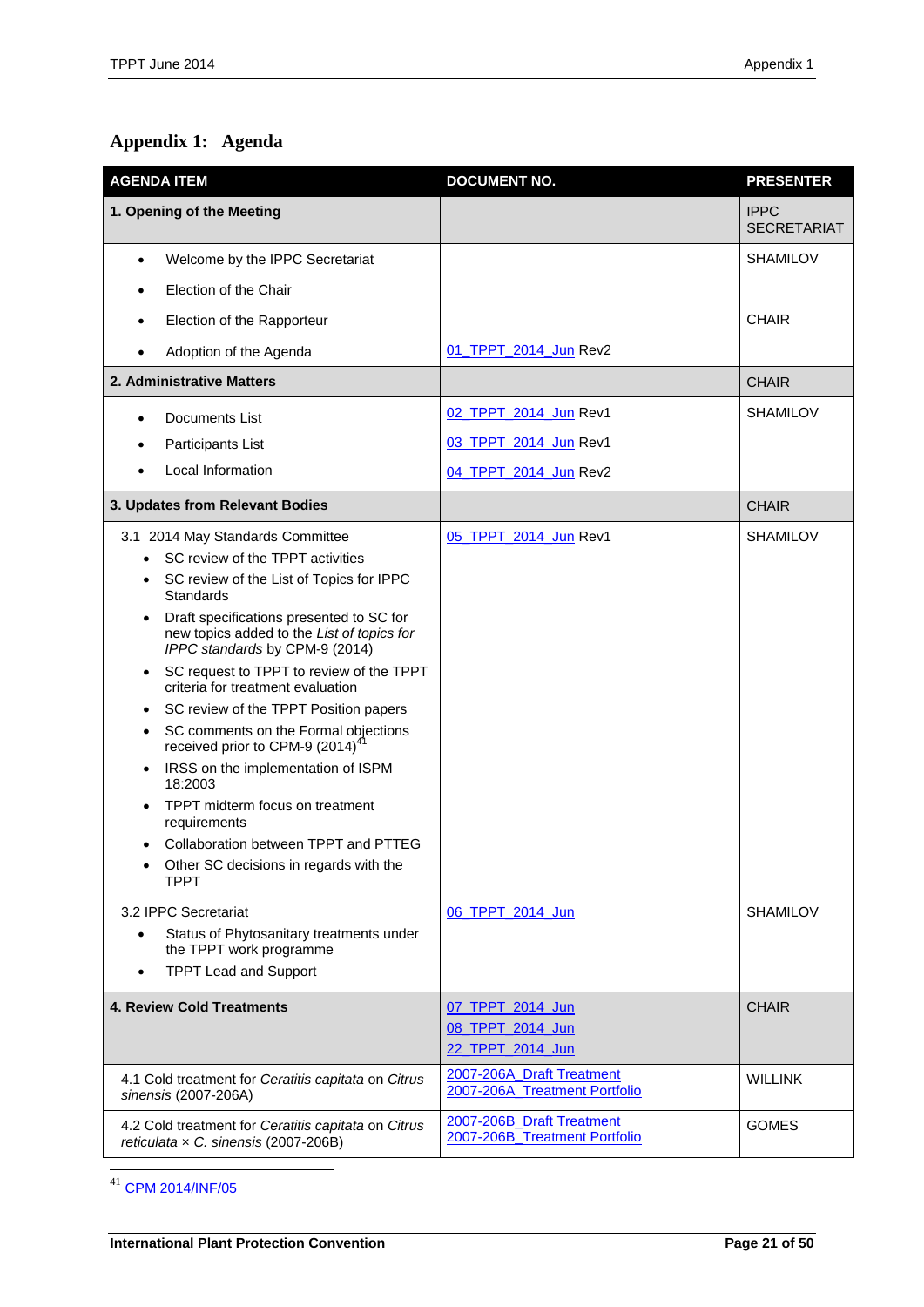## Appendix 1: Agenda

| AGENDA ITEM | DOCUMENT NO. | PRESENTER |
|---|---|---|
| **1. Opening of the Meeting** | | IPPC SECRETARIAT |
| • Welcome by the IPPC Secretariat<br>• Election of the Chair<br>• Election of the Rapporteur<br>• Adoption of the Agenda | <br><br><br>01_TPPT_2014_Jun Rev2 | SHAMILOV<br><br>CHAIR |
| **2. Administrative Matters** | | CHAIR |
| • Documents List<br>• Participants List<br>• Local Information | 02_TPPT_2014_Jun Rev1<br>03_TPPT_2014_Jun Rev1<br>04_TPPT_2014_Jun Rev2 | SHAMILOV |
| **3. Updates from Relevant Bodies** | | CHAIR |
| 3.1 2014 May Standards Committee<br>• SC review of the TPPT activities<br>• SC review of the List of Topics for IPPC Standards<br>• Draft specifications presented to SC for new topics added to the *List of topics for IPPC standards* by CPM-9 (2014)<br>• SC request to TPPT to review of the TPPT criteria for treatment evaluation<br>• SC review of the TPPT Position papers<br>• SC comments on the Formal objections received prior to CPM-9 (2014)[41]<br>• IRSS on the implementation of ISPM 18:2003<br>• TPPT midterm focus on treatment requirements<br>• Collaboration between TPPT and PTTEG<br>• Other SC decisions in regards with the TPPT | 05_TPPT_2014_Jun Rev1 | SHAMILOV |
| 3.2 IPPC Secretariat<br>• Status of Phytosanitary treatments under the TPPT work programme<br>• TPPT Lead and Support | 06_TPPT_2014_Jun | SHAMILOV |
| **4. Review Cold Treatments** | 07_TPPT_2014_Jun<br>08_TPPT_2014_Jun<br>22_TPPT_2014_Jun | CHAIR |
| 4.1 Cold treatment for *Ceratitis capitata* on *Citrus sinensis* (2007-206A) | 2007-206A_Draft Treatment<br>2007-206A_Treatment Portfolio | WILLINK |
| 4.2 Cold treatment for *Ceratitis capitata* on *Citrus reticulata × C. sinensis* (2007-206B) | 2007-206B_Draft Treatment<br>2007-206B_Treatment Portfolio | GOMES |

[41] CPM 2014/INF/05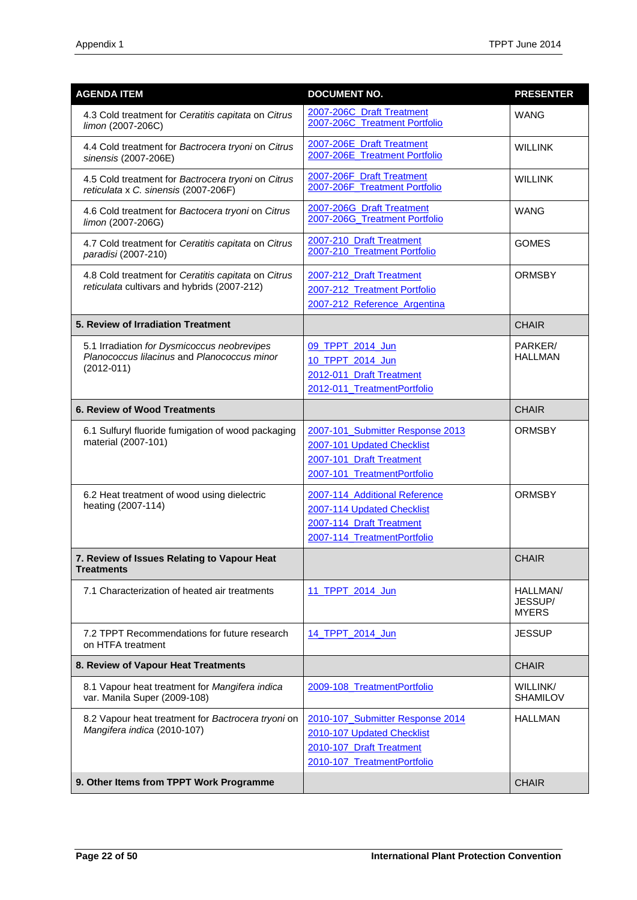| AGENDA ITEM | DOCUMENT NO. | PRESENTER |
|---|---|---|
| 4.3 Cold treatment for *Ceratitis capitata* on *Citrus limon* (2007-206C) | 2007-206C_Draft Treatment<br>2007-206C_Treatment Portfolio | WANG |
| 4.4 Cold treatment for *Bactrocera tryoni* on *Citrus sinensis* (2007-206E) | 2007-206E_Draft Treatment<br>2007-206E_Treatment Portfolio | WILLINK |
| 4.5 Cold treatment for *Bactrocera tryoni* on *Citrus reticulata* x *C. sinensis* (2007-206F) | 2007-206F_Draft Treatment<br>2007-206F_Treatment Portfolio | WILLINK |
| 4.6 Cold treatment for *Bactocera tryoni* on *Citrus limon* (2007-206G) | 2007-206G_Draft Treatment<br>2007-206G_Treatment Portfolio | WANG |
| 4.7 Cold treatment for *Ceratitis capitata* on *Citrus paradisi* (2007-210) | 2007-210_Draft Treatment<br>2007-210_Treatment Portfolio | GOMES |
| 4.8 Cold treatment for *Ceratitis capitata* on *Citrus reticulata* cultivars and hybrids (2007-212) | 2007-212_Draft Treatment<br>2007-212_Treatment Portfolio<br>2007-212_Reference_Argentina | ORMSBY |
| **5. Review of Irradiation Treatment** | | CHAIR |
| 5.1 Irradiation *for Dysmicoccus neobrevipes Planococcus lilacinus* and *Planococcus minor* (2012-011) | 09_TPPT_2014_Jun<br>10_TPPT_2014_Jun<br>2012-011_Draft Treatment<br>2012-011_TreatmentPortfolio | PARKER/ HALLMAN |
| **6. Review of Wood Treatments** | | CHAIR |
| 6.1 Sulfuryl fluoride fumigation of wood packaging material (2007-101) | 2007-101_Submitter Response 2013<br>2007-101 Updated Checklist<br>2007-101_Draft Treatment<br>2007-101_TreatmentPortfolio | ORMSBY |
| 6.2 Heat treatment of wood using dielectric heating (2007-114) | 2007-114_Additional Reference<br>2007-114 Updated Checklist<br>2007-114_Draft Treatment<br>2007-114_TreatmentPortfolio | ORMSBY |
| **7. Review of Issues Relating to Vapour Heat Treatments** | | CHAIR |
| 7.1 Characterization of heated air treatments | 11_TPPT_2014_Jun | HALLMAN/ JESSUP/ MYERS |
| 7.2 TPPT Recommendations for future research on HTFA treatment | 14_TPPT_2014_Jun | JESSUP |
| **8. Review of Vapour Heat Treatments** | | CHAIR |
| 8.1 Vapour heat treatment for *Mangifera indica* var. Manila Super (2009-108) | 2009-108_TreatmentPortfolio | WILLINK/ SHAMILOV |
| 8.2 Vapour heat treatment for *Bactrocera tryoni* on *Mangifera indica* (2010-107) | 2010-107_Submitter Response 2014<br>2010-107 Updated Checklist<br>2010-107_Draft Treatment<br>2010-107_TreatmentPortfolio | HALLMAN |
| **9. Other Items from TPPT Work Programme** | | CHAIR |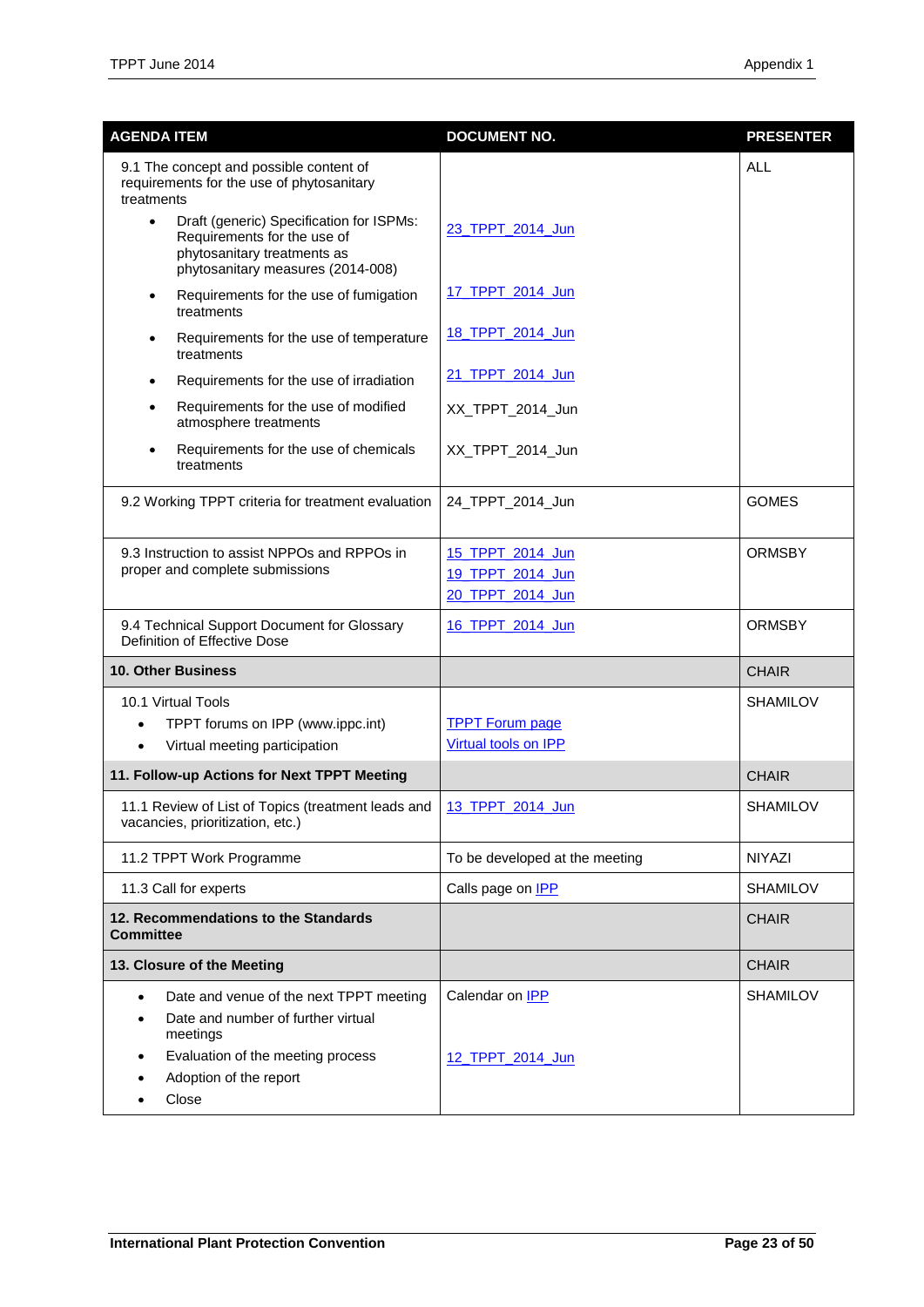| AGENDA ITEM | DOCUMENT NO. | PRESENTER |
|---|---|---|
| 9.1 The concept and possible content of requirements for the use of phytosanitary treatments | | ALL |
| • Draft (generic) Specification for ISPMs: Requirements for the use of phytosanitary treatments as phytosanitary measures (2014-008) | 23_TPPT_2014_Jun | |
| • Requirements for the use of fumigation treatments | 17_TPPT_2014_Jun | |
| • Requirements for the use of temperature treatments | 18_TPPT_2014_Jun | |
| • Requirements for the use of irradiation | 21_TPPT_2014_Jun | |
| • Requirements for the use of modified atmosphere treatments | XX_TPPT_2014_Jun | |
| • Requirements for the use of chemicals treatments | XX_TPPT_2014_Jun | |
| 9.2 Working TPPT criteria for treatment evaluation | 24_TPPT_2014_Jun | GOMES |
| 9.3 Instruction to assist NPPOs and RPPOs in proper and complete submissions | 15_TPPT_2014_Jun<br>19_TPPT_2014_Jun<br>20_TPPT_2014_Jun | ORMSBY |
| 9.4 Technical Support Document for Glossary Definition of Effective Dose | 16_TPPT_2014_Jun | ORMSBY |
| **10. Other Business** | | CHAIR |
| 10.1 Virtual Tools<br>• TPPT forums on IPP (www.ippc.int)<br>• Virtual meeting participation | TPPT Forum page<br>Virtual tools on IPP | SHAMILOV |
| **11. Follow-up Actions for Next TPPT Meeting** | | CHAIR |
| 11.1 Review of List of Topics (treatment leads and vacancies, prioritization, etc.) | 13_TPPT_2014_Jun | SHAMILOV |
| 11.2 TPPT Work Programme | To be developed at the meeting | NIYAZI |
| 11.3 Call for experts | Calls page on IPP | SHAMILOV |
| **12. Recommendations to the Standards Committee** | | CHAIR |
| **13. Closure of the Meeting** | | CHAIR |
| • Date and venue of the next TPPT meeting<br>• Date and number of further virtual meetings<br>• Evaluation of the meeting process<br>• Adoption of the report<br>• Close | Calendar on IPP<br>12_TPPT_2014_Jun | SHAMILOV |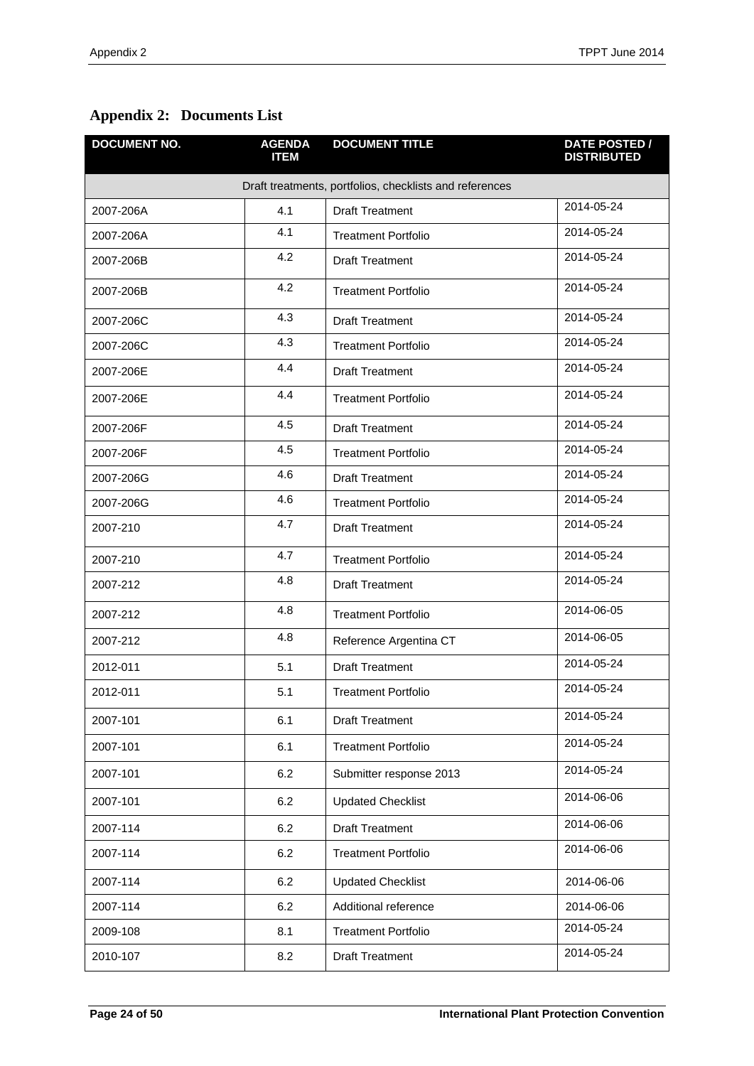## Appendix 2: Documents List

| DOCUMENT NO. | AGENDA ITEM | DOCUMENT TITLE | DATE POSTED / DISTRIBUTED |
|---|---|---|---|
| Draft treatments, portfolios, checklists and references | | | |
| 2007-206A | 4.1 | Draft Treatment | 2014-05-24 |
| 2007-206A | 4.1 | Treatment Portfolio | 2014-05-24 |
| 2007-206B | 4.2 | Draft Treatment | 2014-05-24 |
| 2007-206B | 4.2 | Treatment Portfolio | 2014-05-24 |
| 2007-206C | 4.3 | Draft Treatment | 2014-05-24 |
| 2007-206C | 4.3 | Treatment Portfolio | 2014-05-24 |
| 2007-206E | 4.4 | Draft Treatment | 2014-05-24 |
| 2007-206E | 4.4 | Treatment Portfolio | 2014-05-24 |
| 2007-206F | 4.5 | Draft Treatment | 2014-05-24 |
| 2007-206F | 4.5 | Treatment Portfolio | 2014-05-24 |
| 2007-206G | 4.6 | Draft Treatment | 2014-05-24 |
| 2007-206G | 4.6 | Treatment Portfolio | 2014-05-24 |
| 2007-210 | 4.7 | Draft Treatment | 2014-05-24 |
| 2007-210 | 4.7 | Treatment Portfolio | 2014-05-24 |
| 2007-212 | 4.8 | Draft Treatment | 2014-05-24 |
| 2007-212 | 4.8 | Treatment Portfolio | 2014-06-05 |
| 2007-212 | 4.8 | Reference Argentina CT | 2014-06-05 |
| 2012-011 | 5.1 | Draft Treatment | 2014-05-24 |
| 2012-011 | 5.1 | Treatment Portfolio | 2014-05-24 |
| 2007-101 | 6.1 | Draft Treatment | 2014-05-24 |
| 2007-101 | 6.1 | Treatment Portfolio | 2014-05-24 |
| 2007-101 | 6.2 | Submitter response 2013 | 2014-05-24 |
| 2007-101 | 6.2 | Updated Checklist | 2014-06-06 |
| 2007-114 | 6.2 | Draft Treatment | 2014-06-06 |
| 2007-114 | 6.2 | Treatment Portfolio | 2014-06-06 |
| 2007-114 | 6.2 | Updated Checklist | 2014-06-06 |
| 2007-114 | 6.2 | Additional reference | 2014-06-06 |
| 2009-108 | 8.1 | Treatment Portfolio | 2014-05-24 |
| 2010-107 | 8.2 | Draft Treatment | 2014-05-24 |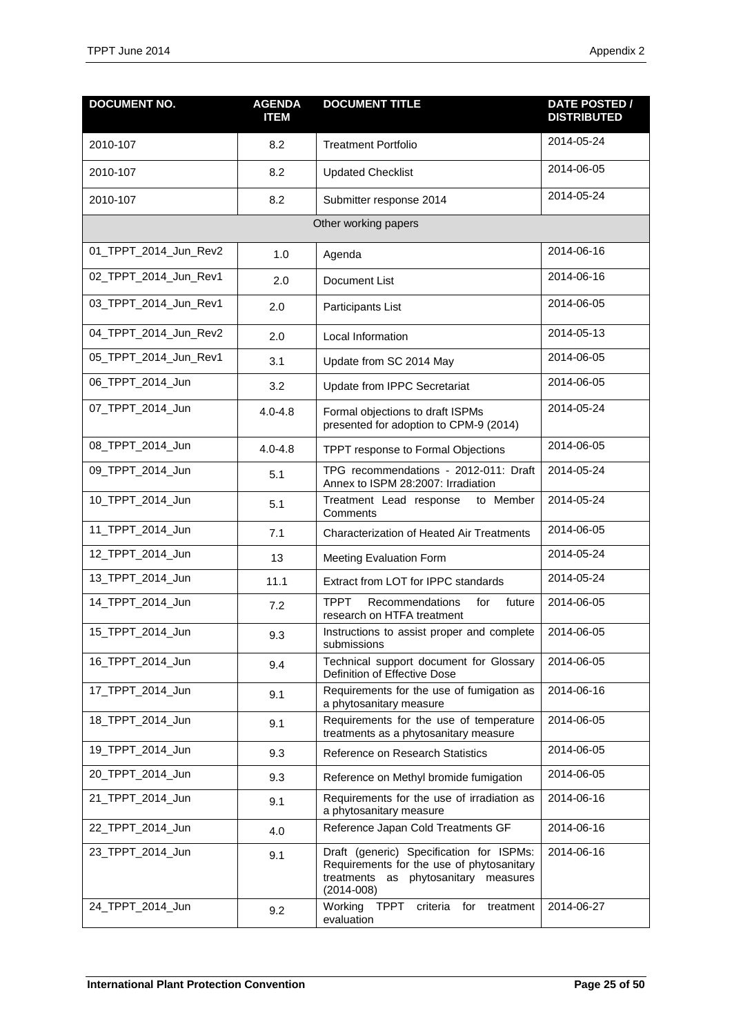| DOCUMENT NO. | AGENDA ITEM | DOCUMENT TITLE | DATE POSTED / DISTRIBUTED |
|---|---|---|---|
| 2010-107 | 8.2 | Treatment Portfolio | 2014-05-24 |
| 2010-107 | 8.2 | Updated Checklist | 2014-06-05 |
| 2010-107 | 8.2 | Submitter response 2014 | 2014-05-24 |
| Other working papers | | | |
| 01_TPPT_2014_Jun_Rev2 | 1.0 | Agenda | 2014-06-16 |
| 02_TPPT_2014_Jun_Rev1 | 2.0 | Document List | 2014-06-16 |
| 03_TPPT_2014_Jun_Rev1 | 2.0 | Participants List | 2014-06-05 |
| 04_TPPT_2014_Jun_Rev2 | 2.0 | Local Information | 2014-05-13 |
| 05_TPPT_2014_Jun_Rev1 | 3.1 | Update from SC 2014 May | 2014-06-05 |
| 06_TPPT_2014_Jun | 3.2 | Update from IPPC Secretariat | 2014-06-05 |
| 07_TPPT_2014_Jun | 4.0-4.8 | Formal objections to draft ISPMs presented for adoption to CPM-9 (2014) | 2014-05-24 |
| 08_TPPT_2014_Jun | 4.0-4.8 | TPPT response to Formal Objections | 2014-06-05 |
| 09_TPPT_2014_Jun | 5.1 | TPG recommendations - 2012-011: Draft Annex to ISPM 28:2007: Irradiation | 2014-05-24 |
| 10_TPPT_2014_Jun | 5.1 | Treatment Lead response to Member Comments | 2014-05-24 |
| 11_TPPT_2014_Jun | 7.1 | Characterization of Heated Air Treatments | 2014-06-05 |
| 12_TPPT_2014_Jun | 13 | Meeting Evaluation Form | 2014-05-24 |
| 13_TPPT_2014_Jun | 11.1 | Extract from LOT for IPPC standards | 2014-05-24 |
| 14_TPPT_2014_Jun | 7.2 | TPPT Recommendations for future research on HTFA treatment | 2014-06-05 |
| 15_TPPT_2014_Jun | 9.3 | Instructions to assist proper and complete submissions | 2014-06-05 |
| 16_TPPT_2014_Jun | 9.4 | Technical support document for Glossary Definition of Effective Dose | 2014-06-05 |
| 17_TPPT_2014_Jun | 9.1 | Requirements for the use of fumigation as a phytosanitary measure | 2014-06-16 |
| 18_TPPT_2014_Jun | 9.1 | Requirements for the use of temperature treatments as a phytosanitary measure | 2014-06-05 |
| 19_TPPT_2014_Jun | 9.3 | Reference on Research Statistics | 2014-06-05 |
| 20_TPPT_2014_Jun | 9.3 | Reference on Methyl bromide fumigation | 2014-06-05 |
| 21_TPPT_2014_Jun | 9.1 | Requirements for the use of irradiation as a phytosanitary measure | 2014-06-16 |
| 22_TPPT_2014_Jun | 4.0 | Reference Japan Cold Treatments GF | 2014-06-16 |
| 23_TPPT_2014_Jun | 9.1 | Draft (generic) Specification for ISPMs: Requirements for the use of phytosanitary treatments as phytosanitary measures (2014-008) | 2014-06-16 |
| 24_TPPT_2014_Jun | 9.2 | Working TPPT criteria for treatment evaluation | 2014-06-27 |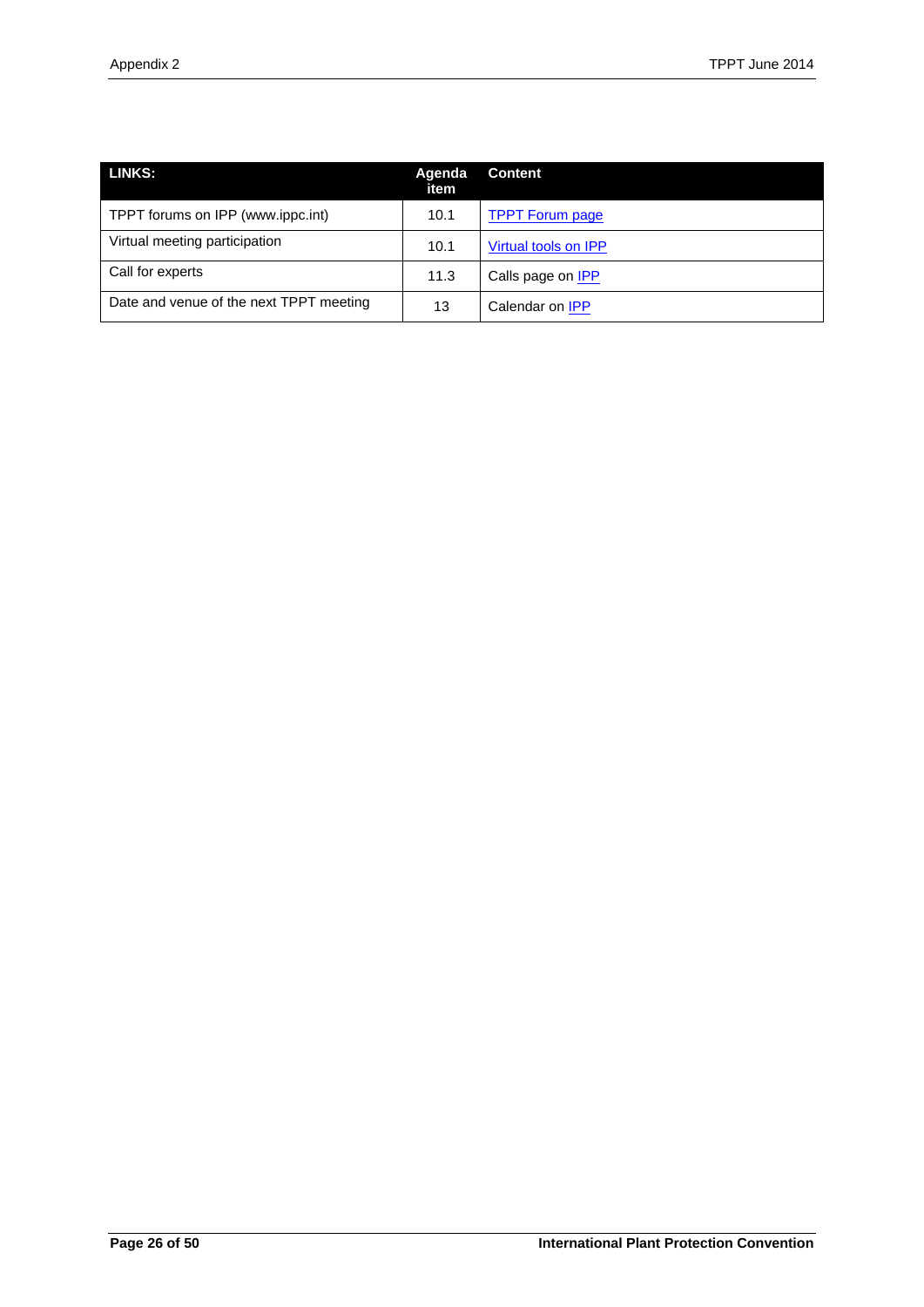| LINKS: | Agenda item | Content |
|---|---|---|
| TPPT forums on IPP (www.ippc.int) | 10.1 | TPPT Forum page |
| Virtual meeting participation | 10.1 | Virtual tools on IPP |
| Call for experts | 11.3 | Calls page on IPP |
| Date and venue of the next TPPT meeting | 13 | Calendar on IPP |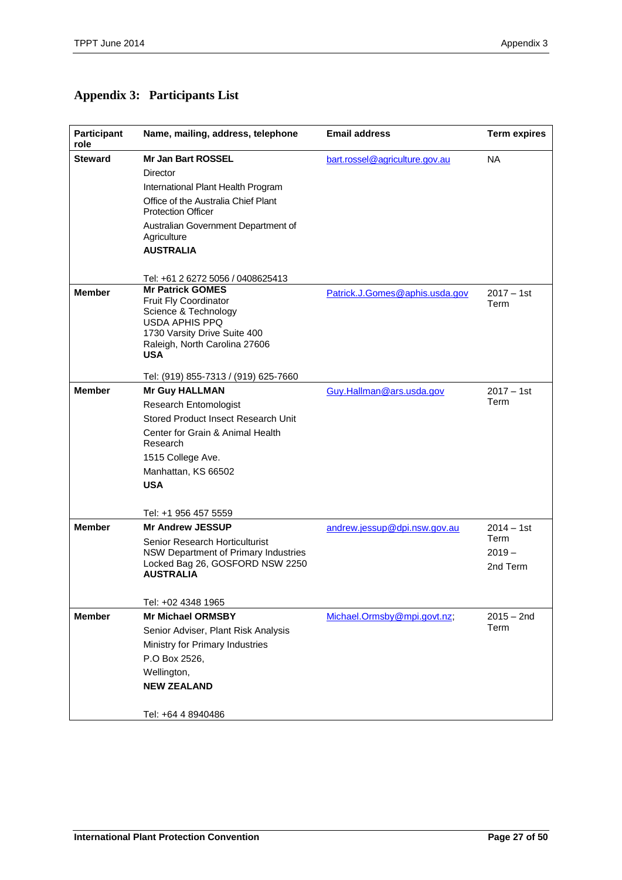## Appendix 3: Participants List

| Participant role | Name, mailing, address, telephone | Email address | Term expires |
|---|---|---|---|
| **Steward** | **Mr Jan Bart ROSSEL**<br>Director<br>International Plant Health Program<br>Office of the Australia Chief Plant Protection Officer<br>Australian Government Department of Agriculture<br>**AUSTRALIA**<br><br>Tel: +61 2 6272 5056 / 0408625413 | bart.rossel@agriculture.gov.au | NA |
| **Member** | **Mr Patrick GOMES**<br>Fruit Fly Coordinator<br>Science & Technology<br>USDA APHIS PPQ<br>1730 Varsity Drive Suite 400<br>Raleigh, North Carolina 27606<br>**USA**<br><br>Tel: (919) 855-7313 / (919) 625-7660 | Patrick.J.Gomes@aphis.usda.gov | 2017 – 1st Term |
| **Member** | **Mr Guy HALLMAN**<br>Research Entomologist<br>Stored Product Insect Research Unit<br>Center for Grain & Animal Health Research<br>1515 College Ave.<br>Manhattan, KS 66502<br>**USA**<br><br>Tel: +1 956 457 5559 | Guy.Hallman@ars.usda.gov | 2017 – 1st Term |
| **Member** | **Mr Andrew JESSUP**<br>Senior Research Horticulturist<br>NSW Department of Primary Industries<br>Locked Bag 26, GOSFORD NSW 2250<br>**AUSTRALIA**<br><br>Tel: +02 4348 1965 | andrew.jessup@dpi.nsw.gov.au | 2014 – 1st Term<br>2019 – 2nd Term |
| **Member** | **Mr Michael ORMSBY**<br>Senior Adviser, Plant Risk Analysis<br>Ministry for Primary Industries<br>P.O Box 2526,<br>Wellington,<br>**NEW ZEALAND**<br><br>Tel: +64 4 8940486 | Michael.Ormsby@mpi.govt.nz; | 2015 – 2nd Term |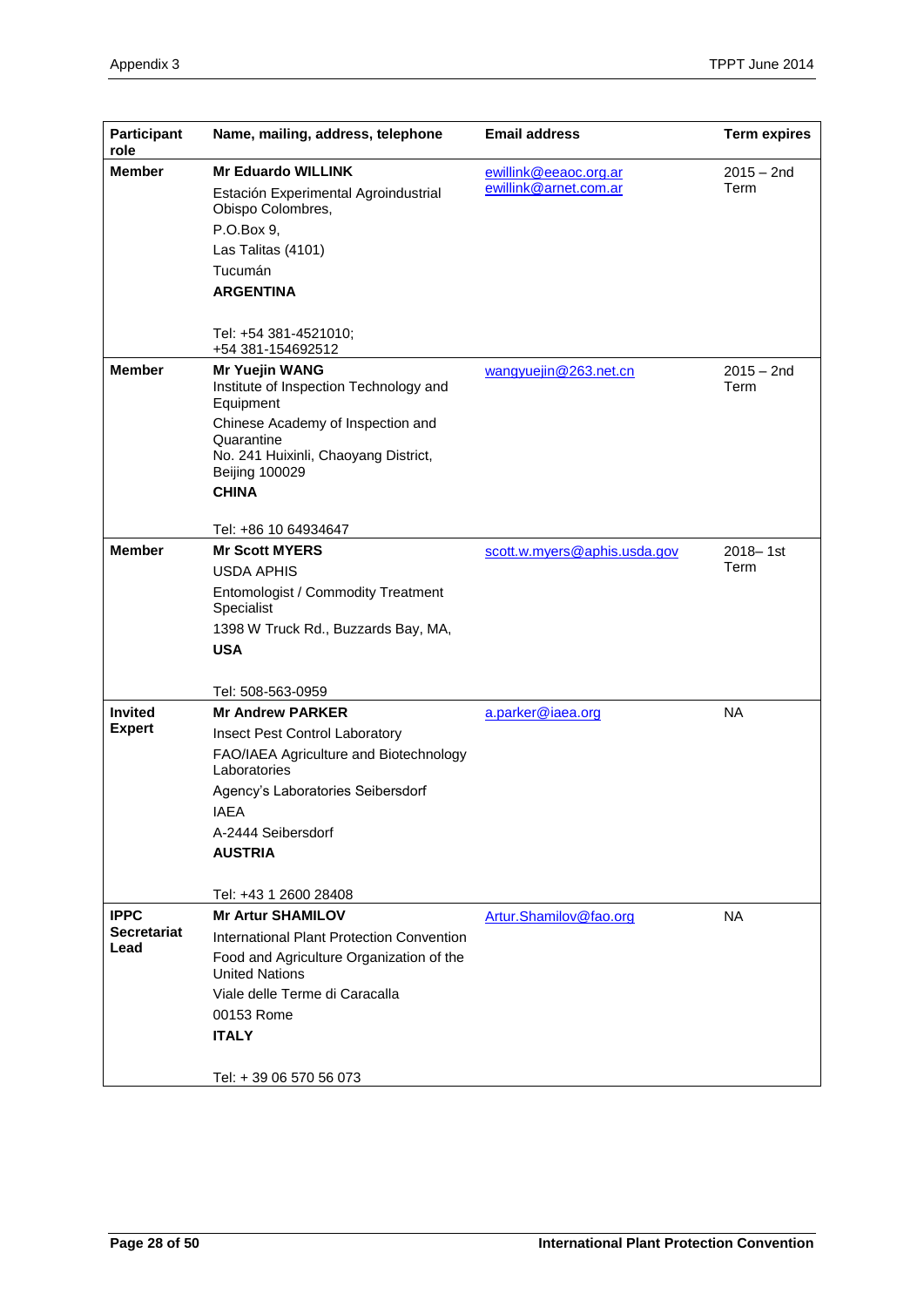| Participant role | Name, mailing, address, telephone | Email address | Term expires |
|---|---|---|---|
| **Member** | **Mr Eduardo WILLINK**<br>Estación Experimental Agroindustrial Obispo Colombres,<br>P.O.Box 9,<br>Las Talitas (4101)<br>Tucumán<br>**ARGENTINA**<br><br>Tel: +54 381-4521010;<br>+54 381-154692512 | ewillink@eeaoc.org.ar<br>ewillink@arnet.com.ar | 2015 – 2nd Term |
| **Member** | **Mr Yuejin WANG**<br>Institute of Inspection Technology and Equipment<br>Chinese Academy of Inspection and Quarantine<br>No. 241 Huixinli, Chaoyang District, Beijing 100029<br>**CHINA**<br><br>Tel: +86 10 64934647 | wangyuejin@263.net.cn | 2015 – 2nd Term |
| **Member** | **Mr Scott MYERS**<br>USDA APHIS<br>Entomologist / Commodity Treatment Specialist<br>1398 W Truck Rd., Buzzards Bay, MA,<br>**USA**<br><br>Tel: 508-563-0959 | scott.w.myers@aphis.usda.gov | 2018– 1st Term |
| **Invited Expert** | **Mr Andrew PARKER**<br>Insect Pest Control Laboratory<br>FAO/IAEA Agriculture and Biotechnology Laboratories<br>Agency's Laboratories Seibersdorf<br>IAEA<br>A-2444 Seibersdorf<br>**AUSTRIA**<br><br>Tel: +43 1 2600 28408 | a.parker@iaea.org | NA |
| **IPPC Secretariat Lead** | **Mr Artur SHAMILOV**<br>International Plant Protection Convention<br>Food and Agriculture Organization of the United Nations<br>Viale delle Terme di Caracalla<br>00153 Rome<br>**ITALY**<br><br>Tel: + 39 06 570 56 073 | Artur.Shamilov@fao.org | NA |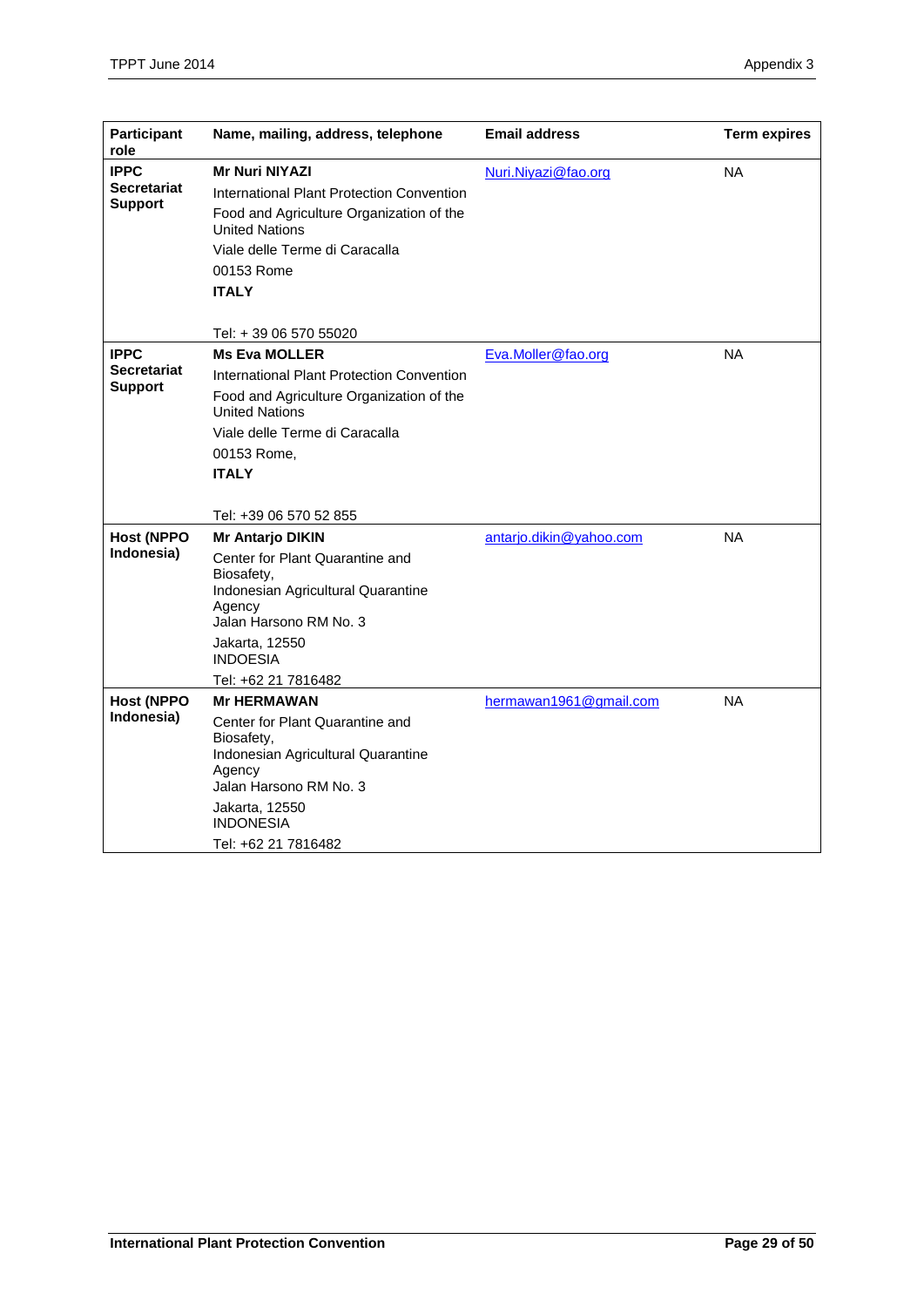| Participant role | Name, mailing, address, telephone | Email address | Term expires |
|---|---|---|---|
| **IPPC Secretariat Support** | **Mr Nuri NIYAZI**<br>International Plant Protection Convention<br>Food and Agriculture Organization of the United Nations<br>Viale delle Terme di Caracalla<br>00153 Rome<br>**ITALY**<br><br>Tel: + 39 06 570 55020 | Nuri.Niyazi@fao.org | NA |
| **IPPC Secretariat Support** | **Ms Eva MOLLER**<br>International Plant Protection Convention<br>Food and Agriculture Organization of the United Nations<br>Viale delle Terme di Caracalla<br>00153 Rome,<br>**ITALY**<br><br>Tel: +39 06 570 52 855 | Eva.Moller@fao.org | NA |
| **Host (NPPO Indonesia)** | **Mr Antarjo DIKIN**<br>Center for Plant Quarantine and Biosafety,<br>Indonesian Agricultural Quarantine Agency<br>Jalan Harsono RM No. 3<br>Jakarta, 12550<br>INDOESIA<br>Tel: +62 21 7816482 | antarjo.dikin@yahoo.com | NA |
| **Host (NPPO Indonesia)** | **Mr HERMAWAN**<br>Center for Plant Quarantine and Biosafety,<br>Indonesian Agricultural Quarantine Agency<br>Jalan Harsono RM No. 3<br>Jakarta, 12550<br>INDONESIA<br>Tel: +62 21 7816482 | hermawan1961@gmail.com | NA |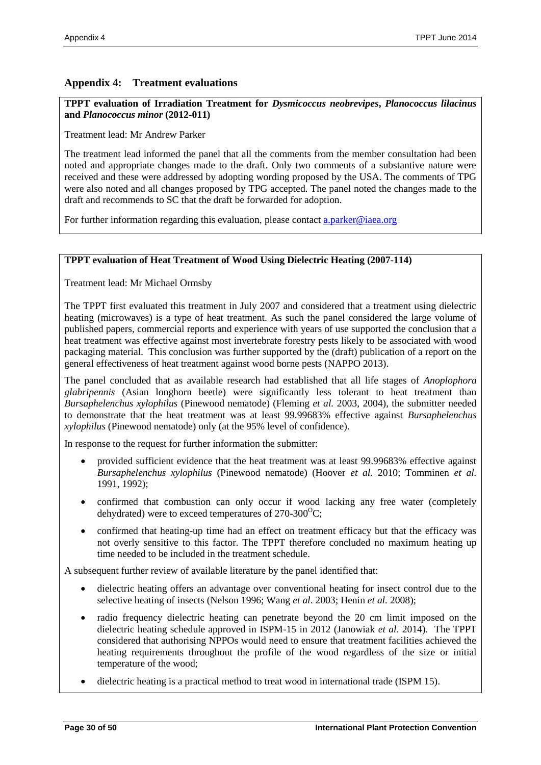## Appendix 4: Treatment evaluations

**TPPT evaluation of Irradiation Treatment for *Dysmicoccus neobrevipes*, *Planococcus lilacinus* and *Planococcus minor* (2012-011)**

Treatment lead: Mr Andrew Parker

The treatment lead informed the panel that all the comments from the member consultation had been noted and appropriate changes made to the draft. Only two comments of a substantive nature were received and these were addressed by adopting wording proposed by the USA. The comments of TPG were also noted and all changes proposed by TPG accepted. The panel noted the changes made to the draft and recommends to SC that the draft be forwarded for adoption.

For further information regarding this evaluation, please contact a.parker@iaea.org

**TPPT evaluation of Heat Treatment of Wood Using Dielectric Heating (2007-114)**

Treatment lead: Mr Michael Ormsby

The TPPT first evaluated this treatment in July 2007 and considered that a treatment using dielectric heating (microwaves) is a type of heat treatment. As such the panel considered the large volume of published papers, commercial reports and experience with years of use supported the conclusion that a heat treatment was effective against most invertebrate forestry pests likely to be associated with wood packaging material. This conclusion was further supported by the (draft) publication of a report on the general effectiveness of heat treatment against wood borne pests (NAPPO 2013).

The panel concluded that as available research had established that all life stages of *Anoplophora glabripennis* (Asian longhorn beetle) were significantly less tolerant to heat treatment than *Bursaphelenchus xylophilus* (Pinewood nematode) (Fleming *et al.* 2003, 2004), the submitter needed to demonstrate that the heat treatment was at least 99.99683% effective against *Bursaphelenchus xylophilus* (Pinewood nematode) only (at the 95% level of confidence).

In response to the request for further information the submitter:

- provided sufficient evidence that the heat treatment was at least 99.99683% effective against *Bursaphelenchus xylophilus* (Pinewood nematode) (Hoover *et al.* 2010; Tomminen *et al.* 1991, 1992);
- confirmed that combustion can only occur if wood lacking any free water (completely dehydrated) were to exceed temperatures of 270-300$^{O}$C;
- confirmed that heating-up time had an effect on treatment efficacy but that the efficacy was not overly sensitive to this factor. The TPPT therefore concluded no maximum heating up time needed to be included in the treatment schedule.

A subsequent further review of available literature by the panel identified that:

- dielectric heating offers an advantage over conventional heating for insect control due to the selective heating of insects (Nelson 1996; Wang *et al*. 2003; Henin *et al.* 2008);
- radio frequency dielectric heating can penetrate beyond the 20 cm limit imposed on the dielectric heating schedule approved in ISPM-15 in 2012 (Janowiak *et al.* 2014). The TPPT considered that authorising NPPOs would need to ensure that treatment facilities achieved the heating requirements throughout the profile of the wood regardless of the size or initial temperature of the wood;
- dielectric heating is a practical method to treat wood in international trade (ISPM 15).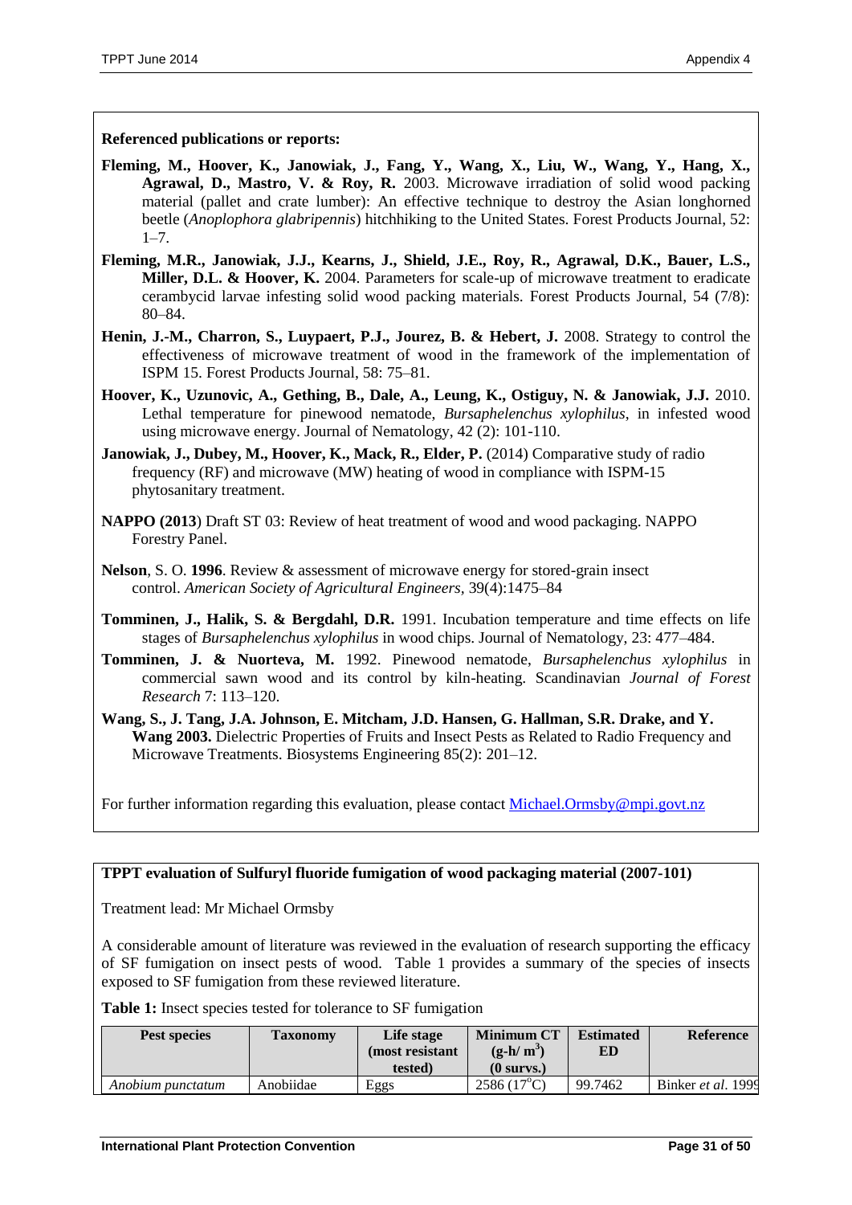**Referenced publications or reports:**

**Fleming, M., Hoover, K., Janowiak, J., Fang, Y., Wang, X., Liu, W., Wang, Y., Hang, X., Agrawal, D., Mastro, V. & Roy, R.** 2003. Microwave irradiation of solid wood packing material (pallet and crate lumber): An effective technique to destroy the Asian longhorned beetle (*Anoplophora glabripennis*) hitchhiking to the United States. Forest Products Journal, 52: 1–7.

**Fleming, M.R., Janowiak, J.J., Kearns, J., Shield, J.E., Roy, R., Agrawal, D.K., Bauer, L.S., Miller, D.L. & Hoover, K.** 2004. Parameters for scale-up of microwave treatment to eradicate cerambycid larvae infesting solid wood packing materials. Forest Products Journal, 54 (7/8): 80–84.

**Henin, J.-M., Charron, S., Luypaert, P.J., Jourez, B. & Hebert, J.** 2008. Strategy to control the effectiveness of microwave treatment of wood in the framework of the implementation of ISPM 15. Forest Products Journal, 58: 75–81.

**Hoover, K., Uzunovic, A., Gething, B., Dale, A., Leung, K., Ostiguy, N. & Janowiak, J.J.** 2010. Lethal temperature for pinewood nematode, *Bursaphelenchus xylophilus*, in infested wood using microwave energy. Journal of Nematology, 42 (2): 101-110.

**Janowiak, J., Dubey, M., Hoover, K., Mack, R., Elder, P.** (2014) Comparative study of radio frequency (RF) and microwave (MW) heating of wood in compliance with ISPM-15 phytosanitary treatment.

**NAPPO (2013**) Draft ST 03: Review of heat treatment of wood and wood packaging. NAPPO Forestry Panel.

**Nelson**, S. O. **1996**. Review & assessment of microwave energy for stored-grain insect control. *American Society of Agricultural Engineers*, 39(4):1475–84

**Tomminen, J., Halik, S. & Bergdahl, D.R.** 1991. Incubation temperature and time effects on life stages of *Bursaphelenchus xylophilus* in wood chips. Journal of Nematology, 23: 477–484.

**Tomminen, J. & Nuorteva, M.** 1992. Pinewood nematode, *Bursaphelenchus xylophilus* in commercial sawn wood and its control by kiln-heating. Scandinavian *Journal of Forest Research* 7: 113–120.

**Wang, S., J. Tang, J.A. Johnson, E. Mitcham, J.D. Hansen, G. Hallman, S.R. Drake, and Y. Wang 2003.** Dielectric Properties of Fruits and Insect Pests as Related to Radio Frequency and Microwave Treatments. Biosystems Engineering 85(2): 201–12.

For further information regarding this evaluation, please contact Michael.Ormsby@mpi.govt.nz

**TPPT evaluation of Sulfuryl fluoride fumigation of wood packaging material (2007-101)**

Treatment lead: Mr Michael Ormsby

A considerable amount of literature was reviewed in the evaluation of research supporting the efficacy of SF fumigation on insect pests of wood. Table 1 provides a summary of the species of insects exposed to SF fumigation from these reviewed literature.

**Table 1:** Insect species tested for tolerance to SF fumigation

| Pest species | Taxonomy | Life stage (most resistant tested) | Minimum CT (g-h/ $m^3$) (0 survs.) | Estimated ED | Reference |
|---|---|---|---|---|---|
| *Anobium punctatum* | Anobiidae | Eggs | 2586 (17°C) | 99.7462 | Binker *et al.* 1999 |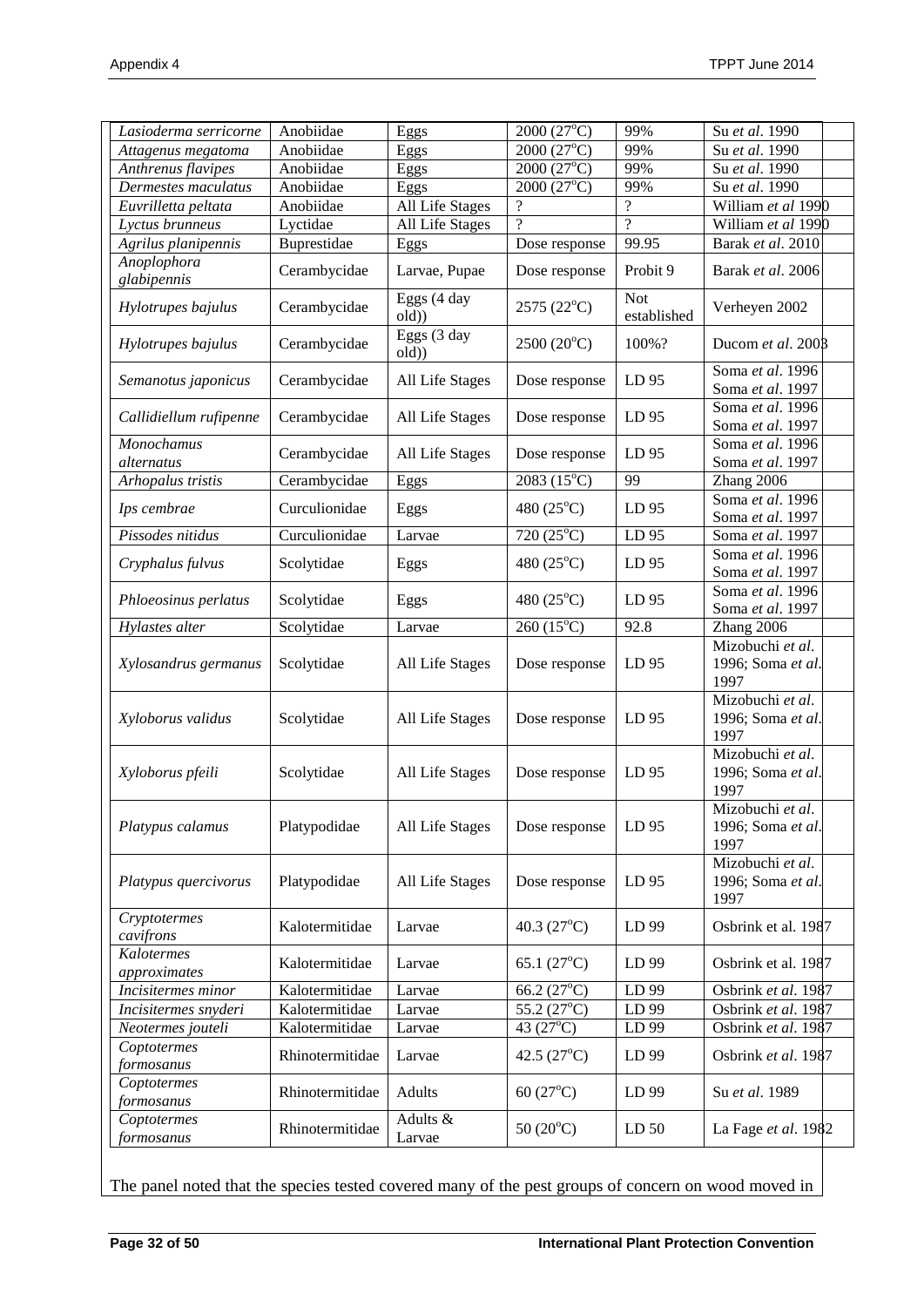| | | | | | |
|---|---|---|---|---|---|
| *Lasioderma serricorne* | Anobiidae | Eggs | 2000 (27°C) | 99% | Su *et al*. 1990 |
| *Attagenus megatoma* | Anobiidae | Eggs | 2000 (27°C) | 99% | Su *et al*. 1990 |
| *Anthrenus flavipes* | Anobiidae | Eggs | 2000 (27°C) | 99% | Su *et al*. 1990 |
| *Dermestes maculatus* | Anobiidae | Eggs | 2000 (27°C) | 99% | Su *et al*. 1990 |
| *Euvrilletta peltata* | Anobiidae | All Life Stages | ? | ? | William *et al* 1990 |
| *Lyctus brunneus* | Lyctidae | All Life Stages | ? | ? | William *et al* 1990 |
| *Agrilus planipennis* | Buprestidae | Eggs | Dose response | 99.95 | Barak *et al*. 2010 |
| *Anoplophora glabipennis* | Cerambycidae | Larvae, Pupae | Dose response | Probit 9 | Barak *et al*. 2006 |
| *Hylotrupes bajulus* | Cerambycidae | Eggs (4 day old)) | 2575 (22°C) | Not established | Verheyen 2002 |
| *Hylotrupes bajulus* | Cerambycidae | Eggs (3 day old)) | 2500 (20°C) | 100%? | Ducom *et al*. 2003 |
| *Semanotus japonicus* | Cerambycidae | All Life Stages | Dose response | LD 95 | Soma *et al*. 1996 Soma *et al*. 1997 |
| *Callidiellum rufipenne* | Cerambycidae | All Life Stages | Dose response | LD 95 | Soma *et al*. 1996 Soma *et al*. 1997 |
| *Monochamus alternatus* | Cerambycidae | All Life Stages | Dose response | LD 95 | Soma *et al*. 1996 Soma *et al*. 1997 |
| *Arhopalus tristis* | Cerambycidae | Eggs | 2083 (15°C) | 99 | Zhang 2006 |
| *Ips cembrae* | Curculionidae | Eggs | 480 (25°C) | LD 95 | Soma *et al*. 1996 Soma *et al*. 1997 |
| *Pissodes nitidus* | Curculionidae | Larvae | 720 (25°C) | LD 95 | Soma *et al*. 1997 |
| *Cryphalus fulvus* | Scolytidae | Eggs | 480 (25°C) | LD 95 | Soma *et al*. 1996 Soma *et al*. 1997 |
| *Phloeosinus perlatus* | Scolytidae | Eggs | 480 (25°C) | LD 95 | Soma *et al*. 1996 Soma *et al*. 1997 |
| *Hylastes alter* | Scolytidae | Larvae | 260 (15°C) | 92.8 | Zhang 2006 |
| *Xylosandrus germanus* | Scolytidae | All Life Stages | Dose response | LD 95 | Mizobuchi *et al*. 1996; Soma *et al*. 1997 |
| *Xyloborus validus* | Scolytidae | All Life Stages | Dose response | LD 95 | Mizobuchi *et al*. 1996; Soma *et al*. 1997 |
| *Xyloborus pfeili* | Scolytidae | All Life Stages | Dose response | LD 95 | Mizobuchi *et al*. 1996; Soma *et al*. 1997 |
| *Platypus calamus* | Platypodidae | All Life Stages | Dose response | LD 95 | Mizobuchi *et al*. 1996; Soma *et al*. 1997 |
| *Platypus quercivorus* | Platypodidae | All Life Stages | Dose response | LD 95 | Mizobuchi *et al*. 1996; Soma *et al*. 1997 |
| *Cryptotermes cavifrons* | Kalotermitidae | Larvae | 40.3 (27°C) | LD 99 | Osbrink et al. 1987 |
| *Kalotermes approximates* | Kalotermitidae | Larvae | 65.1 (27°C) | LD 99 | Osbrink et al. 1987 |
| *Incisitermes minor* | Kalotermitidae | Larvae | 66.2 (27°C) | LD 99 | Osbrink *et al*. 1987 |
| *Incisitermes snyderi* | Kalotermitidae | Larvae | 55.2 (27°C) | LD 99 | Osbrink *et al*. 1987 |
| *Neotermes jouteli* | Kalotermitidae | Larvae | 43 (27°C) | LD 99 | Osbrink *et al*. 1987 |
| *Coptotermes formosanus* | Rhinotermitidae | Larvae | 42.5 (27°C) | LD 99 | Osbrink *et al*. 1987 |
| *Coptotermes formosanus* | Rhinotermitidae | Adults | 60 (27°C) | LD 99 | Su *et al*. 1989 |
| *Coptotermes formosanus* | Rhinotermitidae | Adults & Larvae | 50 (20°C) | LD 50 | La Fage *et al*. 1982 |

The panel noted that the species tested covered many of the pest groups of concern on wood moved in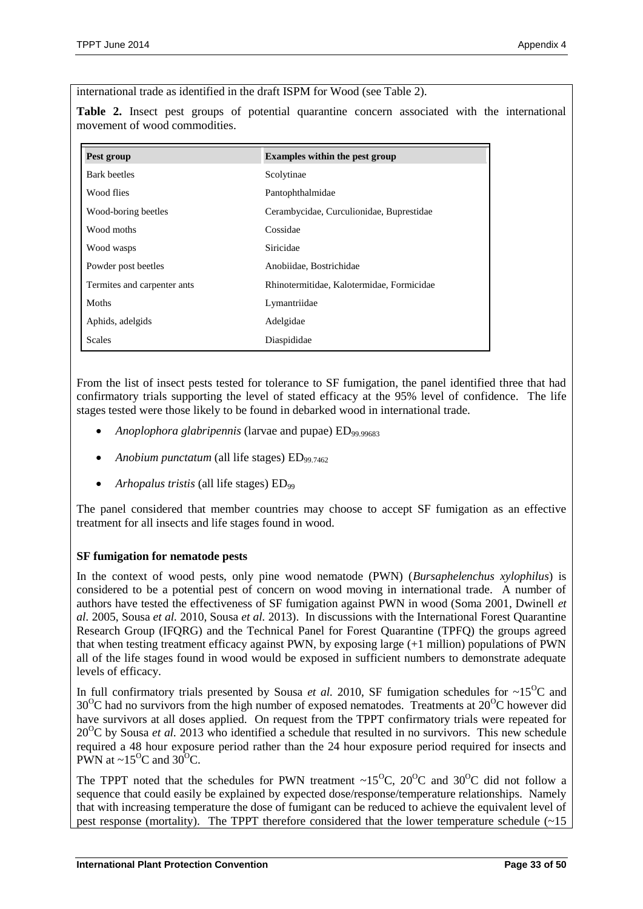international trade as identified in the draft ISPM for Wood (see Table 2).

**Table 2.** Insect pest groups of potential quarantine concern associated with the international movement of wood commodities.

| Pest group | Examples within the pest group |
|---|---|
| Bark beetles | Scolytinae |
| Wood flies | Pantophthalmidae |
| Wood-boring beetles | Cerambycidae, Curculionidae, Buprestidae |
| Wood moths | Cossidae |
| Wood wasps | Siricidae |
| Powder post beetles | Anobiidae, Bostrichidae |
| Termites and carpenter ants | Rhinotermitidae, Kalotermidae, Formicidae |
| Moths | Lymantriidae |
| Aphids, adelgids | Adelgidae |
| Scales | Diaspididae |

From the list of insect pests tested for tolerance to SF fumigation, the panel identified three that had confirmatory trials supporting the level of stated efficacy at the 95% level of confidence. The life stages tested were those likely to be found in debarked wood in international trade.

- *Anoplophora glabripennis* (larvae and pupae) $ED_{99.99683}$
- *Anobium punctatum* (all life stages) $ED_{99.7462}$
- *Arhopalus tristis* (all life stages) $ED_{99}$

The panel considered that member countries may choose to accept SF fumigation as an effective treatment for all insects and life stages found in wood.

**SF fumigation for nematode pests**

In the context of wood pests, only pine wood nematode (PWN) (*Bursaphelenchus xylophilus*) is considered to be a potential pest of concern on wood moving in international trade. A number of authors have tested the effectiveness of SF fumigation against PWN in wood (Soma 2001, Dwinell *et al.* 2005, Sousa *et al.* 2010, Sousa *et al.* 2013). In discussions with the International Forest Quarantine Research Group (IFQRG) and the Technical Panel for Forest Quarantine (TPFQ) the groups agreed that when testing treatment efficacy against PWN, by exposing large (+1 million) populations of PWN all of the life stages found in wood would be exposed in sufficient numbers to demonstrate adequate levels of efficacy.

In full confirmatory trials presented by Sousa *et al.* 2010, SF fumigation schedules for ~15$^{O}$C and 30$^{O}$C had no survivors from the high number of exposed nematodes. Treatments at 20$^{O}$C however did have survivors at all doses applied. On request from the TPPT confirmatory trials were repeated for 20$^{O}$C by Sousa *et al.* 2013 who identified a schedule that resulted in no survivors. This new schedule required a 48 hour exposure period rather than the 24 hour exposure period required for insects and PWN at ~15$^{O}$C and 30$^{O}$C.

The TPPT noted that the schedules for PWN treatment ~15$^{O}$C, 20$^{O}$C and 30$^{O}$C did not follow a sequence that could easily be explained by expected dose/response/temperature relationships. Namely that with increasing temperature the dose of fumigant can be reduced to achieve the equivalent level of pest response (mortality). The TPPT therefore considered that the lower temperature schedule (~15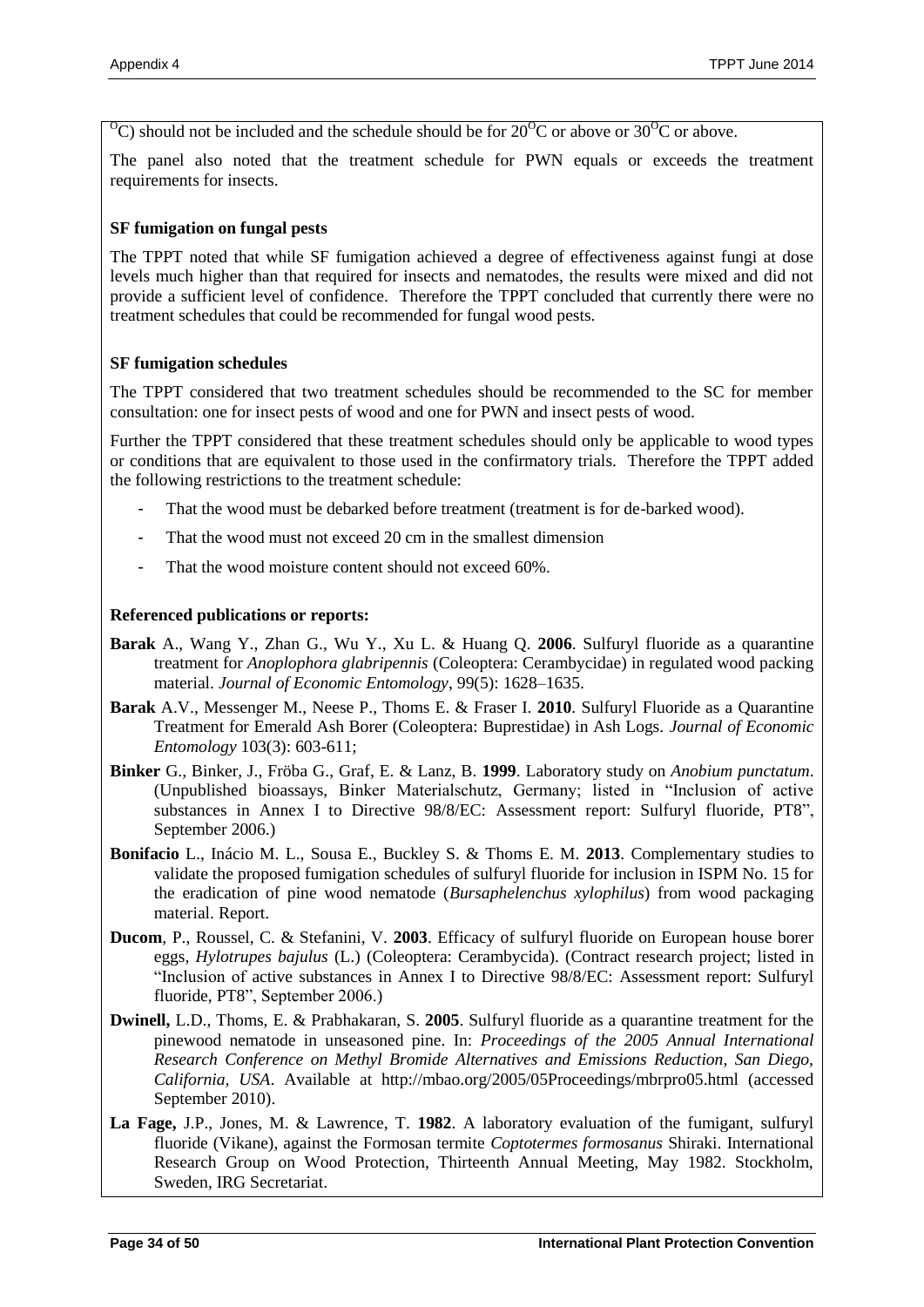$^{O}C$) should not be included and the schedule should be for $20^{O}C$ or above or $30^{O}C$ or above.

The panel also noted that the treatment schedule for PWN equals or exceeds the treatment requirements for insects.

**SF fumigation on fungal pests**

The TPPT noted that while SF fumigation achieved a degree of effectiveness against fungi at dose levels much higher than that required for insects and nematodes, the results were mixed and did not provide a sufficient level of confidence. Therefore the TPPT concluded that currently there were no treatment schedules that could be recommended for fungal wood pests.

**SF fumigation schedules**

The TPPT considered that two treatment schedules should be recommended to the SC for member consultation: one for insect pests of wood and one for PWN and insect pests of wood.

Further the TPPT considered that these treatment schedules should only be applicable to wood types or conditions that are equivalent to those used in the confirmatory trials. Therefore the TPPT added the following restrictions to the treatment schedule:

- That the wood must be debarked before treatment (treatment is for de-barked wood).
- That the wood must not exceed 20 cm in the smallest dimension
- That the wood moisture content should not exceed 60%.

**Referenced publications or reports:**

**Barak** A., Wang Y., Zhan G., Wu Y., Xu L. & Huang Q. **2006**. Sulfuryl fluoride as a quarantine treatment for *Anoplophora glabripennis* (Coleoptera: Cerambycidae) in regulated wood packing material. *Journal of Economic Entomology*, 99(5): 1628–1635.

**Barak** A.V., Messenger M., Neese P., Thoms E. & Fraser I. **2010**. Sulfuryl Fluoride as a Quarantine Treatment for Emerald Ash Borer (Coleoptera: Buprestidae) in Ash Logs. *Journal of Economic Entomology* 103(3): 603-611;

**Binker** G., Binker, J., Fröba G., Graf, E. & Lanz, B. **1999**. Laboratory study on *Anobium punctatum*. (Unpublished bioassays, Binker Materialschutz, Germany; listed in "Inclusion of active substances in Annex I to Directive 98/8/EC: Assessment report: Sulfuryl fluoride, PT8", September 2006.)

**Bonifacio** L., Inácio M. L., Sousa E., Buckley S. & Thoms E. M. **2013**. Complementary studies to validate the proposed fumigation schedules of sulfuryl fluoride for inclusion in ISPM No. 15 for the eradication of pine wood nematode (*Bursaphelenchus xylophilus*) from wood packaging material. Report.

**Ducom**, P., Roussel, C. & Stefanini, V. **2003**. Efficacy of sulfuryl fluoride on European house borer eggs, *Hylotrupes bajulus* (L.) (Coleoptera: Cerambycida). (Contract research project; listed in "Inclusion of active substances in Annex I to Directive 98/8/EC: Assessment report: Sulfuryl fluoride, PT8", September 2006.)

**Dwinell,** L.D., Thoms, E. & Prabhakaran, S. **2005**. Sulfuryl fluoride as a quarantine treatment for the pinewood nematode in unseasoned pine. In: *Proceedings of the 2005 Annual International Research Conference on Methyl Bromide Alternatives and Emissions Reduction, San Diego, California, USA*. Available at http://mbao.org/2005/05Proceedings/mbrpro05.html (accessed September 2010).

**La Fage,** J.P., Jones, M. & Lawrence, T. **1982**. A laboratory evaluation of the fumigant, sulfuryl fluoride (Vikane), against the Formosan termite *Coptotermes formosanus* Shiraki. International Research Group on Wood Protection, Thirteenth Annual Meeting, May 1982. Stockholm, Sweden, IRG Secretariat.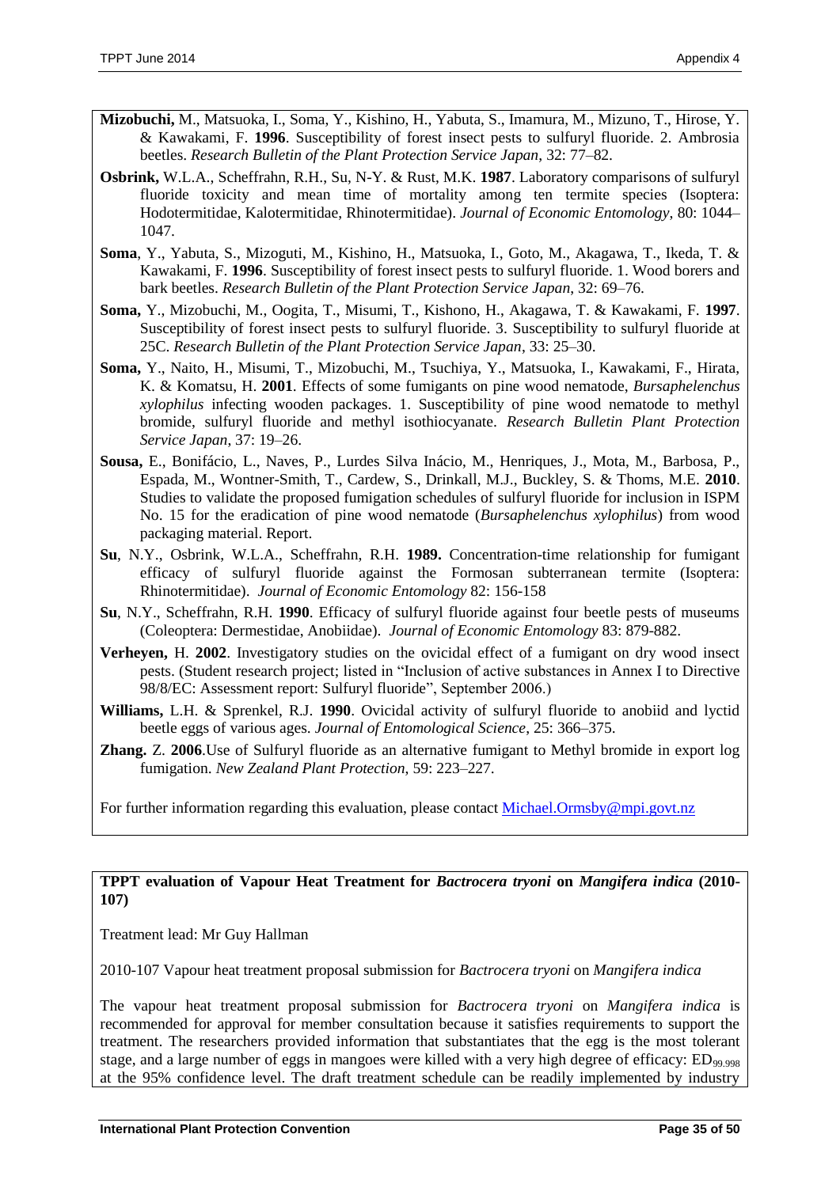**Mizobuchi,** M., Matsuoka, I., Soma, Y., Kishino, H., Yabuta, S., Imamura, M., Mizuno, T., Hirose, Y. & Kawakami, F. **1996**. Susceptibility of forest insect pests to sulfuryl fluoride. 2. Ambrosia beetles. *Research Bulletin of the Plant Protection Service Japan*, 32: 77–82.

**Osbrink,** W.L.A., Scheffrahn, R.H., Su, N-Y. & Rust, M.K. **1987**. Laboratory comparisons of sulfuryl fluoride toxicity and mean time of mortality among ten termite species (Isoptera: Hodotermitidae, Kalotermitidae, Rhinotermitidae). *Journal of Economic Entomology*, 80: 1044–1047.

**Soma**, Y., Yabuta, S., Mizoguti, M., Kishino, H., Matsuoka, I., Goto, M., Akagawa, T., Ikeda, T. & Kawakami, F. **1996**. Susceptibility of forest insect pests to sulfuryl fluoride. 1. Wood borers and bark beetles. *Research Bulletin of the Plant Protection Service Japan*, 32: 69–76.

**Soma,** Y., Mizobuchi, M., Oogita, T., Misumi, T., Kishono, H., Akagawa, T. & Kawakami, F. **1997**. Susceptibility of forest insect pests to sulfuryl fluoride. 3. Susceptibility to sulfuryl fluoride at 25C. *Research Bulletin of the Plant Protection Service Japan*, 33: 25–30.

**Soma,** Y., Naito, H., Misumi, T., Mizobuchi, M., Tsuchiya, Y., Matsuoka, I., Kawakami, F., Hirata, K. & Komatsu, H. **2001**. Effects of some fumigants on pine wood nematode, *Bursaphelenchus xylophilus* infecting wooden packages. 1. Susceptibility of pine wood nematode to methyl bromide, sulfuryl fluoride and methyl isothiocyanate. *Research Bulletin Plant Protection Service Japan*, 37: 19–26.

**Sousa,** E., Bonifácio, L., Naves, P., Lurdes Silva Inácio, M., Henriques, J., Mota, M., Barbosa, P., Espada, M., Wontner-Smith, T., Cardew, S., Drinkall, M.J., Buckley, S. & Thoms, M.E. **2010**. Studies to validate the proposed fumigation schedules of sulfuryl fluoride for inclusion in ISPM No. 15 for the eradication of pine wood nematode (*Bursaphelenchus xylophilus*) from wood packaging material. Report.

**Su**, N.Y., Osbrink, W.L.A., Scheffrahn, R.H. **1989.** Concentration-time relationship for fumigant efficacy of sulfuryl fluoride against the Formosan subterranean termite (Isoptera: Rhinotermitidae). *Journal of Economic Entomology* 82: 156-158

**Su**, N.Y., Scheffrahn, R.H. **1990**. Efficacy of sulfuryl fluoride against four beetle pests of museums (Coleoptera: Dermestidae, Anobiidae). *Journal of Economic Entomology* 83: 879-882.

**Verheyen,** H. **2002**. Investigatory studies on the ovicidal effect of a fumigant on dry wood insect pests. (Student research project; listed in "Inclusion of active substances in Annex I to Directive 98/8/EC: Assessment report: Sulfuryl fluoride", September 2006.)

**Williams,** L.H. & Sprenkel, R.J. **1990**. Ovicidal activity of sulfuryl fluoride to anobiid and lyctid beetle eggs of various ages. *Journal of Entomological Science*, 25: 366–375.

**Zhang.** Z. **2006**.Use of Sulfuryl fluoride as an alternative fumigant to Methyl bromide in export log fumigation. *New Zealand Plant Protection*, 59: 223–227.

For further information regarding this evaluation, please contact Michael.Ormsby@mpi.govt.nz

**TPPT evaluation of Vapour Heat Treatment for *Bactrocera tryoni* on *Mangifera indica* (2010-107)**

Treatment lead: Mr Guy Hallman

2010-107 Vapour heat treatment proposal submission for *Bactrocera tryoni* on *Mangifera indica*

The vapour heat treatment proposal submission for *Bactrocera tryoni* on *Mangifera indica* is recommended for approval for member consultation because it satisfies requirements to support the treatment. The researchers provided information that substantiates that the egg is the most tolerant stage, and a large number of eggs in mangoes were killed with a very high degree of efficacy: $ED_{99.998}$ at the 95% confidence level. The draft treatment schedule can be readily implemented by industry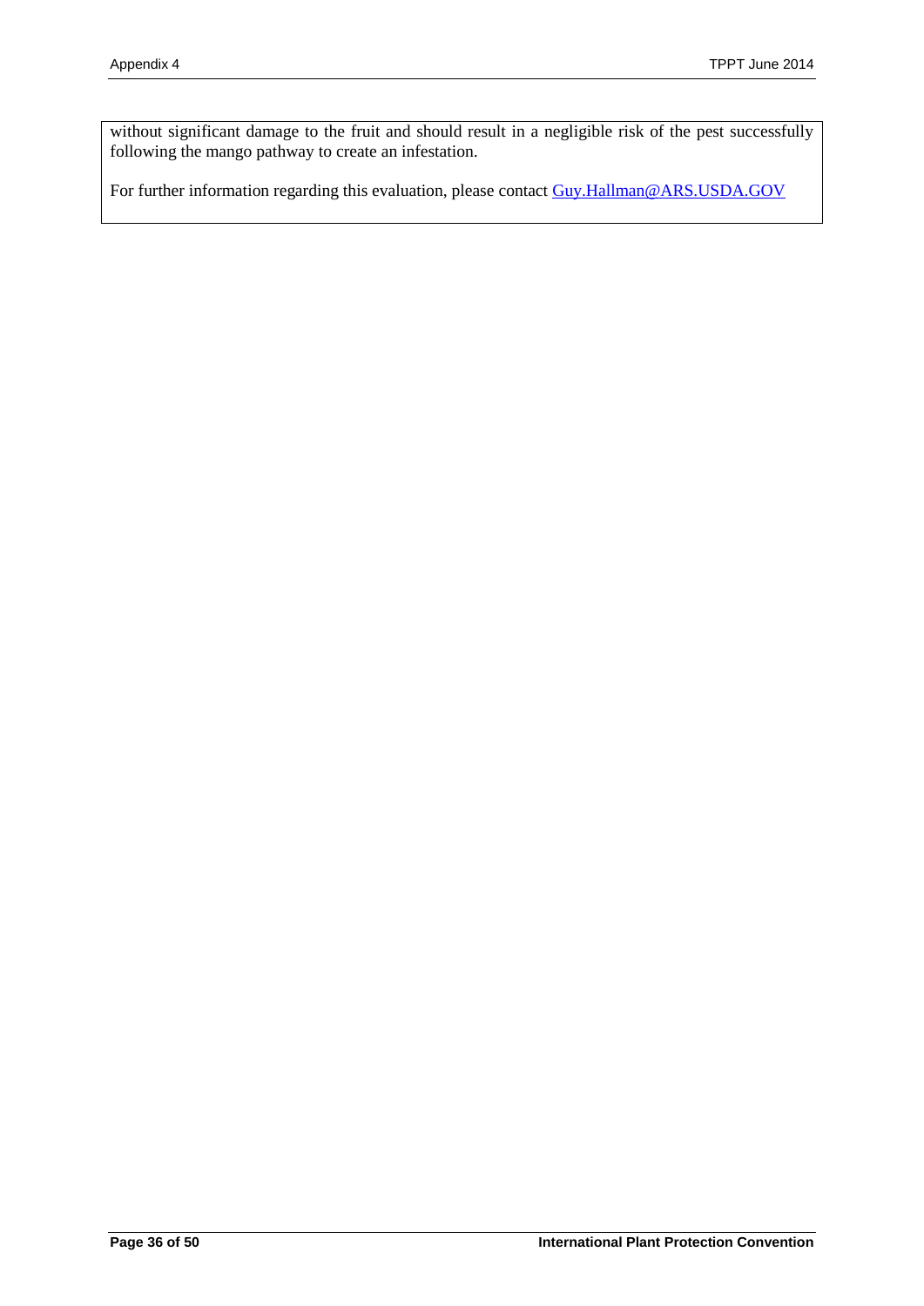without significant damage to the fruit and should result in a negligible risk of the pest successfully following the mango pathway to create an infestation.

For further information regarding this evaluation, please contact Guy.Hallman@ARS.USDA.GOV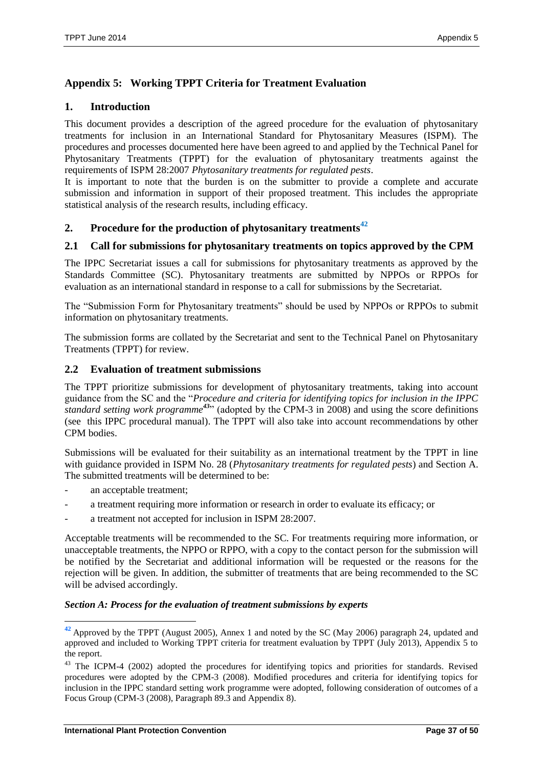## Appendix 5: Working TPPT Criteria for Treatment Evaluation

### 1. Introduction

This document provides a description of the agreed procedure for the evaluation of phytosanitary treatments for inclusion in an International Standard for Phytosanitary Measures (ISPM). The procedures and processes documented here have been agreed to and applied by the Technical Panel for Phytosanitary Treatments (TPPT) for the evaluation of phytosanitary treatments against the requirements of ISPM 28:2007 *Phytosanitary treatments for regulated pests*.

It is important to note that the burden is on the submitter to provide a complete and accurate submission and information in support of their proposed treatment. This includes the appropriate statistical analysis of the research results, including efficacy.

### 2. Procedure for the production of phytosanitary treatments[42]

### 2.1 Call for submissions for phytosanitary treatments on topics approved by the CPM

The IPPC Secretariat issues a call for submissions for phytosanitary treatments as approved by the Standards Committee (SC). Phytosanitary treatments are submitted by NPPOs or RPPOs for evaluation as an international standard in response to a call for submissions by the Secretariat.

The "Submission Form for Phytosanitary treatments" should be used by NPPOs or RPPOs to submit information on phytosanitary treatments.

The submission forms are collated by the Secretariat and sent to the Technical Panel on Phytosanitary Treatments (TPPT) for review.

### 2.2 Evaluation of treatment submissions

The TPPT prioritize submissions for development of phytosanitary treatments, taking into account guidance from the SC and the "*Procedure and criteria for identifying topics for inclusion in the IPPC standard setting work programme*[43]" (adopted by the CPM-3 in 2008) and using the score definitions (see this IPPC procedural manual). The TPPT will also take into account recommendations by other CPM bodies.

Submissions will be evaluated for their suitability as an international treatment by the TPPT in line with guidance provided in ISPM No. 28 (*Phytosanitary treatments for regulated pests*) and Section A. The submitted treatments will be determined to be:

- an acceptable treatment;
- a treatment requiring more information or research in order to evaluate its efficacy; or
- a treatment not accepted for inclusion in ISPM 28:2007.

Acceptable treatments will be recommended to the SC. For treatments requiring more information, or unacceptable treatments, the NPPO or RPPO, with a copy to the contact person for the submission will be notified by the Secretariat and additional information will be requested or the reasons for the rejection will be given. In addition, the submitter of treatments that are being recommended to the SC will be advised accordingly.

***Section A: Process for the evaluation of treatment submissions by experts***

---

[42] Approved by the TPPT (August 2005), Annex 1 and noted by the SC (May 2006) paragraph 24, updated and approved and included to Working TPPT criteria for treatment evaluation by TPPT (July 2013), Appendix 5 to the report.

[43] The ICPM-4 (2002) adopted the procedures for identifying topics and priorities for standards. Revised procedures were adopted by the CPM-3 (2008). Modified procedures and criteria for identifying topics for inclusion in the IPPC standard setting work programme were adopted, following consideration of outcomes of a Focus Group (CPM-3 (2008), Paragraph 89.3 and Appendix 8).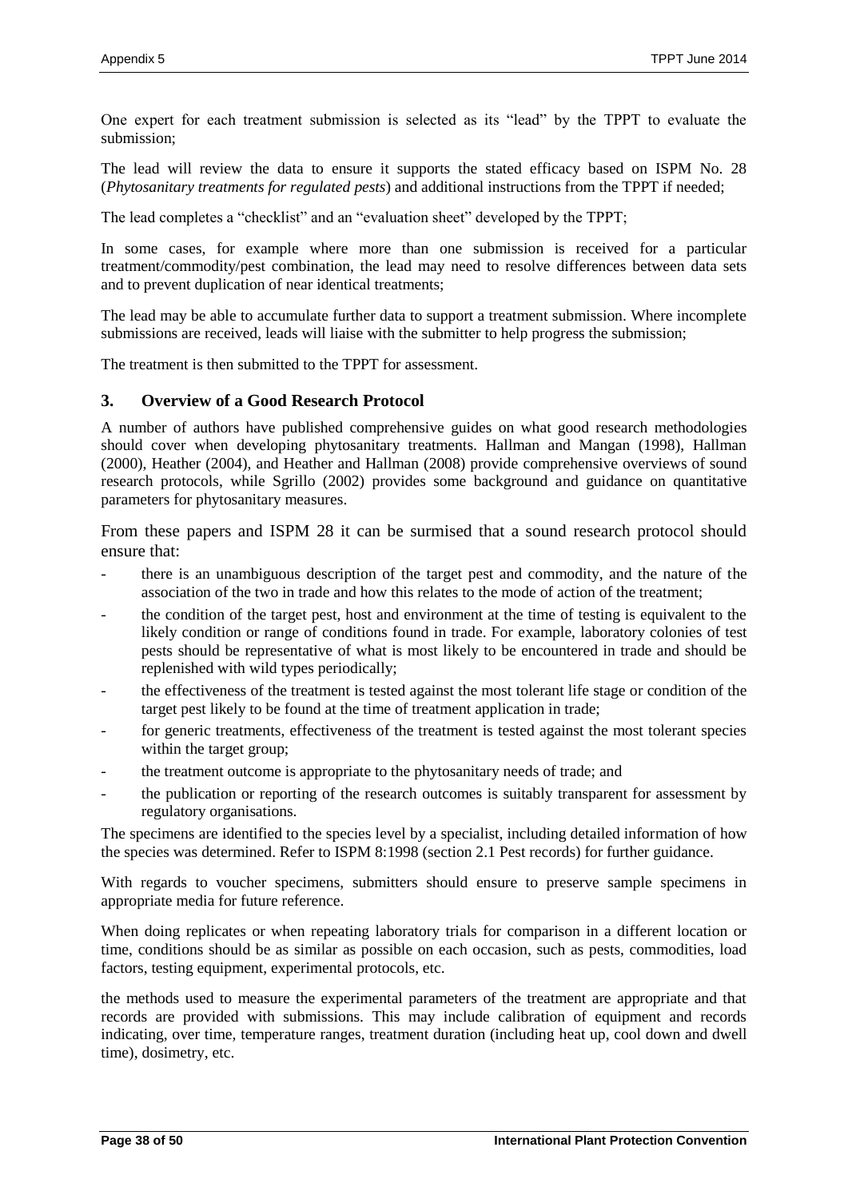One expert for each treatment submission is selected as its "lead" by the TPPT to evaluate the submission;

The lead will review the data to ensure it supports the stated efficacy based on ISPM No. 28 (*Phytosanitary treatments for regulated pests*) and additional instructions from the TPPT if needed;

The lead completes a "checklist" and an "evaluation sheet" developed by the TPPT;

In some cases, for example where more than one submission is received for a particular treatment/commodity/pest combination, the lead may need to resolve differences between data sets and to prevent duplication of near identical treatments;

The lead may be able to accumulate further data to support a treatment submission. Where incomplete submissions are received, leads will liaise with the submitter to help progress the submission;

The treatment is then submitted to the TPPT for assessment.

## 3. Overview of a Good Research Protocol

A number of authors have published comprehensive guides on what good research methodologies should cover when developing phytosanitary treatments. Hallman and Mangan (1998), Hallman (2000), Heather (2004), and Heather and Hallman (2008) provide comprehensive overviews of sound research protocols, while Sgrillo (2002) provides some background and guidance on quantitative parameters for phytosanitary measures.

From these papers and ISPM 28 it can be surmised that a sound research protocol should ensure that:

- there is an unambiguous description of the target pest and commodity, and the nature of the association of the two in trade and how this relates to the mode of action of the treatment;
- the condition of the target pest, host and environment at the time of testing is equivalent to the likely condition or range of conditions found in trade. For example, laboratory colonies of test pests should be representative of what is most likely to be encountered in trade and should be replenished with wild types periodically;
- the effectiveness of the treatment is tested against the most tolerant life stage or condition of the target pest likely to be found at the time of treatment application in trade;
- for generic treatments, effectiveness of the treatment is tested against the most tolerant species within the target group;
- the treatment outcome is appropriate to the phytosanitary needs of trade; and
- the publication or reporting of the research outcomes is suitably transparent for assessment by regulatory organisations.

The specimens are identified to the species level by a specialist, including detailed information of how the species was determined. Refer to ISPM 8:1998 (section 2.1 Pest records) for further guidance.

With regards to voucher specimens, submitters should ensure to preserve sample specimens in appropriate media for future reference.

When doing replicates or when repeating laboratory trials for comparison in a different location or time, conditions should be as similar as possible on each occasion, such as pests, commodities, load factors, testing equipment, experimental protocols, etc.

the methods used to measure the experimental parameters of the treatment are appropriate and that records are provided with submissions. This may include calibration of equipment and records indicating, over time, temperature ranges, treatment duration (including heat up, cool down and dwell time), dosimetry, etc.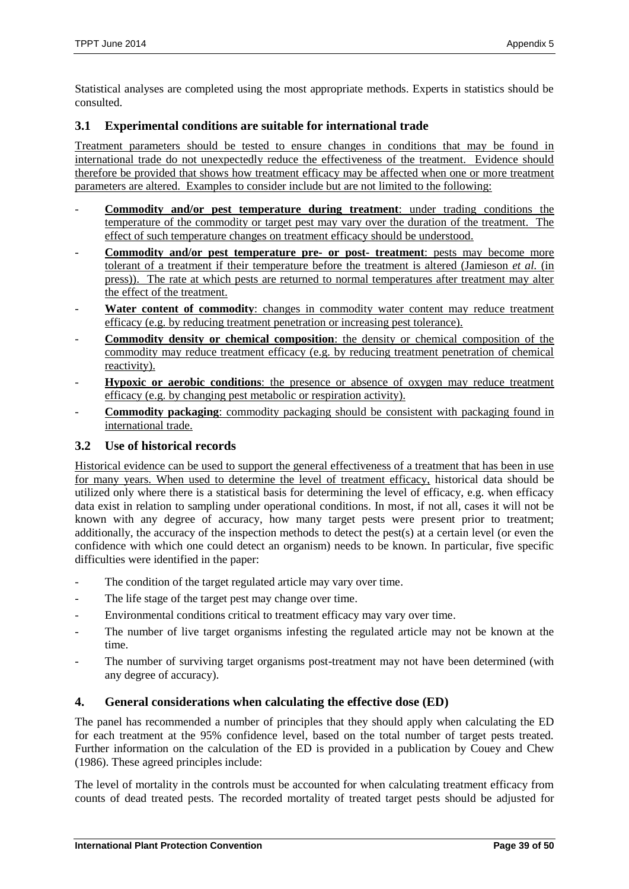Statistical analyses are completed using the most appropriate methods. Experts in statistics should be consulted.

### 3.1 Experimental conditions are suitable for international trade

Treatment parameters should be tested to ensure changes in conditions that may be found in international trade do not unexpectedly reduce the effectiveness of the treatment. Evidence should therefore be provided that shows how treatment efficacy may be affected when one or more treatment parameters are altered. Examples to consider include but are not limited to the following:

- **Commodity and/or pest temperature during treatment**: under trading conditions the temperature of the commodity or target pest may vary over the duration of the treatment. The effect of such temperature changes on treatment efficacy should be understood.
- **Commodity and/or pest temperature pre- or post- treatment**: pests may become more tolerant of a treatment if their temperature before the treatment is altered (Jamieson *et al.* (in press)). The rate at which pests are returned to normal temperatures after treatment may alter the effect of the treatment.
- **Water content of commodity**: changes in commodity water content may reduce treatment efficacy (e.g. by reducing treatment penetration or increasing pest tolerance).
- **Commodity density or chemical composition**: the density or chemical composition of the commodity may reduce treatment efficacy (e.g. by reducing treatment penetration of chemical reactivity).
- **Hypoxic or aerobic conditions**: the presence or absence of oxygen may reduce treatment efficacy (e.g. by changing pest metabolic or respiration activity).
- **Commodity packaging**: commodity packaging should be consistent with packaging found in international trade.

### 3.2 Use of historical records

Historical evidence can be used to support the general effectiveness of a treatment that has been in use for many years. When used to determine the level of treatment efficacy, historical data should be utilized only where there is a statistical basis for determining the level of efficacy, e.g. when efficacy data exist in relation to sampling under operational conditions. In most, if not all, cases it will not be known with any degree of accuracy, how many target pests were present prior to treatment; additionally, the accuracy of the inspection methods to detect the pest(s) at a certain level (or even the confidence with which one could detect an organism) needs to be known. In particular, five specific difficulties were identified in the paper:

- The condition of the target regulated article may vary over time.
- The life stage of the target pest may change over time.
- Environmental conditions critical to treatment efficacy may vary over time.
- The number of live target organisms infesting the regulated article may not be known at the time.
- The number of surviving target organisms post-treatment may not have been determined (with any degree of accuracy).

## 4. General considerations when calculating the effective dose (ED)

The panel has recommended a number of principles that they should apply when calculating the ED for each treatment at the 95% confidence level, based on the total number of target pests treated. Further information on the calculation of the ED is provided in a publication by Couey and Chew (1986). These agreed principles include:

The level of mortality in the controls must be accounted for when calculating treatment efficacy from counts of dead treated pests. The recorded mortality of treated target pests should be adjusted for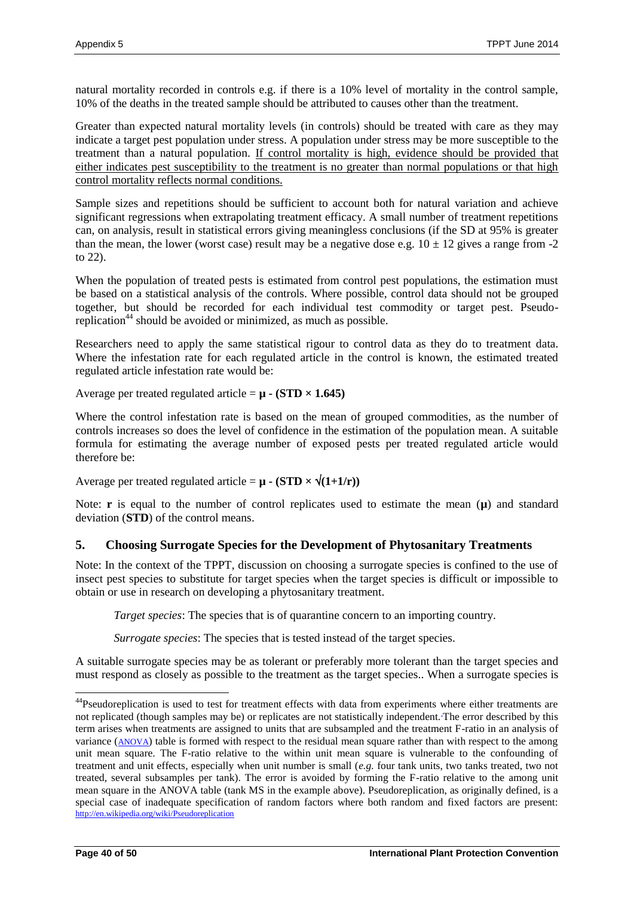natural mortality recorded in controls e.g. if there is a 10% level of mortality in the control sample, 10% of the deaths in the treated sample should be attributed to causes other than the treatment.

Greater than expected natural mortality levels (in controls) should be treated with care as they may indicate a target pest population under stress. A population under stress may be more susceptible to the treatment than a natural population. <u>If control mortality is high, evidence should be provided that either indicates pest susceptibility to the treatment is no greater than normal populations or that high control mortality reflects normal conditions.</u>

Sample sizes and repetitions should be sufficient to account both for natural variation and achieve significant regressions when extrapolating treatment efficacy. A small number of treatment repetitions can, on analysis, result in statistical errors giving meaningless conclusions (if the SD at 95% is greater than the mean, the lower (worst case) result may be a negative dose e.g. $10 \pm 12$ gives a range from -2 to 22).

When the population of treated pests is estimated from control pest populations, the estimation must be based on a statistical analysis of the controls. Where possible, control data should not be grouped together, but should be recorded for each individual test commodity or target pest. Pseudo-replication[44] should be avoided or minimized, as much as possible.

Researchers need to apply the same statistical rigour to control data as they do to treatment data. Where the infestation rate for each regulated article in the control is known, the estimated treated regulated article infestation rate would be:

Average per treated regulated article = $\mu - (STD \times 1.645)$

Where the control infestation rate is based on the mean of grouped commodities, as the number of controls increases so does the level of confidence in the estimation of the population mean. A suitable formula for estimating the average number of exposed pests per treated regulated article would therefore be:

Average per treated regulated article = $\mu - (STD \times \sqrt{(1+1/r)})$

Note: $r$ is equal to the number of control replicates used to estimate the mean ($\mu$) and standard deviation (**STD**) of the control means.

## 5. Choosing Surrogate Species for the Development of Phytosanitary Treatments

Note: In the context of the TPPT, discussion on choosing a surrogate species is confined to the use of insect pest species to substitute for target species when the target species is difficult or impossible to obtain or use in research on developing a phytosanitary treatment.

*Target species*: The species that is of quarantine concern to an importing country.

*Surrogate species*: The species that is tested instead of the target species.

A suitable surrogate species may be as tolerant or preferably more tolerant than the target species and must respond as closely as possible to the treatment as the target species.. When a surrogate species is

---

[44] Pseudoreplication is used to test for treatment effects with data from experiments where either treatments are not replicated (though samples may be) or replicates are not statistically independent. The error described by this term arises when treatments are assigned to units that are subsampled and the treatment F-ratio in an analysis of variance (ANOVA) table is formed with respect to the residual mean square rather than with respect to the among unit mean square. The F-ratio relative to the within unit mean square is vulnerable to the confounding of treatment and unit effects, especially when unit number is small (*e.g.* four tank units, two tanks treated, two not treated, several subsamples per tank). The error is avoided by forming the F-ratio relative to the among unit mean square in the ANOVA table (tank MS in the example above). Pseudoreplication, as originally defined, is a special case of inadequate specification of random factors where both random and fixed factors are present: http://en.wikipedia.org/wiki/Pseudoreplication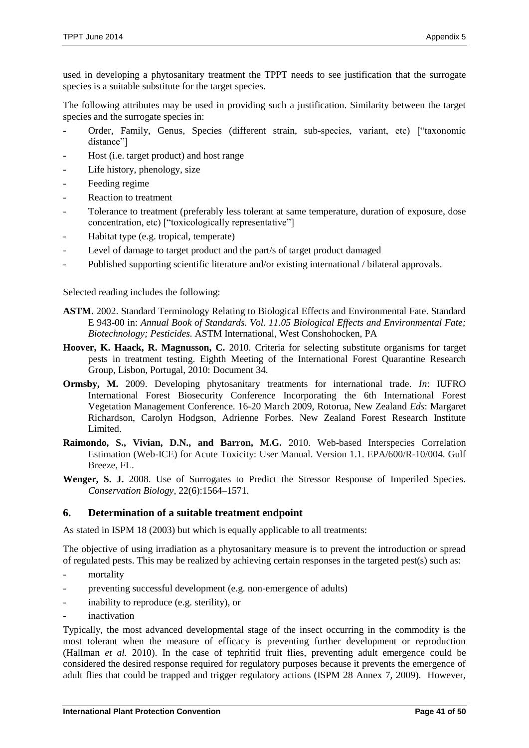used in developing a phytosanitary treatment the TPPT needs to see justification that the surrogate species is a suitable substitute for the target species.

The following attributes may be used in providing such a justification. Similarity between the target species and the surrogate species in:

- Order, Family, Genus, Species (different strain, sub-species, variant, etc) ["taxonomic distance"]
- Host (i.e. target product) and host range
- Life history, phenology, size
- Feeding regime
- Reaction to treatment
- Tolerance to treatment (preferably less tolerant at same temperature, duration of exposure, dose concentration, etc) ["toxicologically representative"]
- Habitat type (e.g. tropical, temperate)
- Level of damage to target product and the part/s of target product damaged
- Published supporting scientific literature and/or existing international / bilateral approvals.

Selected reading includes the following:

**ASTM.** 2002. Standard Terminology Relating to Biological Effects and Environmental Fate. Standard E 943-00 in: *Annual Book of Standards. Vol. 11.05 Biological Effects and Environmental Fate; Biotechnology; Pesticides.* ASTM International, West Conshohocken, PA

**Hoover, K. Haack, R. Magnusson, C.** 2010. Criteria for selecting substitute organisms for target pests in treatment testing. Eighth Meeting of the International Forest Quarantine Research Group, Lisbon, Portugal, 2010: Document 34.

**Ormsby, M.** 2009. Developing phytosanitary treatments for international trade. *In*: IUFRO International Forest Biosecurity Conference Incorporating the 6th International Forest Vegetation Management Conference. 16-20 March 2009, Rotorua, New Zealand *Eds*: Margaret Richardson, Carolyn Hodgson, Adrienne Forbes. New Zealand Forest Research Institute Limited.

**Raimondo, S., Vivian, D.N., and Barron, M.G.** 2010. Web-based Interspecies Correlation Estimation (Web-ICE) for Acute Toxicity: User Manual. Version 1.1. EPA/600/R-10/004. Gulf Breeze, FL.

**Wenger, S. J.** 2008. Use of Surrogates to Predict the Stressor Response of Imperiled Species. *Conservation Biology*, 22(6):1564–1571.

## 6. Determination of a suitable treatment endpoint

As stated in ISPM 18 (2003) but which is equally applicable to all treatments:

The objective of using irradiation as a phytosanitary measure is to prevent the introduction or spread of regulated pests. This may be realized by achieving certain responses in the targeted pest(s) such as:

- mortality
- preventing successful development (e.g. non-emergence of adults)
- inability to reproduce (e.g. sterility), or
- inactivation

Typically, the most advanced developmental stage of the insect occurring in the commodity is the most tolerant when the measure of efficacy is preventing further development or reproduction (Hallman *et al.* 2010). In the case of tephritid fruit flies, preventing adult emergence could be considered the desired response required for regulatory purposes because it prevents the emergence of adult flies that could be trapped and trigger regulatory actions (ISPM 28 Annex 7, 2009). However,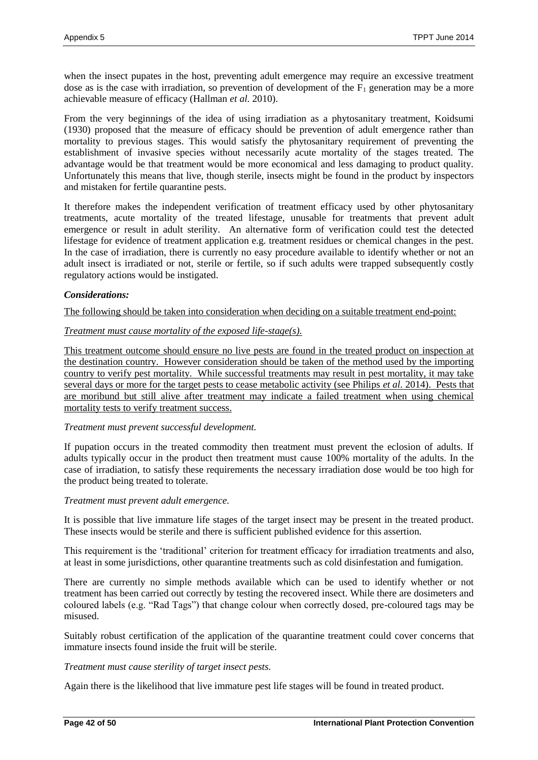when the insect pupates in the host, preventing adult emergence may require an excessive treatment dose as is the case with irradiation, so prevention of development of the $F_1$ generation may be a more achievable measure of efficacy (Hallman *et al.* 2010).

From the very beginnings of the idea of using irradiation as a phytosanitary treatment, Koidsumi (1930) proposed that the measure of efficacy should be prevention of adult emergence rather than mortality to previous stages. This would satisfy the phytosanitary requirement of preventing the establishment of invasive species without necessarily acute mortality of the stages treated. The advantage would be that treatment would be more economical and less damaging to product quality. Unfortunately this means that live, though sterile, insects might be found in the product by inspectors and mistaken for fertile quarantine pests.

It therefore makes the independent verification of treatment efficacy used by other phytosanitary treatments, acute mortality of the treated lifestage, unusable for treatments that prevent adult emergence or result in adult sterility. An alternative form of verification could test the detected lifestage for evidence of treatment application e.g. treatment residues or chemical changes in the pest. In the case of irradiation, there is currently no easy procedure available to identify whether or not an adult insect is irradiated or not, sterile or fertile, so if such adults were trapped subsequently costly regulatory actions would be instigated.

***Considerations:***

The following should be taken into consideration when deciding on a suitable treatment end-point:

*Treatment must cause mortality of the exposed life-stage(s).*

This treatment outcome should ensure no live pests are found in the treated product on inspection at the destination country. However consideration should be taken of the method used by the importing country to verify pest mortality. While successful treatments may result in pest mortality, it may take several days or more for the target pests to cease metabolic activity (see Philips *et al.* 2014). Pests that are moribund but still alive after treatment may indicate a failed treatment when using chemical mortality tests to verify treatment success.

*Treatment must prevent successful development.*

If pupation occurs in the treated commodity then treatment must prevent the eclosion of adults. If adults typically occur in the product then treatment must cause 100% mortality of the adults. In the case of irradiation, to satisfy these requirements the necessary irradiation dose would be too high for the product being treated to tolerate.

*Treatment must prevent adult emergence.*

It is possible that live immature life stages of the target insect may be present in the treated product. These insects would be sterile and there is sufficient published evidence for this assertion.

This requirement is the 'traditional' criterion for treatment efficacy for irradiation treatments and also, at least in some jurisdictions, other quarantine treatments such as cold disinfestation and fumigation.

There are currently no simple methods available which can be used to identify whether or not treatment has been carried out correctly by testing the recovered insect. While there are dosimeters and coloured labels (e.g. "Rad Tags") that change colour when correctly dosed, pre-coloured tags may be misused.

Suitably robust certification of the application of the quarantine treatment could cover concerns that immature insects found inside the fruit will be sterile.

*Treatment must cause sterility of target insect pests.*

Again there is the likelihood that live immature pest life stages will be found in treated product.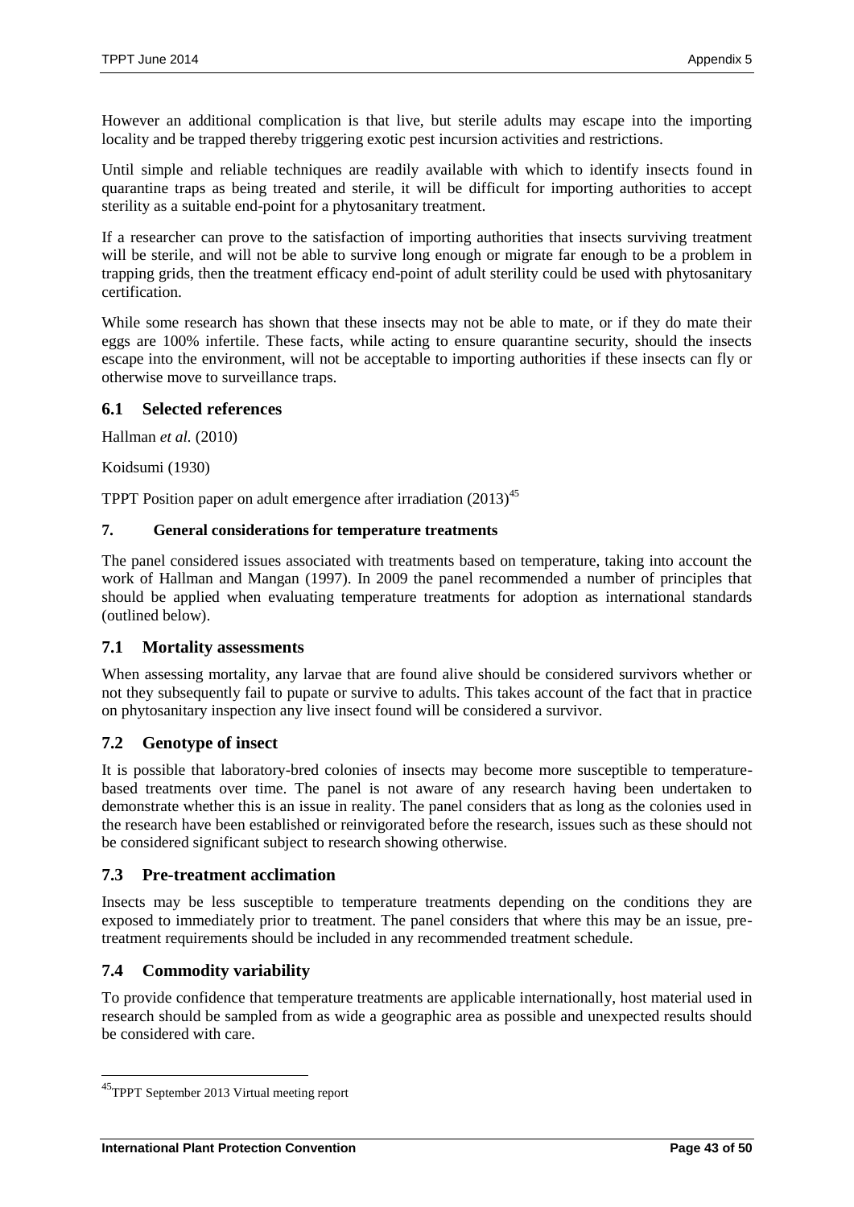However an additional complication is that live, but sterile adults may escape into the importing locality and be trapped thereby triggering exotic pest incursion activities and restrictions.

Until simple and reliable techniques are readily available with which to identify insects found in quarantine traps as being treated and sterile, it will be difficult for importing authorities to accept sterility as a suitable end-point for a phytosanitary treatment.

If a researcher can prove to the satisfaction of importing authorities that insects surviving treatment will be sterile, and will not be able to survive long enough or migrate far enough to be a problem in trapping grids, then the treatment efficacy end-point of adult sterility could be used with phytosanitary certification.

While some research has shown that these insects may not be able to mate, or if they do mate their eggs are 100% infertile. These facts, while acting to ensure quarantine security, should the insects escape into the environment, will not be acceptable to importing authorities if these insects can fly or otherwise move to surveillance traps.

### 6.1 Selected references

Hallman *et al.* (2010)

Koidsumi (1930)

TPPT Position paper on adult emergence after irradiation (2013)[45]

### 7. General considerations for temperature treatments

The panel considered issues associated with treatments based on temperature, taking into account the work of Hallman and Mangan (1997). In 2009 the panel recommended a number of principles that should be applied when evaluating temperature treatments for adoption as international standards (outlined below).

### 7.1 Mortality assessments

When assessing mortality, any larvae that are found alive should be considered survivors whether or not they subsequently fail to pupate or survive to adults. This takes account of the fact that in practice on phytosanitary inspection any live insect found will be considered a survivor.

### 7.2 Genotype of insect

It is possible that laboratory-bred colonies of insects may become more susceptible to temperature-based treatments over time. The panel is not aware of any research having been undertaken to demonstrate whether this is an issue in reality. The panel considers that as long as the colonies used in the research have been established or reinvigorated before the research, issues such as these should not be considered significant subject to research showing otherwise.

### 7.3 Pre-treatment acclimation

Insects may be less susceptible to temperature treatments depending on the conditions they are exposed to immediately prior to treatment. The panel considers that where this may be an issue, pre-treatment requirements should be included in any recommended treatment schedule.

### 7.4 Commodity variability

To provide confidence that temperature treatments are applicable internationally, host material used in research should be sampled from as wide a geographic area as possible and unexpected results should be considered with care.

[45] TPPT September 2013 Virtual meeting report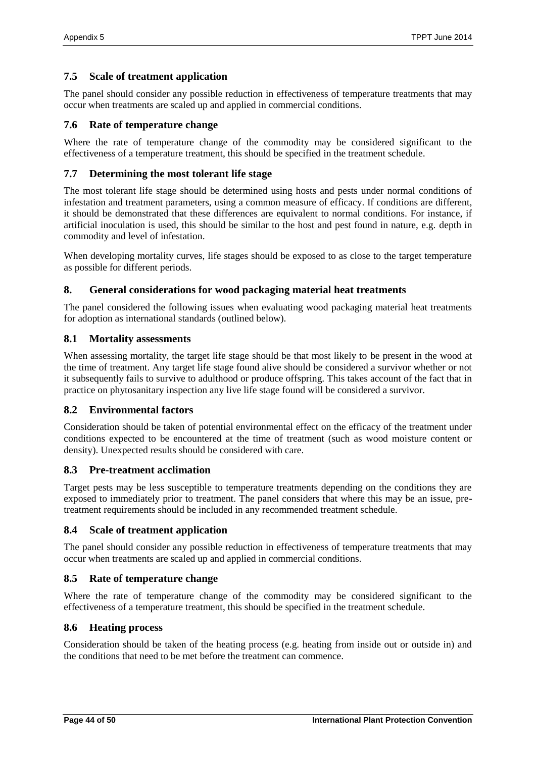### 7.5 Scale of treatment application

The panel should consider any possible reduction in effectiveness of temperature treatments that may occur when treatments are scaled up and applied in commercial conditions.

### 7.6 Rate of temperature change

Where the rate of temperature change of the commodity may be considered significant to the effectiveness of a temperature treatment, this should be specified in the treatment schedule.

### 7.7 Determining the most tolerant life stage

The most tolerant life stage should be determined using hosts and pests under normal conditions of infestation and treatment parameters, using a common measure of efficacy. If conditions are different, it should be demonstrated that these differences are equivalent to normal conditions. For instance, if artificial inoculation is used, this should be similar to the host and pest found in nature, e.g. depth in commodity and level of infestation.

When developing mortality curves, life stages should be exposed to as close to the target temperature as possible for different periods.

## 8. General considerations for wood packaging material heat treatments

The panel considered the following issues when evaluating wood packaging material heat treatments for adoption as international standards (outlined below).

### 8.1 Mortality assessments

When assessing mortality, the target life stage should be that most likely to be present in the wood at the time of treatment. Any target life stage found alive should be considered a survivor whether or not it subsequently fails to survive to adulthood or produce offspring. This takes account of the fact that in practice on phytosanitary inspection any live life stage found will be considered a survivor.

### 8.2 Environmental factors

Consideration should be taken of potential environmental effect on the efficacy of the treatment under conditions expected to be encountered at the time of treatment (such as wood moisture content or density). Unexpected results should be considered with care.

### 8.3 Pre-treatment acclimation

Target pests may be less susceptible to temperature treatments depending on the conditions they are exposed to immediately prior to treatment. The panel considers that where this may be an issue, pre-treatment requirements should be included in any recommended treatment schedule.

### 8.4 Scale of treatment application

The panel should consider any possible reduction in effectiveness of temperature treatments that may occur when treatments are scaled up and applied in commercial conditions.

### 8.5 Rate of temperature change

Where the rate of temperature change of the commodity may be considered significant to the effectiveness of a temperature treatment, this should be specified in the treatment schedule.

### 8.6 Heating process

Consideration should be taken of the heating process (e.g. heating from inside out or outside in) and the conditions that need to be met before the treatment can commence.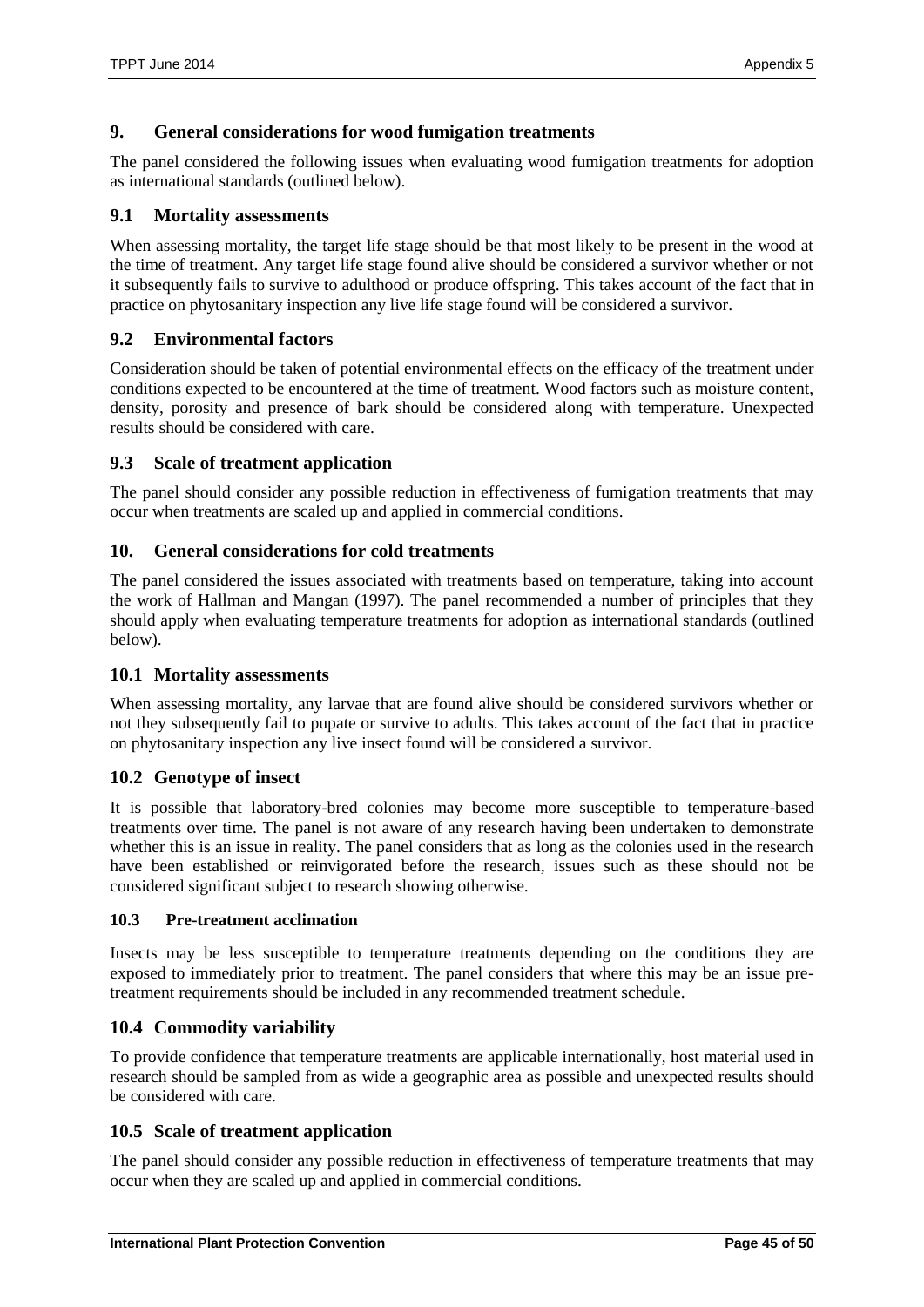## 9. General considerations for wood fumigation treatments

The panel considered the following issues when evaluating wood fumigation treatments for adoption as international standards (outlined below).

### 9.1 Mortality assessments

When assessing mortality, the target life stage should be that most likely to be present in the wood at the time of treatment. Any target life stage found alive should be considered a survivor whether or not it subsequently fails to survive to adulthood or produce offspring. This takes account of the fact that in practice on phytosanitary inspection any live life stage found will be considered a survivor.

### 9.2 Environmental factors

Consideration should be taken of potential environmental effects on the efficacy of the treatment under conditions expected to be encountered at the time of treatment. Wood factors such as moisture content, density, porosity and presence of bark should be considered along with temperature. Unexpected results should be considered with care.

### 9.3 Scale of treatment application

The panel should consider any possible reduction in effectiveness of fumigation treatments that may occur when treatments are scaled up and applied in commercial conditions.

## 10. General considerations for cold treatments

The panel considered the issues associated with treatments based on temperature, taking into account the work of Hallman and Mangan (1997). The panel recommended a number of principles that they should apply when evaluating temperature treatments for adoption as international standards (outlined below).

### 10.1 Mortality assessments

When assessing mortality, any larvae that are found alive should be considered survivors whether or not they subsequently fail to pupate or survive to adults. This takes account of the fact that in practice on phytosanitary inspection any live insect found will be considered a survivor.

### 10.2 Genotype of insect

It is possible that laboratory-bred colonies may become more susceptible to temperature-based treatments over time. The panel is not aware of any research having been undertaken to demonstrate whether this is an issue in reality. The panel considers that as long as the colonies used in the research have been established or reinvigorated before the research, issues such as these should not be considered significant subject to research showing otherwise.

### 10.3 Pre-treatment acclimation

Insects may be less susceptible to temperature treatments depending on the conditions they are exposed to immediately prior to treatment. The panel considers that where this may be an issue pre-treatment requirements should be included in any recommended treatment schedule.

### 10.4 Commodity variability

To provide confidence that temperature treatments are applicable internationally, host material used in research should be sampled from as wide a geographic area as possible and unexpected results should be considered with care.

### 10.5 Scale of treatment application

The panel should consider any possible reduction in effectiveness of temperature treatments that may occur when they are scaled up and applied in commercial conditions.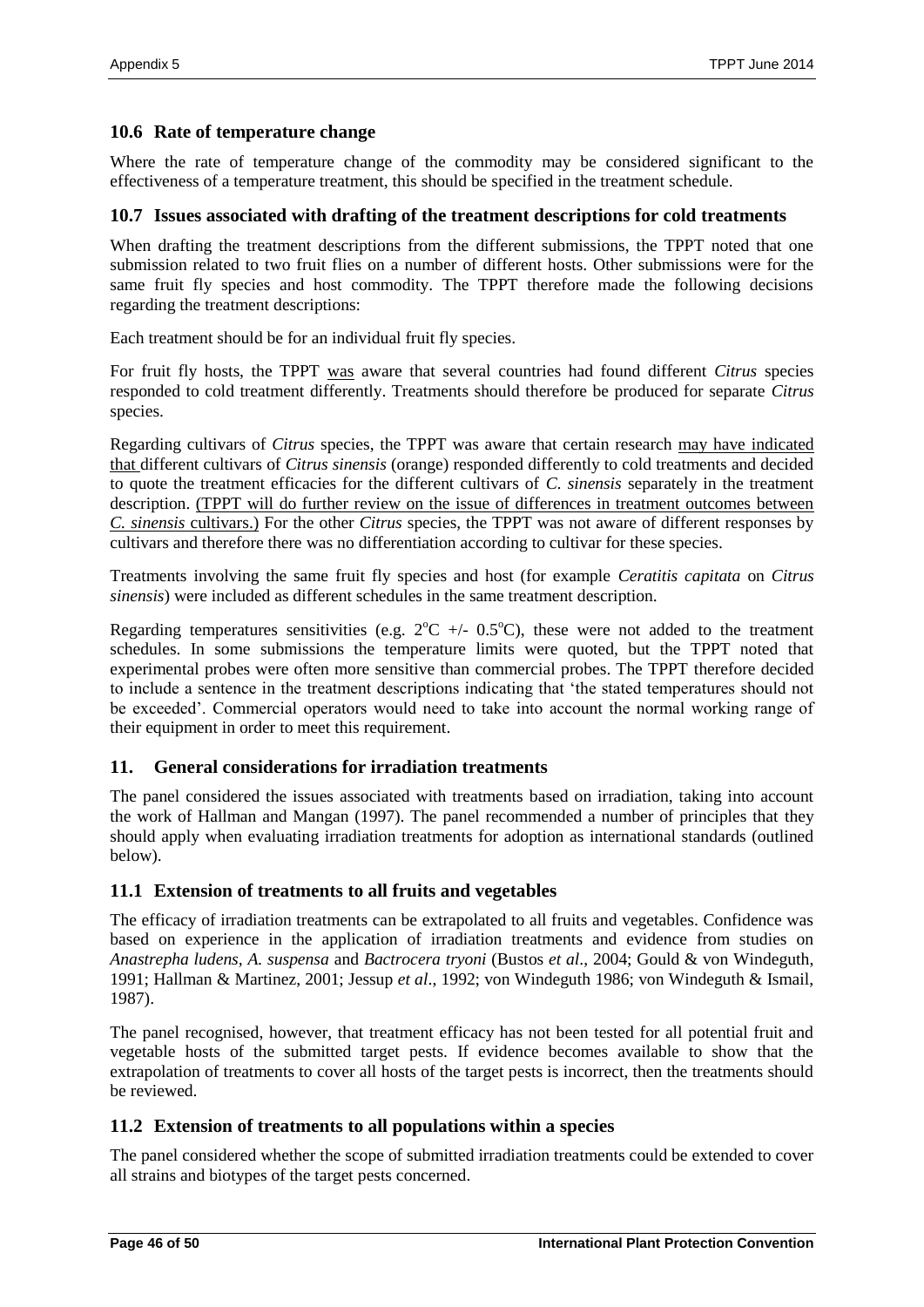## 10.6 Rate of temperature change

Where the rate of temperature change of the commodity may be considered significant to the effectiveness of a temperature treatment, this should be specified in the treatment schedule.

## 10.7 Issues associated with drafting of the treatment descriptions for cold treatments

When drafting the treatment descriptions from the different submissions, the TPPT noted that one submission related to two fruit flies on a number of different hosts. Other submissions were for the same fruit fly species and host commodity. The TPPT therefore made the following decisions regarding the treatment descriptions:

Each treatment should be for an individual fruit fly species.

For fruit fly hosts, the TPPT was aware that several countries had found different *Citrus* species responded to cold treatment differently. Treatments should therefore be produced for separate *Citrus* species.

Regarding cultivars of *Citrus* species, the TPPT was aware that certain research may have indicated that different cultivars of *Citrus sinensis* (orange) responded differently to cold treatments and decided to quote the treatment efficacies for the different cultivars of *C. sinensis* separately in the treatment description. (TPPT will do further review on the issue of differences in treatment outcomes between *C. sinensis* cultivars.) For the other *Citrus* species, the TPPT was not aware of different responses by cultivars and therefore there was no differentiation according to cultivar for these species.

Treatments involving the same fruit fly species and host (for example *Ceratitis capitata* on *Citrus sinensis*) were included as different schedules in the same treatment description.

Regarding temperatures sensitivities (e.g. 2°C +/- 0.5°C), these were not added to the treatment schedules. In some submissions the temperature limits were quoted, but the TPPT noted that experimental probes were often more sensitive than commercial probes. The TPPT therefore decided to include a sentence in the treatment descriptions indicating that 'the stated temperatures should not be exceeded'. Commercial operators would need to take into account the normal working range of their equipment in order to meet this requirement.

## 11. General considerations for irradiation treatments

The panel considered the issues associated with treatments based on irradiation, taking into account the work of Hallman and Mangan (1997). The panel recommended a number of principles that they should apply when evaluating irradiation treatments for adoption as international standards (outlined below).

## 11.1 Extension of treatments to all fruits and vegetables

The efficacy of irradiation treatments can be extrapolated to all fruits and vegetables. Confidence was based on experience in the application of irradiation treatments and evidence from studies on *Anastrepha ludens*, *A. suspensa* and *Bactrocera tryoni* (Bustos *et al*., 2004; Gould & von Windeguth, 1991; Hallman & Martinez, 2001; Jessup *et al*., 1992; von Windeguth 1986; von Windeguth & Ismail, 1987).

The panel recognised, however, that treatment efficacy has not been tested for all potential fruit and vegetable hosts of the submitted target pests. If evidence becomes available to show that the extrapolation of treatments to cover all hosts of the target pests is incorrect, then the treatments should be reviewed.

## 11.2 Extension of treatments to all populations within a species

The panel considered whether the scope of submitted irradiation treatments could be extended to cover all strains and biotypes of the target pests concerned.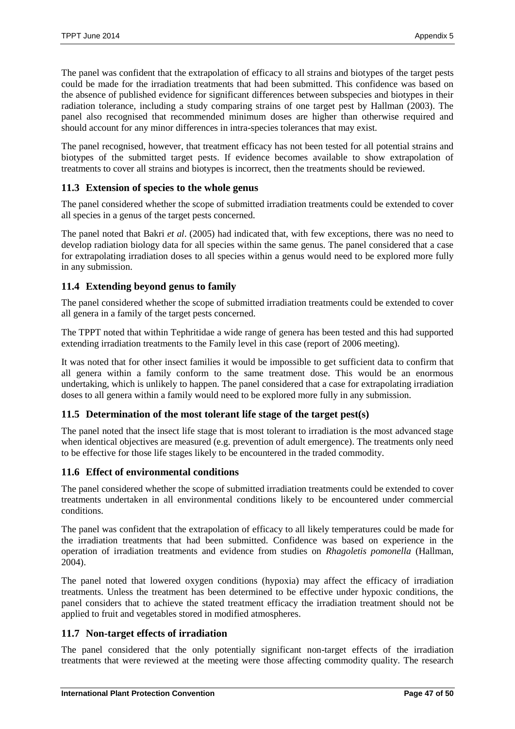The panel was confident that the extrapolation of efficacy to all strains and biotypes of the target pests could be made for the irradiation treatments that had been submitted. This confidence was based on the absence of published evidence for significant differences between subspecies and biotypes in their radiation tolerance, including a study comparing strains of one target pest by Hallman (2003). The panel also recognised that recommended minimum doses are higher than otherwise required and should account for any minor differences in intra-species tolerances that may exist.

The panel recognised, however, that treatment efficacy has not been tested for all potential strains and biotypes of the submitted target pests. If evidence becomes available to show extrapolation of treatments to cover all strains and biotypes is incorrect, then the treatments should be reviewed.

### 11.3 Extension of species to the whole genus

The panel considered whether the scope of submitted irradiation treatments could be extended to cover all species in a genus of the target pests concerned.

The panel noted that Bakri *et al*. (2005) had indicated that, with few exceptions, there was no need to develop radiation biology data for all species within the same genus. The panel considered that a case for extrapolating irradiation doses to all species within a genus would need to be explored more fully in any submission.

### 11.4 Extending beyond genus to family

The panel considered whether the scope of submitted irradiation treatments could be extended to cover all genera in a family of the target pests concerned.

The TPPT noted that within Tephritidae a wide range of genera has been tested and this had supported extending irradiation treatments to the Family level in this case (report of 2006 meeting).

It was noted that for other insect families it would be impossible to get sufficient data to confirm that all genera within a family conform to the same treatment dose. This would be an enormous undertaking, which is unlikely to happen. The panel considered that a case for extrapolating irradiation doses to all genera within a family would need to be explored more fully in any submission.

### 11.5 Determination of the most tolerant life stage of the target pest(s)

The panel noted that the insect life stage that is most tolerant to irradiation is the most advanced stage when identical objectives are measured (e.g. prevention of adult emergence). The treatments only need to be effective for those life stages likely to be encountered in the traded commodity.

### 11.6 Effect of environmental conditions

The panel considered whether the scope of submitted irradiation treatments could be extended to cover treatments undertaken in all environmental conditions likely to be encountered under commercial conditions.

The panel was confident that the extrapolation of efficacy to all likely temperatures could be made for the irradiation treatments that had been submitted. Confidence was based on experience in the operation of irradiation treatments and evidence from studies on *Rhagoletis pomonella* (Hallman, 2004).

The panel noted that lowered oxygen conditions (hypoxia) may affect the efficacy of irradiation treatments. Unless the treatment has been determined to be effective under hypoxic conditions, the panel considers that to achieve the stated treatment efficacy the irradiation treatment should not be applied to fruit and vegetables stored in modified atmospheres.

### 11.7 Non-target effects of irradiation

The panel considered that the only potentially significant non-target effects of the irradiation treatments that were reviewed at the meeting were those affecting commodity quality. The research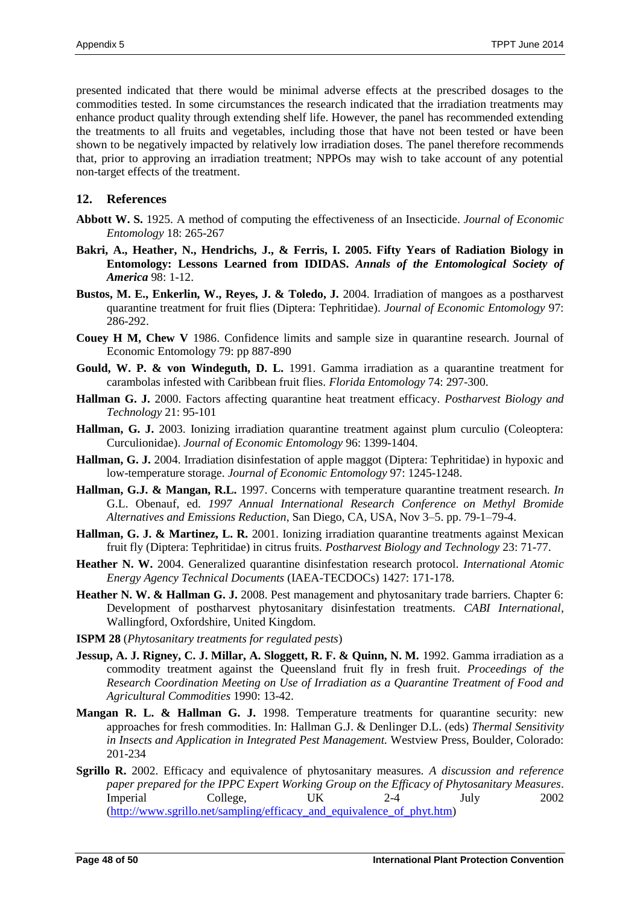presented indicated that there would be minimal adverse effects at the prescribed dosages to the commodities tested. In some circumstances the research indicated that the irradiation treatments may enhance product quality through extending shelf life. However, the panel has recommended extending the treatments to all fruits and vegetables, including those that have not been tested or have been shown to be negatively impacted by relatively low irradiation doses. The panel therefore recommends that, prior to approving an irradiation treatment; NPPOs may wish to take account of any potential non-target effects of the treatment.

## 12. References

**Abbott W. S.** 1925. A method of computing the effectiveness of an Insecticide. *Journal of Economic Entomology* 18: 265-267

**Bakri, A., Heather, N., Hendrichs, J., & Ferris, I. 2005. Fifty Years of Radiation Biology in Entomology: Lessons Learned from IDIDAS.** ***Annals of the Entomological Society of America*** **98: 1-12.**

**Bustos, M. E., Enkerlin, W., Reyes, J. & Toledo, J.** 2004. Irradiation of mangoes as a postharvest quarantine treatment for fruit flies (Diptera: Tephritidae). *Journal of Economic Entomology* 97: 286-292.

**Couey H M, Chew V** 1986. Confidence limits and sample size in quarantine research. Journal of Economic Entomology 79: pp 887-890

**Gould, W. P. & von Windeguth, D. L.** 1991. Gamma irradiation as a quarantine treatment for carambolas infested with Caribbean fruit flies. *Florida Entomology* 74: 297-300.

**Hallman G. J.** 2000. Factors affecting quarantine heat treatment efficacy. *Postharvest Biology and Technology* 21: 95-101

**Hallman, G. J.** 2003. Ionizing irradiation quarantine treatment against plum curculio (Coleoptera: Curculionidae). *Journal of Economic Entomology* 96: 1399-1404.

**Hallman, G. J.** 2004. Irradiation disinfestation of apple maggot (Diptera: Tephritidae) in hypoxic and low-temperature storage. *Journal of Economic Entomology* 97: 1245-1248.

**Hallman, G.J. & Mangan, R.L.** 1997. Concerns with temperature quarantine treatment research. *In* G.L. Obenauf, ed. *1997 Annual International Research Conference on Methyl Bromide Alternatives and Emissions Reduction*, San Diego, CA, USA, Nov 3–5. pp. 79-1–79-4.

**Hallman, G. J. & Martinez, L. R.** 2001. Ionizing irradiation quarantine treatments against Mexican fruit fly (Diptera: Tephritidae) in citrus fruits. *Postharvest Biology and Technology* 23: 71-77.

**Heather N. W.** 2004. Generalized quarantine disinfestation research protocol. *International Atomic Energy Agency Technical Documents* (IAEA-TECDOCs) 1427: 171-178.

**Heather N. W. & Hallman G. J.** 2008. Pest management and phytosanitary trade barriers. Chapter 6: Development of postharvest phytosanitary disinfestation treatments. *CABI International*, Wallingford, Oxfordshire, United Kingdom.

**ISPM 28** (*Phytosanitary treatments for regulated pests*)

**Jessup, A. J. Rigney, C. J. Millar, A. Sloggett, R. F. & Quinn, N. M.** 1992. Gamma irradiation as a commodity treatment against the Queensland fruit fly in fresh fruit. *Proceedings of the Research Coordination Meeting on Use of Irradiation as a Quarantine Treatment of Food and Agricultural Commodities* 1990: 13-42.

**Mangan R. L. & Hallman G. J.** 1998. Temperature treatments for quarantine security: new approaches for fresh commodities. In: Hallman G.J. & Denlinger D.L. (eds) *Thermal Sensitivity in Insects and Application in Integrated Pest Management.* Westview Press, Boulder, Colorado: 201-234

**Sgrillo R.** 2002. Efficacy and equivalence of phytosanitary measures. *A discussion and reference paper prepared for the IPPC Expert Working Group on the Efficacy of Phytosanitary Measures*. Imperial College, UK 2-4 July 2002 (http://www.sgrillo.net/sampling/efficacy_and_equivalence_of_phyt.htm)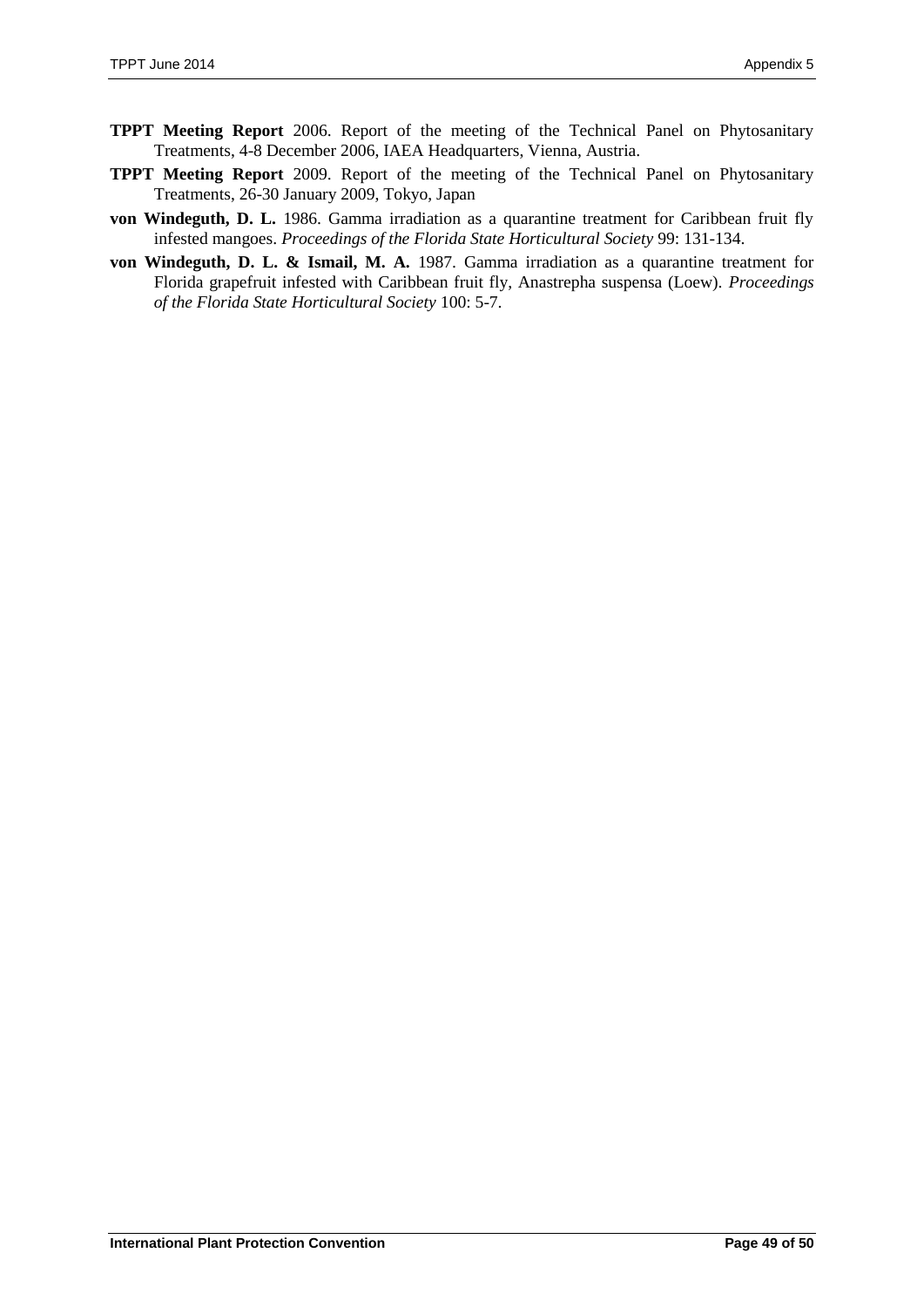**TPPT Meeting Report** 2006. Report of the meeting of the Technical Panel on Phytosanitary Treatments, 4-8 December 2006, IAEA Headquarters, Vienna, Austria.

**TPPT Meeting Report** 2009. Report of the meeting of the Technical Panel on Phytosanitary Treatments, 26-30 January 2009, Tokyo, Japan

**von Windeguth, D. L.** 1986. Gamma irradiation as a quarantine treatment for Caribbean fruit fly infested mangoes. *Proceedings of the Florida State Horticultural Society* 99: 131-134.

**von Windeguth, D. L. & Ismail, M. A.** 1987. Gamma irradiation as a quarantine treatment for Florida grapefruit infested with Caribbean fruit fly, Anastrepha suspensa (Loew). *Proceedings of the Florida State Horticultural Society* 100: 5-7.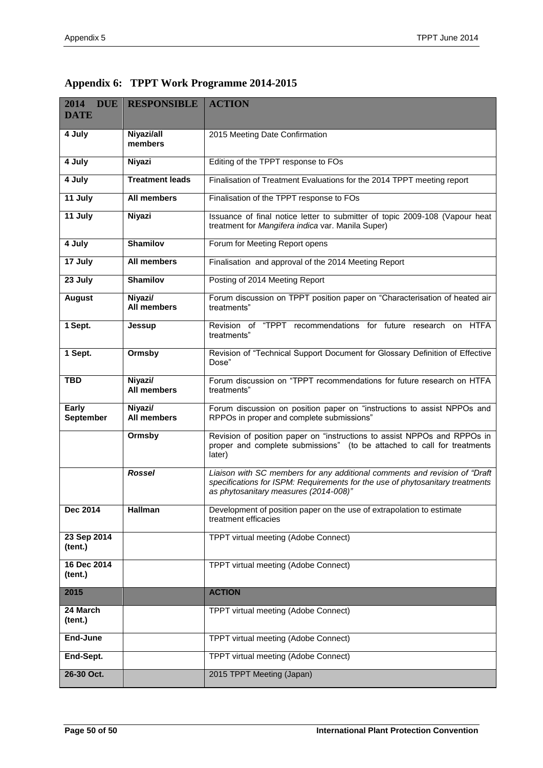## Appendix 6: TPPT Work Programme 2014-2015

| 2014 DUE DATE | RESPONSIBLE | ACTION |
|---|---|---|
| **4 July** | **Niyazi/all members** | 2015 Meeting Date Confirmation |
| **4 July** | **Niyazi** | Editing of the TPPT response to FOs |
| **4 July** | **Treatment leads** | Finalisation of Treatment Evaluations for the 2014 TPPT meeting report |
| **11 July** | **All members** | Finalisation of the TPPT response to FOs |
| **11 July** | **Niyazi** | Issuance of final notice letter to submitter of topic 2009-108 (Vapour heat treatment for *Mangifera indica* var. Manila Super) |
| **4 July** | **Shamilov** | Forum for Meeting Report opens |
| **17 July** | **All members** | Finalisation and approval of the 2014 Meeting Report |
| **23 July** | **Shamilov** | Posting of 2014 Meeting Report |
| **August** | **Niyazi/ All members** | Forum discussion on TPPT position paper on "Characterisation of heated air treatments" |
| **1 Sept.** | **Jessup** | Revision of "TPPT recommendations for future research on HTFA treatments" |
| **1 Sept.** | **Ormsby** | Revision of "Technical Support Document for Glossary Definition of Effective Dose" |
| **TBD** | **Niyazi/ All members** | Forum discussion on "TPPT recommendations for future research on HTFA treatments" |
| **Early September** | **Niyazi/ All members** | Forum discussion on position paper on "instructions to assist NPPOs and RPPOs in proper and complete submissions" |
| | **Ormsby** | Revision of position paper on "instructions to assist NPPOs and RPPOs in proper and complete submissions" (to be attached to call for treatments later) |
| | ***Rossel*** | *Liaison with SC members for any additional comments and revision of "Draft specifications for ISPM: Requirements for the use of phytosanitary treatments as phytosanitary measures (2014-008)"* |
| **Dec 2014** | **Hallman** | Development of position paper on the use of extrapolation to estimate treatment efficacies |
| **23 Sep 2014 (tent.)** | | TPPT virtual meeting (Adobe Connect) |
| **16 Dec 2014 (tent.)** | | TPPT virtual meeting (Adobe Connect) |
| **2015** | | **ACTION** |
| **24 March (tent.)** | | TPPT virtual meeting (Adobe Connect) |
| **End-June** | | TPPT virtual meeting (Adobe Connect) |
| **End-Sept.** | | TPPT virtual meeting (Adobe Connect) |
| **26-30 Oct.** | | 2015 TPPT Meeting (Japan) |